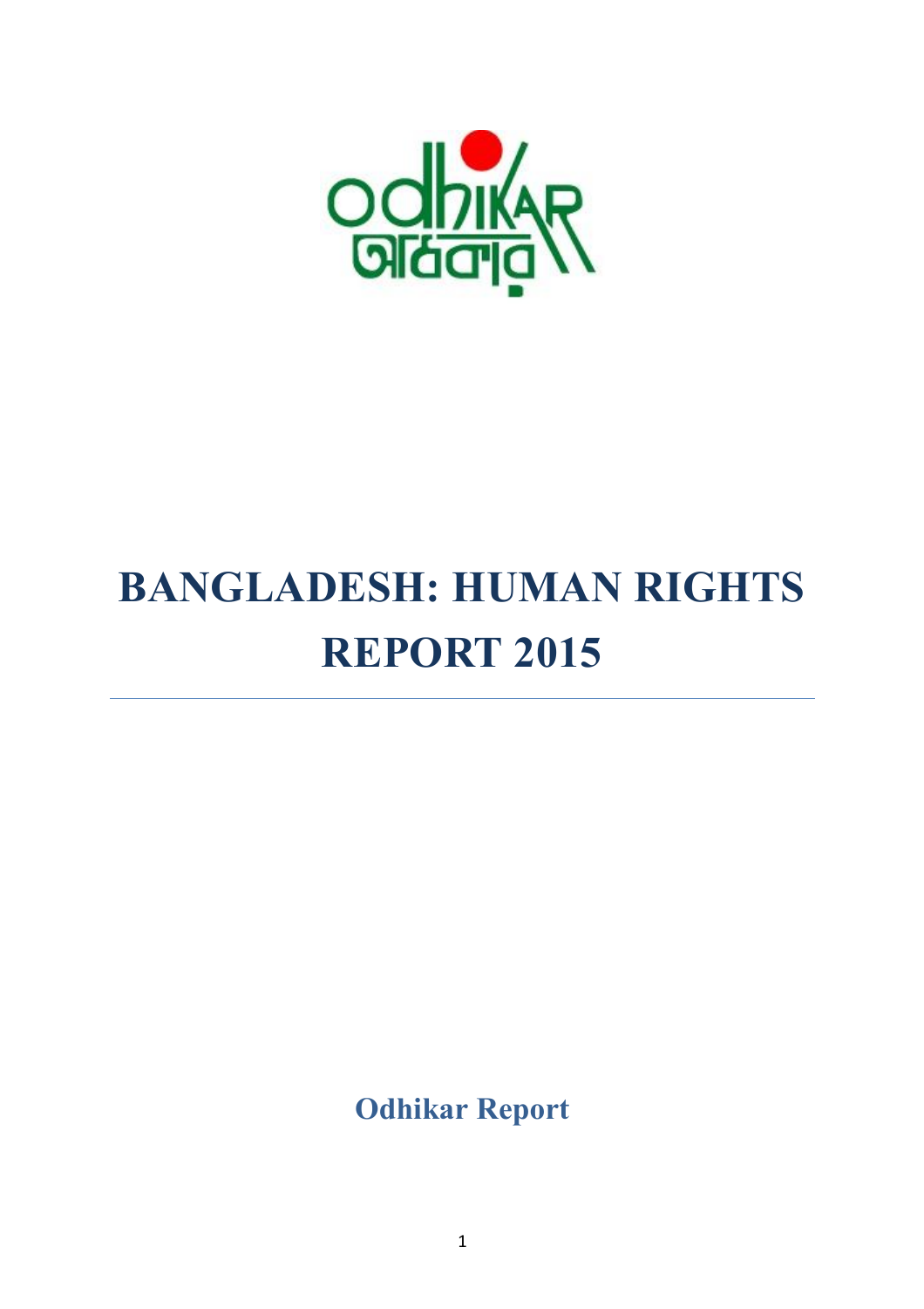# BANGLADESH: HUMAN RIGHTS REPORT 2015

**Odhikar Report**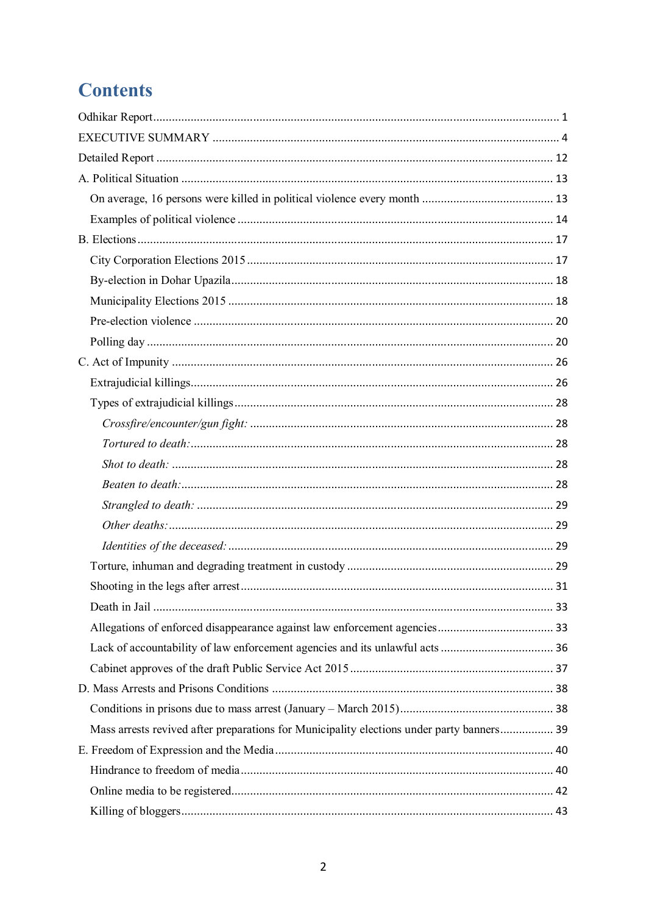# Contents

Odhikar Report ... 1

EXECUTIVE SUMMARY ... 4

Detailed Report ... 12

A. Political Situation ... 13

- On average, 16 persons were killed in political violence every month ... 13
- Examples of political violence ... 14

B. Elections ... 17

- City Corporation Elections 2015 ... 17
- By-election in Dohar Upazila ... 18
- Municipality Elections 2015 ... 18
- Pre-election violence ... 20
- Polling day ... 20

C. Act of Impunity ... 26

- Extrajudicial killings ... 26
- Types of extrajudicial killings ... 28
  - *Crossfire/encounter/gun fight:* ... 28
  - *Tortured to death:* ... 28
  - *Shot to death:* ... 28
  - *Beaten to death:* ... 28
  - *Strangled to death:* ... 29
  - *Other deaths:* ... 29
  - *Identities of the deceased:* ... 29
- Torture, inhuman and degrading treatment in custody ... 29
- Shooting in the legs after arrest ... 31
- Death in Jail ... 33
- Allegations of enforced disappearance against law enforcement agencies ... 33
- Lack of accountability of law enforcement agencies and its unlawful acts ... 36
- Cabinet approves of the draft Public Service Act 2015 ... 37

D. Mass Arrests and Prisons Conditions ... 38

- Conditions in prisons due to mass arrest (January – March 2015) ... 38
- Mass arrests revived after preparations for Municipality elections under party banners ... 39

E. Freedom of Expression and the Media ... 40

- Hindrance to freedom of media ... 40
- Online media to be registered ... 42
- Killing of bloggers ... 43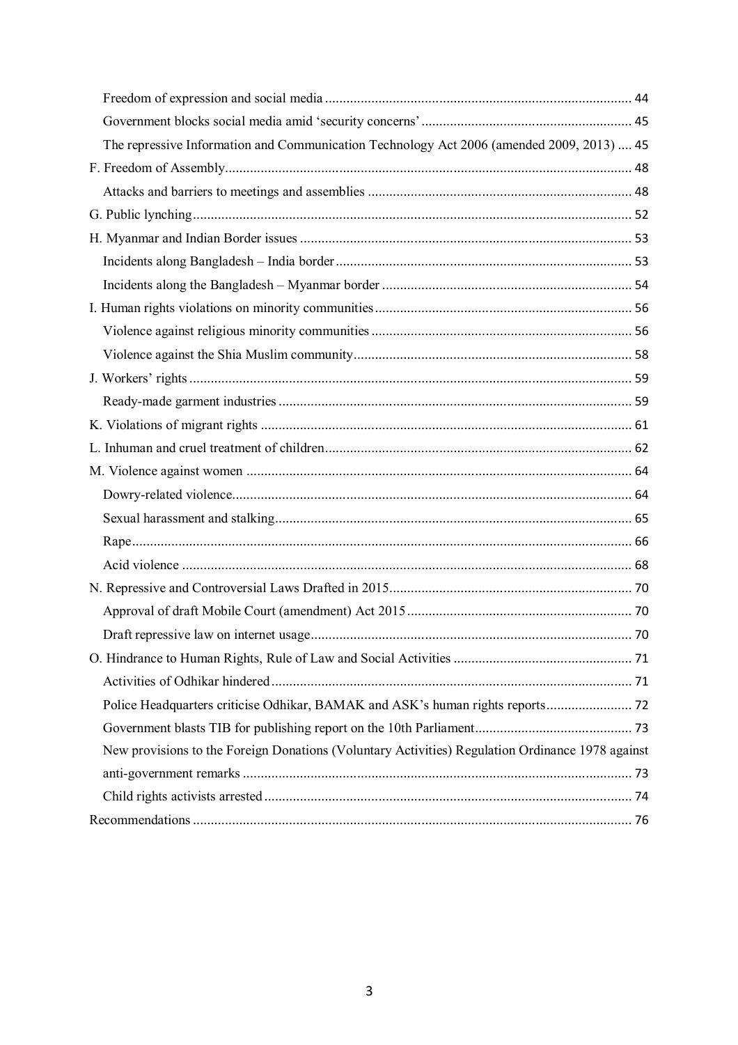- Freedom of expression and social media ..... 44
- Government blocks social media amid 'security concerns' ..... 45
- The repressive Information and Communication Technology Act 2006 (amended 2009, 2013) ..... 45

F. Freedom of Assembly ..... 48

- Attacks and barriers to meetings and assemblies ..... 48

G. Public lynching ..... 52

H. Myanmar and Indian Border issues ..... 53

- Incidents along Bangladesh – India border ..... 53
- Incidents along the Bangladesh – Myanmar border ..... 54

I. Human rights violations on minority communities ..... 56

- Violence against religious minority communities ..... 56
- Violence against the Shia Muslim community ..... 58

J. Workers' rights ..... 59

- Ready-made garment industries ..... 59

K. Violations of migrant rights ..... 61

L. Inhuman and cruel treatment of children ..... 62

M. Violence against women ..... 64

- Dowry-related violence ..... 64
- Sexual harassment and stalking ..... 65
- Rape ..... 66
- Acid violence ..... 68

N. Repressive and Controversial Laws Drafted in 2015 ..... 70

- Approval of draft Mobile Court (amendment) Act 2015 ..... 70
- Draft repressive law on internet usage ..... 70

O. Hindrance to Human Rights, Rule of Law and Social Activities ..... 71

- Activities of Odhikar hindered ..... 71
- Police Headquarters criticise Odhikar, BAMAK and ASK's human rights reports ..... 72
- Government blasts TIB for publishing report on the 10th Parliament ..... 73
- New provisions to the Foreign Donations (Voluntary Activities) Regulation Ordinance 1978 against anti-government remarks ..... 73
- Child rights activists arrested ..... 74

Recommendations ..... 76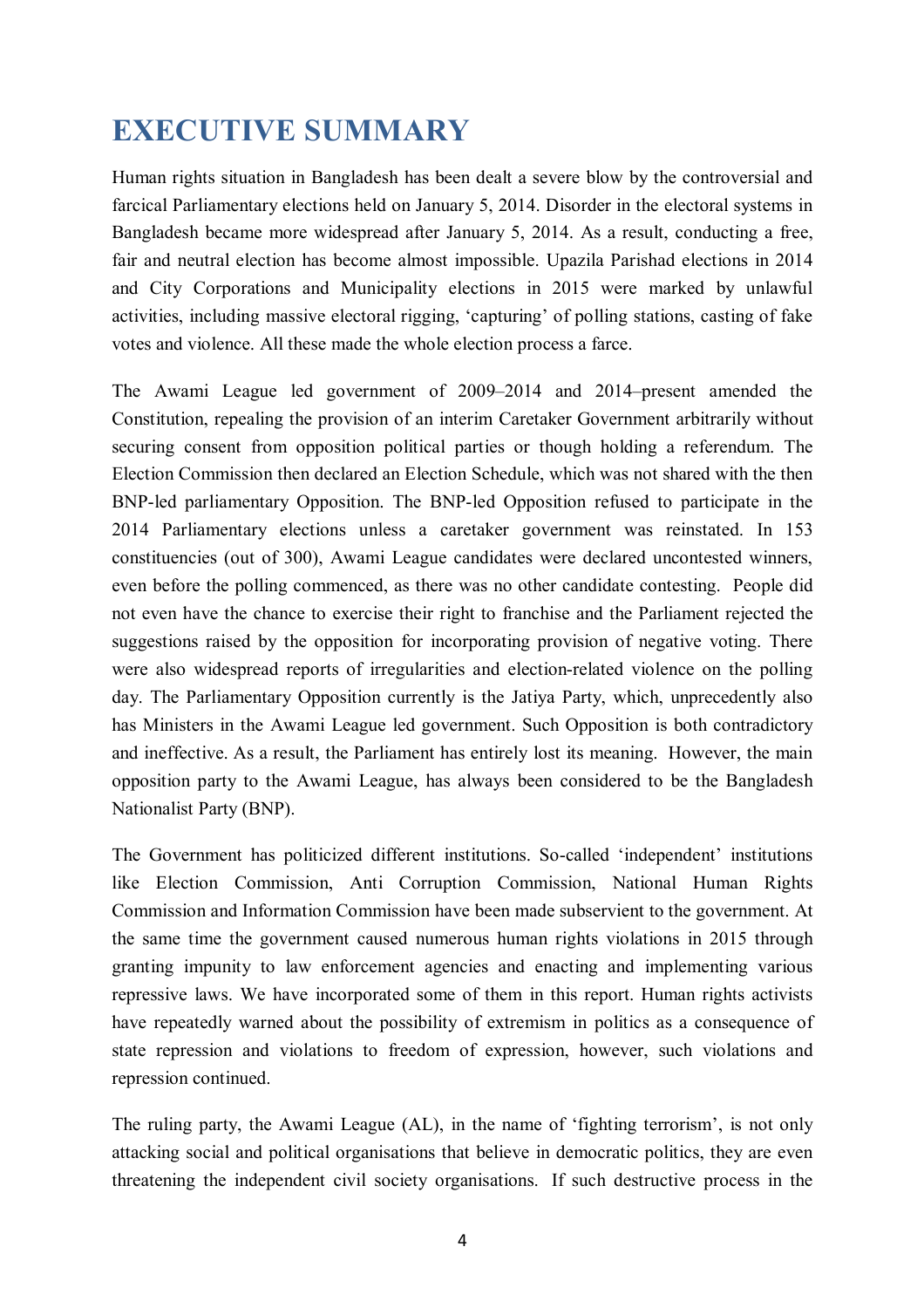# EXECUTIVE SUMMARY

Human rights situation in Bangladesh has been dealt a severe blow by the controversial and farcical Parliamentary elections held on January 5, 2014. Disorder in the electoral systems in Bangladesh became more widespread after January 5, 2014. As a result, conducting a free, fair and neutral election has become almost impossible. Upazila Parishad elections in 2014 and City Corporations and Municipality elections in 2015 were marked by unlawful activities, including massive electoral rigging, 'capturing' of polling stations, casting of fake votes and violence. All these made the whole election process a farce.

The Awami League led government of 2009–2014 and 2014–present amended the Constitution, repealing the provision of an interim Caretaker Government arbitrarily without securing consent from opposition political parties or though holding a referendum. The Election Commission then declared an Election Schedule, which was not shared with the then BNP-led parliamentary Opposition. The BNP-led Opposition refused to participate in the 2014 Parliamentary elections unless a caretaker government was reinstated. In 153 constituencies (out of 300), Awami League candidates were declared uncontested winners, even before the polling commenced, as there was no other candidate contesting. People did not even have the chance to exercise their right to franchise and the Parliament rejected the suggestions raised by the opposition for incorporating provision of negative voting. There were also widespread reports of irregularities and election-related violence on the polling day. The Parliamentary Opposition currently is the Jatiya Party, which, unprecedently also has Ministers in the Awami League led government. Such Opposition is both contradictory and ineffective. As a result, the Parliament has entirely lost its meaning. However, the main opposition party to the Awami League, has always been considered to be the Bangladesh Nationalist Party (BNP).

The Government has politicized different institutions. So-called 'independent' institutions like Election Commission, Anti Corruption Commission, National Human Rights Commission and Information Commission have been made subservient to the government. At the same time the government caused numerous human rights violations in 2015 through granting impunity to law enforcement agencies and enacting and implementing various repressive laws. We have incorporated some of them in this report. Human rights activists have repeatedly warned about the possibility of extremism in politics as a consequence of state repression and violations to freedom of expression, however, such violations and repression continued.

The ruling party, the Awami League (AL), in the name of 'fighting terrorism', is not only attacking social and political organisations that believe in democratic politics, they are even threatening the independent civil society organisations. If such destructive process in the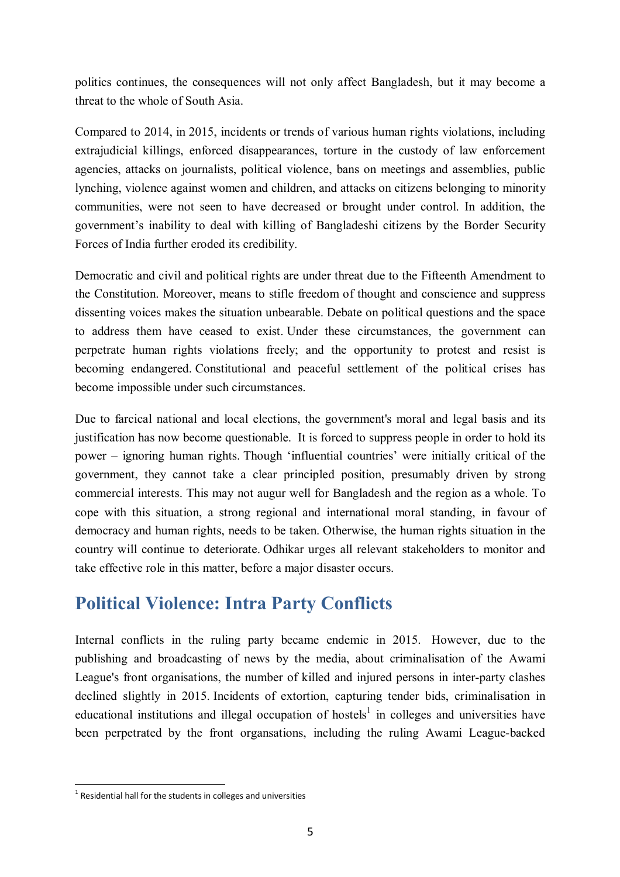politics continues, the consequences will not only affect Bangladesh, but it may become a threat to the whole of South Asia.

Compared to 2014, in 2015, incidents or trends of various human rights violations, including extrajudicial killings, enforced disappearances, torture in the custody of law enforcement agencies, attacks on journalists, political violence, bans on meetings and assemblies, public lynching, violence against women and children, and attacks on citizens belonging to minority communities, were not seen to have decreased or brought under control. In addition, the government's inability to deal with killing of Bangladeshi citizens by the Border Security Forces of India further eroded its credibility.

Democratic and civil and political rights are under threat due to the Fifteenth Amendment to the Constitution. Moreover, means to stifle freedom of thought and conscience and suppress dissenting voices makes the situation unbearable. Debate on political questions and the space to address them have ceased to exist. Under these circumstances, the government can perpetrate human rights violations freely; and the opportunity to protest and resist is becoming endangered. Constitutional and peaceful settlement of the political crises has become impossible under such circumstances.

Due to farcical national and local elections, the government's moral and legal basis and its justification has now become questionable. It is forced to suppress people in order to hold its power – ignoring human rights. Though 'influential countries' were initially critical of the government, they cannot take a clear principled position, presumably driven by strong commercial interests. This may not augur well for Bangladesh and the region as a whole. To cope with this situation, a strong regional and international moral standing, in favour of democracy and human rights, needs to be taken. Otherwise, the human rights situation in the country will continue to deteriorate. Odhikar urges all relevant stakeholders to monitor and take effective role in this matter, before a major disaster occurs.

## Political Violence: Intra Party Conflicts

Internal conflicts in the ruling party became endemic in 2015. However, due to the publishing and broadcasting of news by the media, about criminalisation of the Awami League's front organisations, the number of killed and injured persons in inter-party clashes declined slightly in 2015. Incidents of extortion, capturing tender bids, criminalisation in educational institutions and illegal occupation of hostels[1] in colleges and universities have been perpetrated by the front organsations, including the ruling Awami League-backed

[1] Residential hall for the students in colleges and universities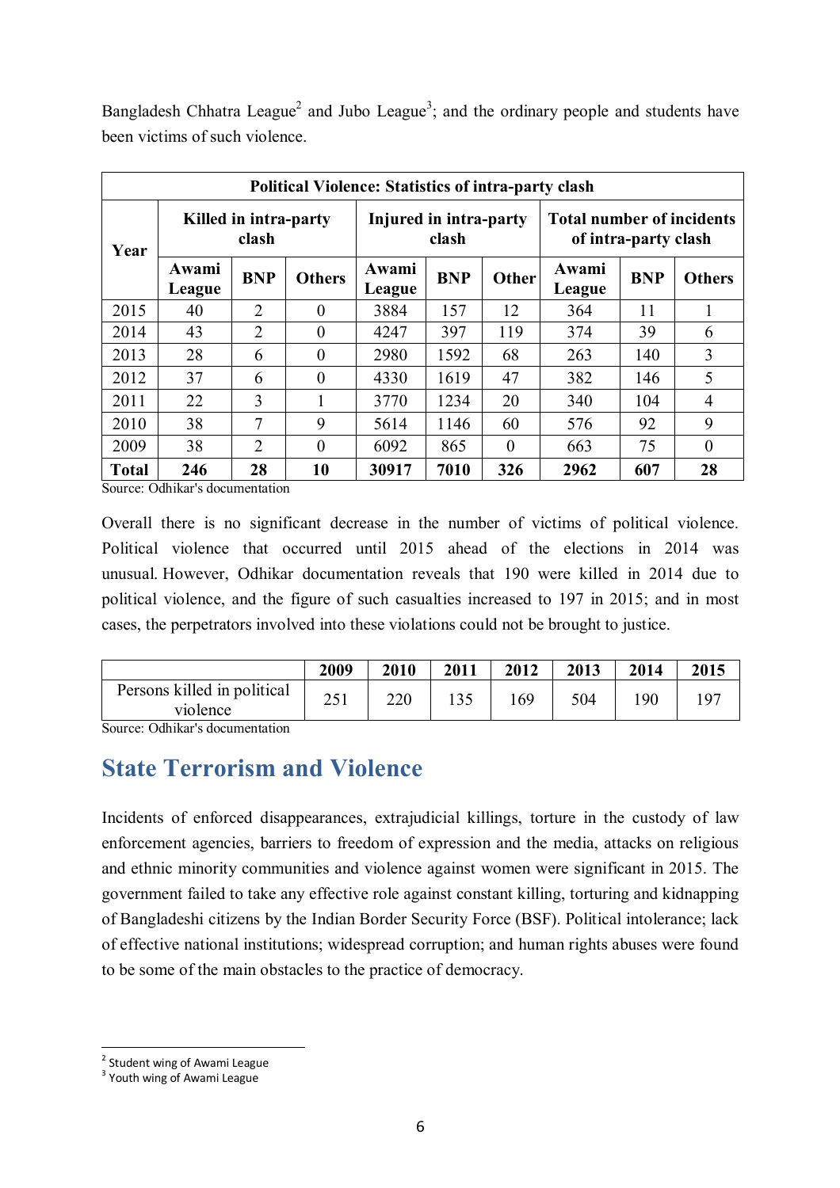Bangladesh Chhatra League[2] and Jubo League[3]; and the ordinary people and students have been victims of such violence.

| Political Violence: Statistics of intra-party clash | | | | | | | | | |
|---|---|---|---|---|---|---|---|---|---|
| Year | Killed in intra-party clash | | | Injured in intra-party clash | | | Total number of incidents of intra-party clash | | |
| | Awami League | BNP | Others | Awami League | BNP | Other | Awami League | BNP | Others |
| 2015 | 40 | 2 | 0 | 3884 | 157 | 12 | 364 | 11 | 1 |
| 2014 | 43 | 2 | 0 | 4247 | 397 | 119 | 374 | 39 | 6 |
| 2013 | 28 | 6 | 0 | 2980 | 1592 | 68 | 263 | 140 | 3 |
| 2012 | 37 | 6 | 0 | 4330 | 1619 | 47 | 382 | 146 | 5 |
| 2011 | 22 | 3 | 1 | 3770 | 1234 | 20 | 340 | 104 | 4 |
| 2010 | 38 | 7 | 9 | 5614 | 1146 | 60 | 576 | 92 | 9 |
| 2009 | 38 | 2 | 0 | 6092 | 865 | 0 | 663 | 75 | 0 |
| **Total** | **246** | **28** | **10** | **30917** | **7010** | **326** | **2962** | **607** | **28** |

Source: Odhikar's documentation

Overall there is no significant decrease in the number of victims of political violence. Political violence that occurred until 2015 ahead of the elections in 2014 was unusual. However, Odhikar documentation reveals that 190 were killed in 2014 due to political violence, and the figure of such casualties increased to 197 in 2015; and in most cases, the perpetrators involved into these violations could not be brought to justice.

| | 2009 | 2010 | 2011 | 2012 | 2013 | 2014 | 2015 |
|---|---|---|---|---|---|---|---|
| Persons killed in political violence | 251 | 220 | 135 | 169 | 504 | 190 | 197 |

Source: Odhikar's documentation

## State Terrorism and Violence

Incidents of enforced disappearances, extrajudicial killings, torture in the custody of law enforcement agencies, barriers to freedom of expression and the media, attacks on religious and ethnic minority communities and violence against women were significant in 2015. The government failed to take any effective role against constant killing, torturing and kidnapping of Bangladeshi citizens by the Indian Border Security Force (BSF). Political intolerance; lack of effective national institutions; widespread corruption; and human rights abuses were found to be some of the main obstacles to the practice of democracy.

[2] Student wing of Awami League
[3] Youth wing of Awami League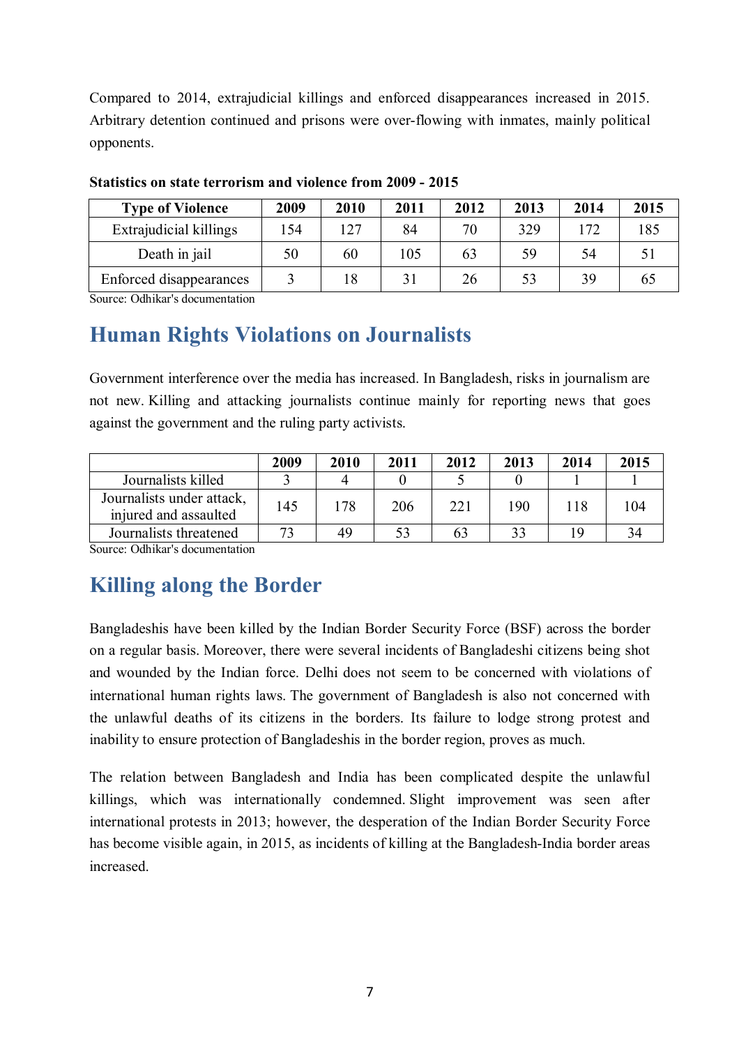Compared to 2014, extrajudicial killings and enforced disappearances increased in 2015. Arbitrary detention continued and prisons were over-flowing with inmates, mainly political opponents.

**Statistics on state terrorism and violence from 2009 - 2015**

| Type of Violence | 2009 | 2010 | 2011 | 2012 | 2013 | 2014 | 2015 |
|---|---|---|---|---|---|---|---|
| Extrajudicial killings | 154 | 127 | 84 | 70 | 329 | 172 | 185 |
| Death in jail | 50 | 60 | 105 | 63 | 59 | 54 | 51 |
| Enforced disappearances | 3 | 18 | 31 | 26 | 53 | 39 | 65 |

Source: Odhikar's documentation

## Human Rights Violations on Journalists

Government interference over the media has increased. In Bangladesh, risks in journalism are not new. Killing and attacking journalists continue mainly for reporting news that goes against the government and the ruling party activists.

| | 2009 | 2010 | 2011 | 2012 | 2013 | 2014 | 2015 |
|---|---|---|---|---|---|---|---|
| Journalists killed | 3 | 4 | 0 | 5 | 0 | 1 | 1 |
| Journalists under attack, injured and assaulted | 145 | 178 | 206 | 221 | 190 | 118 | 104 |
| Journalists threatened | 73 | 49 | 53 | 63 | 33 | 19 | 34 |

Source: Odhikar's documentation

## Killing along the Border

Bangladeshis have been killed by the Indian Border Security Force (BSF) across the border on a regular basis. Moreover, there were several incidents of Bangladeshi citizens being shot and wounded by the Indian force. Delhi does not seem to be concerned with violations of international human rights laws. The government of Bangladesh is also not concerned with the unlawful deaths of its citizens in the borders. Its failure to lodge strong protest and inability to ensure protection of Bangladeshis in the border region, proves as much.

The relation between Bangladesh and India has been complicated despite the unlawful killings, which was internationally condemned. Slight improvement was seen after international protests in 2013; however, the desperation of the Indian Border Security Force has become visible again, in 2015, as incidents of killing at the Bangladesh-India border areas increased.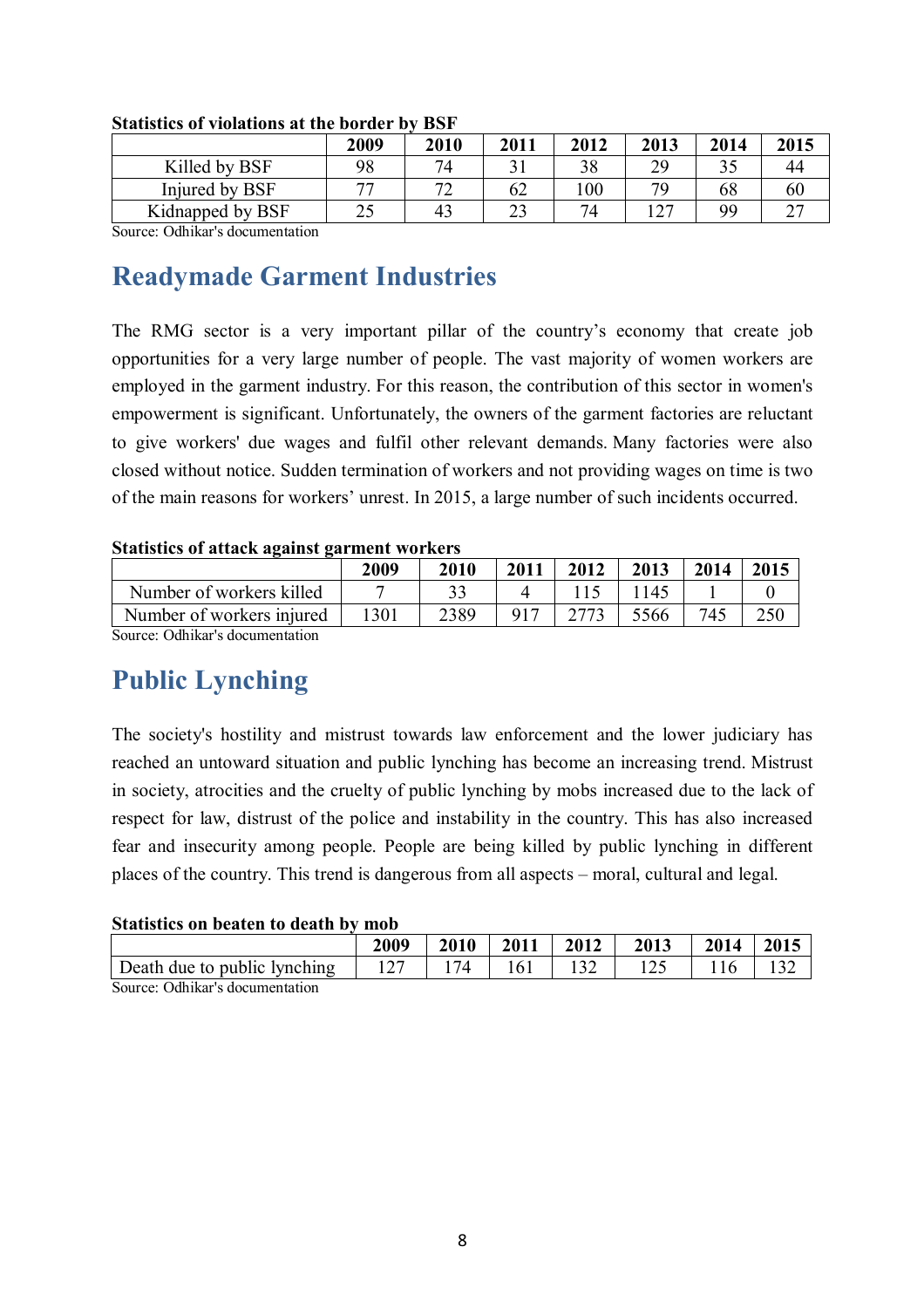**Statistics of violations at the border by BSF**

| | 2009 | 2010 | 2011 | 2012 | 2013 | 2014 | 2015 |
|---|---|---|---|---|---|---|---|
| Killed by BSF | 98 | 74 | 31 | 38 | 29 | 35 | 44 |
| Injured by BSF | 77 | 72 | 62 | 100 | 79 | 68 | 60 |
| Kidnapped by BSF | 25 | 43 | 23 | 74 | 127 | 99 | 27 |

Source: Odhikar's documentation

## Readymade Garment Industries

The RMG sector is a very important pillar of the country's economy that create job opportunities for a very large number of people. The vast majority of women workers are employed in the garment industry. For this reason, the contribution of this sector in women's empowerment is significant. Unfortunately, the owners of the garment factories are reluctant to give workers' due wages and fulfil other relevant demands. Many factories were also closed without notice. Sudden termination of workers and not providing wages on time is two of the main reasons for workers' unrest. In 2015, a large number of such incidents occurred.

**Statistics of attack against garment workers**

| | 2009 | 2010 | 2011 | 2012 | 2013 | 2014 | 2015 |
|---|---|---|---|---|---|---|---|
| Number of workers killed | 7 | 33 | 4 | 115 | 1145 | 1 | 0 |
| Number of workers injured | 1301 | 2389 | 917 | 2773 | 5566 | 745 | 250 |

Source: Odhikar's documentation

## Public Lynching

The society's hostility and mistrust towards law enforcement and the lower judiciary has reached an untoward situation and public lynching has become an increasing trend. Mistrust in society, atrocities and the cruelty of public lynching by mobs increased due to the lack of respect for law, distrust of the police and instability in the country. This has also increased fear and insecurity among people. People are being killed by public lynching in different places of the country. This trend is dangerous from all aspects – moral, cultural and legal.

**Statistics on beaten to death by mob**

| | 2009 | 2010 | 2011 | 2012 | 2013 | 2014 | 2015 |
|---|---|---|---|---|---|---|---|
| Death due to public lynching | 127 | 174 | 161 | 132 | 125 | 116 | 132 |

Source: Odhikar's documentation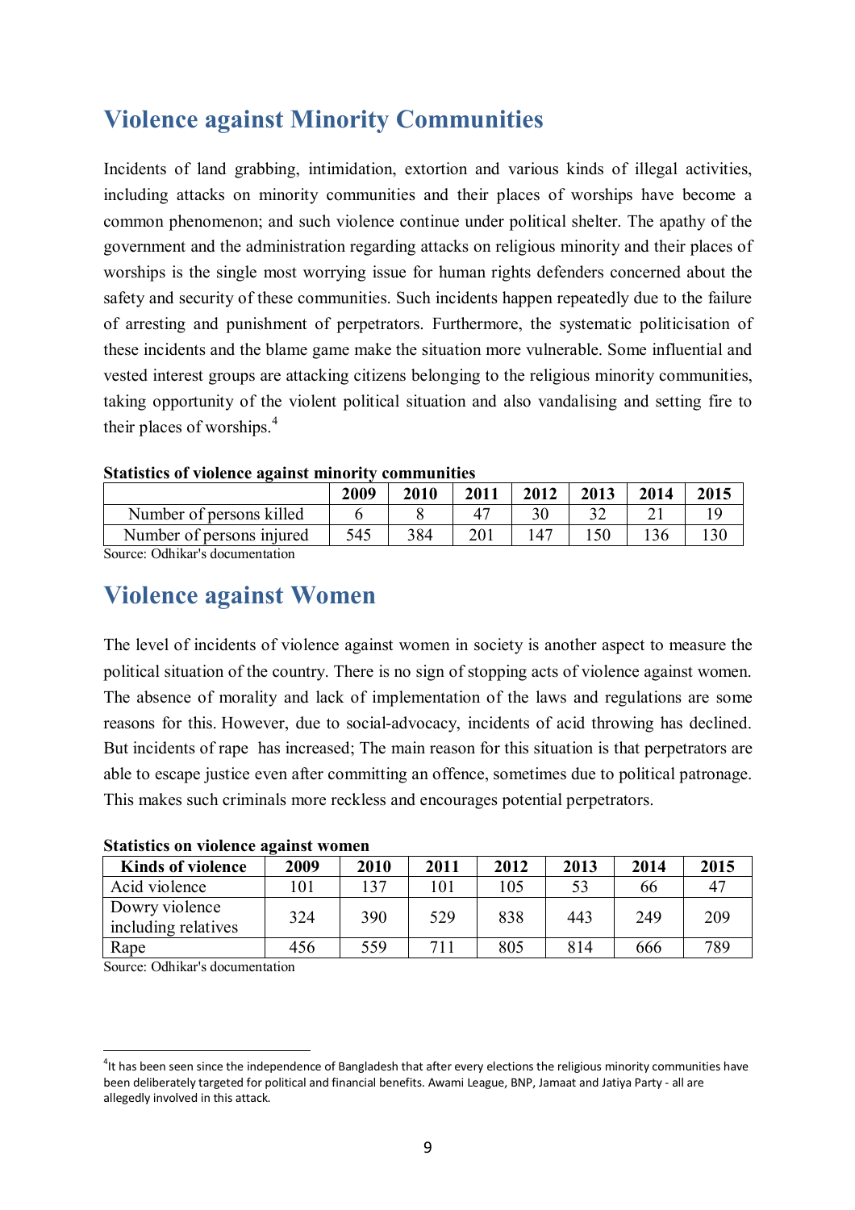## Violence against Minority Communities

Incidents of land grabbing, intimidation, extortion and various kinds of illegal activities, including attacks on minority communities and their places of worships have become a common phenomenon; and such violence continue under political shelter. The apathy of the government and the administration regarding attacks on religious minority and their places of worships is the single most worrying issue for human rights defenders concerned about the safety and security of these communities. Such incidents happen repeatedly due to the failure of arresting and punishment of perpetrators. Furthermore, the systematic politicisation of these incidents and the blame game make the situation more vulnerable. Some influential and vested interest groups are attacking citizens belonging to the religious minority communities, taking opportunity of the violent political situation and also vandalising and setting fire to their places of worships.[4]

**Statistics of violence against minority communities**

| | 2009 | 2010 | 2011 | 2012 | 2013 | 2014 | 2015 |
|---|---|---|---|---|---|---|---|
| Number of persons killed | 6 | 8 | 47 | 30 | 32 | 21 | 19 |
| Number of persons injured | 545 | 384 | 201 | 147 | 150 | 136 | 130 |

Source: Odhikar's documentation

## Violence against Women

The level of incidents of violence against women in society is another aspect to measure the political situation of the country. There is no sign of stopping acts of violence against women. The absence of morality and lack of implementation of the laws and regulations are some reasons for this. However, due to social-advocacy, incidents of acid throwing has declined. But incidents of rape has increased; The main reason for this situation is that perpetrators are able to escape justice even after committing an offence, sometimes due to political patronage. This makes such criminals more reckless and encourages potential perpetrators.

**Statistics on violence against women**

| Kinds of violence | 2009 | 2010 | 2011 | 2012 | 2013 | 2014 | 2015 |
|---|---|---|---|---|---|---|---|
| Acid violence | 101 | 137 | 101 | 105 | 53 | 66 | 47 |
| Dowry violence including relatives | 324 | 390 | 529 | 838 | 443 | 249 | 209 |
| Rape | 456 | 559 | 711 | 805 | 814 | 666 | 789 |

Source: Odhikar's documentation

[4] It has been seen since the independence of Bangladesh that after every elections the religious minority communities have been deliberately targeted for political and financial benefits. Awami League, BNP, Jamaat and Jatiya Party - all are allegedly involved in this attack.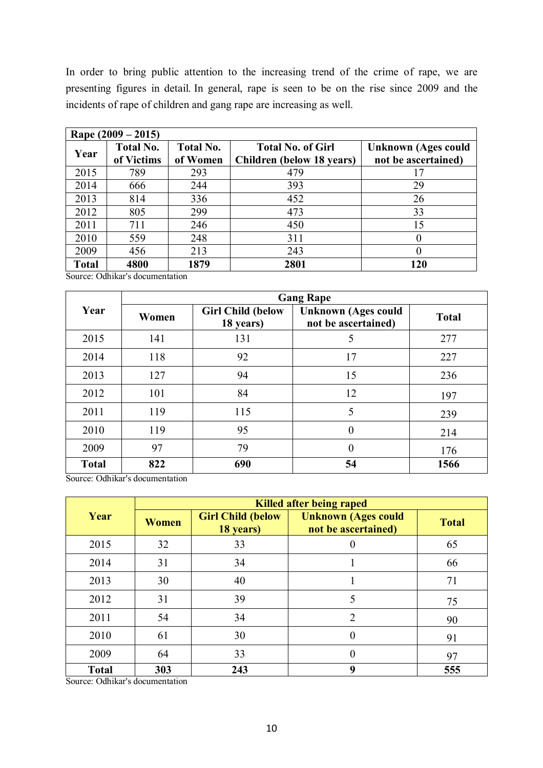In order to bring public attention to the increasing trend of the crime of rape, we are presenting figures in detail. In general, rape is seen to be on the rise since 2009 and the incidents of rape of children and gang rape are increasing as well.

| Rape (2009 – 2015) | | | | |
|---|---|---|---|---|
| **Year** | **Total No. of Victims** | **Total No. of Women** | **Total No. of Girl Children (below 18 years)** | **Unknown (Ages could not be ascertained)** |
| 2015 | 789 | 293 | 479 | 17 |
| 2014 | 666 | 244 | 393 | 29 |
| 2013 | 814 | 336 | 452 | 26 |
| 2012 | 805 | 299 | 473 | 33 |
| 2011 | 711 | 246 | 450 | 15 |
| 2010 | 559 | 248 | 311 | 0 |
| 2009 | 456 | 213 | 243 | 0 |
| **Total** | **4800** | **1879** | **2801** | **120** |

Source: Odhikar's documentation

| **Year** | **Gang Rape** | | | |
|---|---|---|---|---|
| | **Women** | **Girl Child (below 18 years)** | **Unknown (Ages could not be ascertained)** | **Total** |
| 2015 | 141 | 131 | 5 | 277 |
| 2014 | 118 | 92 | 17 | 227 |
| 2013 | 127 | 94 | 15 | 236 |
| 2012 | 101 | 84 | 12 | 197 |
| 2011 | 119 | 115 | 5 | 239 |
| 2010 | 119 | 95 | 0 | 214 |
| 2009 | 97 | 79 | 0 | 176 |
| **Total** | **822** | **690** | **54** | **1566** |

Source: Odhikar's documentation

| **Year** | **Killed after being raped** | | | |
|---|---|---|---|---|
| | **Women** | **Girl Child (below 18 years)** | **Unknown (Ages could not be ascertained)** | **Total** |
| 2015 | 32 | 33 | 0 | 65 |
| 2014 | 31 | 34 | 1 | 66 |
| 2013 | 30 | 40 | 1 | 71 |
| 2012 | 31 | 39 | 5 | 75 |
| 2011 | 54 | 34 | 2 | 90 |
| 2010 | 61 | 30 | 0 | 91 |
| 2009 | 64 | 33 | 0 | 97 |
| **Total** | **303** | **243** | **9** | **555** |

Source: Odhikar's documentation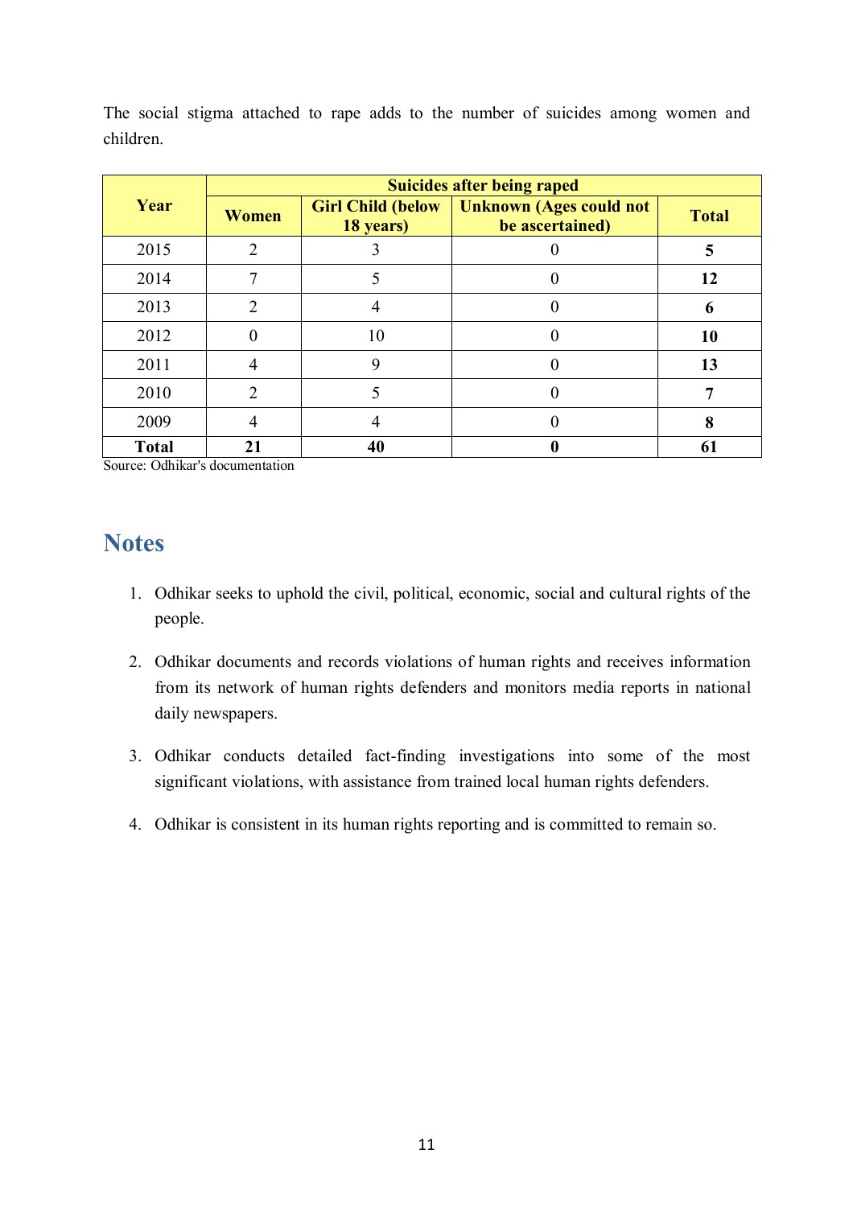The social stigma attached to rape adds to the number of suicides among women and children.

| Year | Suicides after being raped | | | |
|---|---|---|---|---|
| | Women | Girl Child (below 18 years) | Unknown (Ages could not be ascertained) | Total |
| 2015 | 2 | 3 | 0 | **5** |
| 2014 | 7 | 5 | 0 | **12** |
| 2013 | 2 | 4 | 0 | **6** |
| 2012 | 0 | 10 | 0 | **10** |
| 2011 | 4 | 9 | 0 | **13** |
| 2010 | 2 | 5 | 0 | **7** |
| 2009 | 4 | 4 | 0 | **8** |
| **Total** | **21** | **40** | **0** | **61** |

Source: Odhikar's documentation

## Notes

1. Odhikar seeks to uphold the civil, political, economic, social and cultural rights of the people.
2. Odhikar documents and records violations of human rights and receives information from its network of human rights defenders and monitors media reports in national daily newspapers.
3. Odhikar conducts detailed fact-finding investigations into some of the most significant violations, with assistance from trained local human rights defenders.
4. Odhikar is consistent in its human rights reporting and is committed to remain so.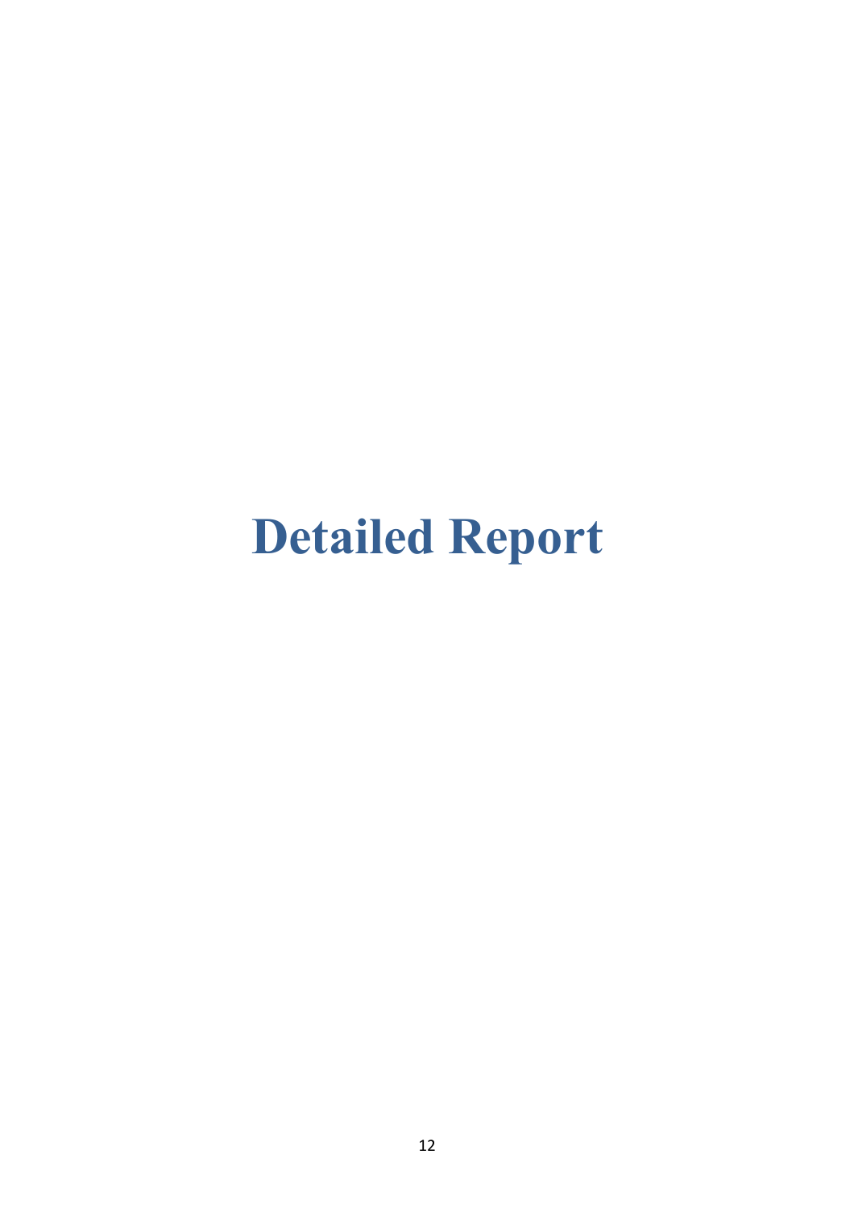# Detailed Report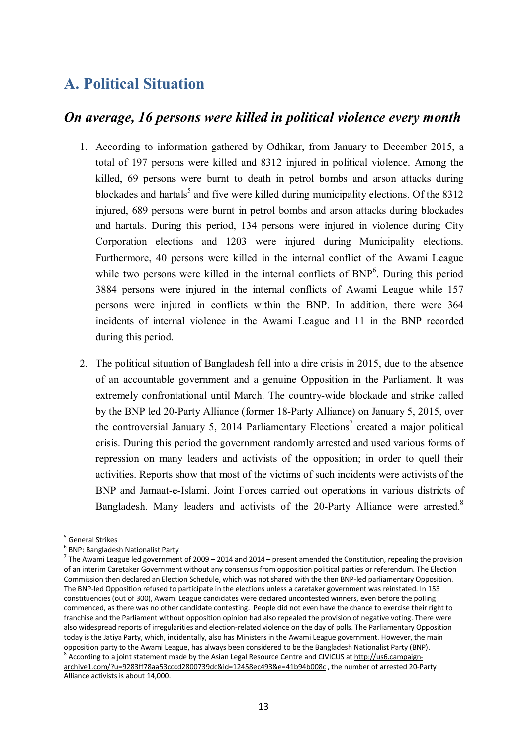## A. Political Situation

### *On average, 16 persons were killed in political violence every month*

1. According to information gathered by Odhikar, from January to December 2015, a total of 197 persons were killed and 8312 injured in political violence. Among the killed, 69 persons were burnt to death in petrol bombs and arson attacks during blockades and hartals[5] and five were killed during municipality elections. Of the 8312 injured, 689 persons were burnt in petrol bombs and arson attacks during blockades and hartals. During this period, 134 persons were injured in violence during City Corporation elections and 1203 were injured during Municipality elections. Furthermore, 40 persons were killed in the internal conflict of the Awami League while two persons were killed in the internal conflicts of BNP[6]. During this period 3884 persons were injured in the internal conflicts of Awami League while 157 persons were injured in conflicts within the BNP. In addition, there were 364 incidents of internal violence in the Awami League and 11 in the BNP recorded during this period.

2. The political situation of Bangladesh fell into a dire crisis in 2015, due to the absence of an accountable government and a genuine Opposition in the Parliament. It was extremely confrontational until March. The country-wide blockade and strike called by the BNP led 20-Party Alliance (former 18-Party Alliance) on January 5, 2015, over the controversial January 5, 2014 Parliamentary Elections[7] created a major political crisis. During this period the government randomly arrested and used various forms of repression on many leaders and activists of the opposition; in order to quell their activities. Reports show that most of the victims of such incidents were activists of the BNP and Jamaat-e-Islami. Joint Forces carried out operations in various districts of Bangladesh. Many leaders and activists of the 20-Party Alliance were arrested.[8]

---

[5] General Strikes

[6] BNP: Bangladesh Nationalist Party

[7] The Awami League led government of 2009 – 2014 and 2014 – present amended the Constitution, repealing the provision of an interim Caretaker Government without any consensus from opposition political parties or referendum. The Election Commission then declared an Election Schedule, which was not shared with the then BNP-led parliamentary Opposition. The BNP-led Opposition refused to participate in the elections unless a caretaker government was reinstated. In 153 constituencies (out of 300), Awami League candidates were declared uncontested winners, even before the polling commenced, as there was no other candidate contesting. People did not even have the chance to exercise their right to franchise and the Parliament without opposition opinion had also repealed the provision of negative voting. There were also widespread reports of irregularities and election-related violence on the day of polls. The Parliamentary Opposition today is the Jatiya Party, which, incidentally, also has Ministers in the Awami League government. However, the main opposition party to the Awami League, has always been considered to be the Bangladesh Nationalist Party (BNP).

[8] According to a joint statement made by the Asian Legal Resource Centre and CIVICUS at http://us6.campaign-archive1.com/?u=9283ff78aa53cccd2800739dc&id=12458ec493&e=41b94b008c , the number of arrested 20-Party Alliance activists is about 14,000.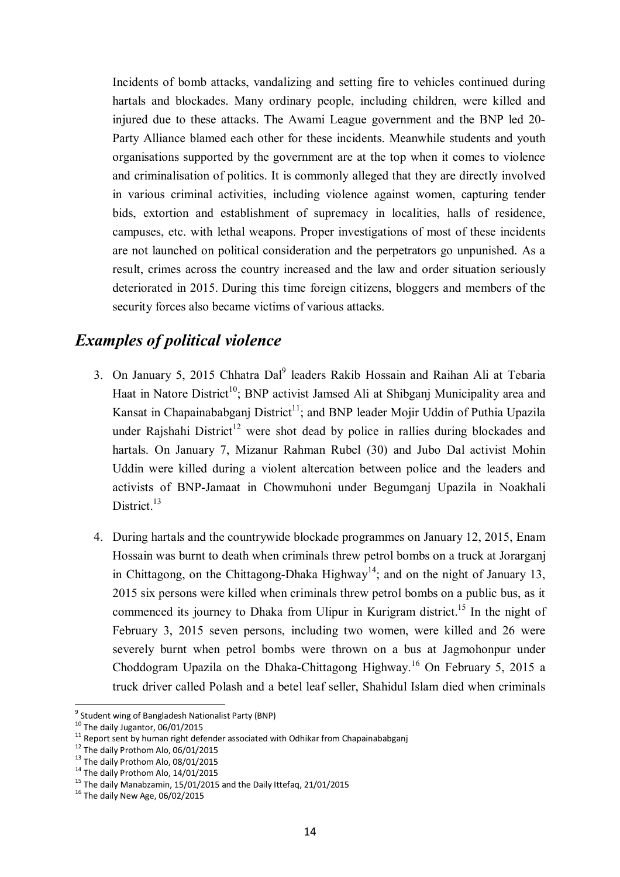Incidents of bomb attacks, vandalizing and setting fire to vehicles continued during hartals and blockades. Many ordinary people, including children, were killed and injured due to these attacks. The Awami League government and the BNP led 20-Party Alliance blamed each other for these incidents. Meanwhile students and youth organisations supported by the government are at the top when it comes to violence and criminalisation of politics. It is commonly alleged that they are directly involved in various criminal activities, including violence against women, capturing tender bids, extortion and establishment of supremacy in localities, halls of residence, campuses, etc. with lethal weapons. Proper investigations of most of these incidents are not launched on political consideration and the perpetrators go unpunished. As a result, crimes across the country increased and the law and order situation seriously deteriorated in 2015. During this time foreign citizens, bloggers and members of the security forces also became victims of various attacks.

## *Examples of political violence*

3. On January 5, 2015 Chhatra Dal[9] leaders Rakib Hossain and Raihan Ali at Tebaria Haat in Natore District[10]; BNP activist Jamsed Ali at Shibganj Municipality area and Kansat in Chapainababganj District[11]; and BNP leader Mojir Uddin of Puthia Upazila under Rajshahi District[12] were shot dead by police in rallies during blockades and hartals. On January 7, Mizanur Rahman Rubel (30) and Jubo Dal activist Mohin Uddin were killed during a violent altercation between police and the leaders and activists of BNP-Jamaat in Chowmuhoni under Begumganj Upazila in Noakhali District.[13]

4. During hartals and the countrywide blockade programmes on January 12, 2015, Enam Hossain was burnt to death when criminals threw petrol bombs on a truck at Jorarganj in Chittagong, on the Chittagong-Dhaka Highway[14]; and on the night of January 13, 2015 six persons were killed when criminals threw petrol bombs on a public bus, as it commenced its journey to Dhaka from Ulipur in Kurigram district.[15] In the night of February 3, 2015 seven persons, including two women, were killed and 26 were severely burnt when petrol bombs were thrown on a bus at Jagmohonpur under Choddogram Upazila on the Dhaka-Chittagong Highway.[16] On February 5, 2015 a truck driver called Polash and a betel leaf seller, Shahidul Islam died when criminals

---

[9] Student wing of Bangladesh Nationalist Party (BNP)

[10] The daily Jugantor, 06/01/2015

[11] Report sent by human right defender associated with Odhikar from Chapainababganj

[12] The daily Prothom Alo, 06/01/2015

[13] The daily Prothom Alo, 08/01/2015

[14] The daily Prothom Alo, 14/01/2015

[15] The daily Manabzamin, 15/01/2015 and the Daily Ittefaq, 21/01/2015

[16] The daily New Age, 06/02/2015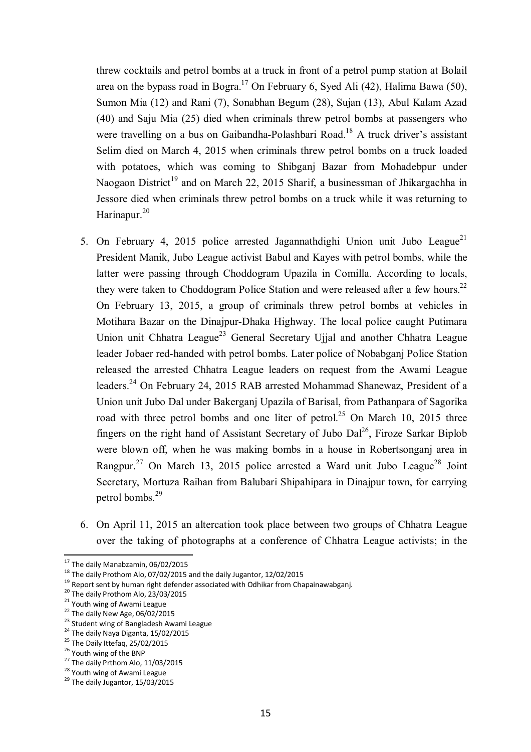threw cocktails and petrol bombs at a truck in front of a petrol pump station at Bolail area on the bypass road in Bogra.[17] On February 6, Syed Ali (42), Halima Bawa (50), Sumon Mia (12) and Rani (7), Sonabhan Begum (28), Sujan (13), Abul Kalam Azad (40) and Saju Mia (25) died when criminals threw petrol bombs at passengers who were travelling on a bus on Gaibandha-Polashbari Road.[18] A truck driver's assistant Selim died on March 4, 2015 when criminals threw petrol bombs on a truck loaded with potatoes, which was coming to Shibganj Bazar from Mohadebpur under Naogaon District[19] and on March 22, 2015 Sharif, a businessman of Jhikargachha in Jessore died when criminals threw petrol bombs on a truck while it was returning to Harinapur.[20]

5. On February 4, 2015 police arrested Jagannathdighi Union unit Jubo League[21] President Manik, Jubo League activist Babul and Kayes with petrol bombs, while the latter were passing through Choddogram Upazila in Comilla. According to locals, they were taken to Choddogram Police Station and were released after a few hours.[22] On February 13, 2015, a group of criminals threw petrol bombs at vehicles in Motihara Bazar on the Dinajpur-Dhaka Highway. The local police caught Putimara Union unit Chhatra League[23] General Secretary Ujjal and another Chhatra League leader Jobaer red-handed with petrol bombs. Later police of Nobabganj Police Station released the arrested Chhatra League leaders on request from the Awami League leaders.[24] On February 24, 2015 RAB arrested Mohammad Shanewaz, President of a Union unit Jubo Dal under Bakerganj Upazila of Barisal, from Pathanpara of Sagorika road with three petrol bombs and one liter of petrol.[25] On March 10, 2015 three fingers on the right hand of Assistant Secretary of Jubo Dal[26], Firoze Sarkar Biplob were blown off, when he was making bombs in a house in Robertsonganj area in Rangpur.[27] On March 13, 2015 police arrested a Ward unit Jubo League[28] Joint Secretary, Mortuza Raihan from Balubari Shipahipara in Dinajpur town, for carrying petrol bombs.[29]

6. On April 11, 2015 an altercation took place between two groups of Chhatra League over the taking of photographs at a conference of Chhatra League activists; in the

---

[17] The daily Manabzamin, 06/02/2015

[18] The daily Prothom Alo, 07/02/2015 and the daily Jugantor, 12/02/2015

[19] Report sent by human right defender associated with Odhikar from Chapainawabganj.

[20] The daily Prothom Alo, 23/03/2015

[21] Youth wing of Awami League

[22] The daily New Age, 06/02/2015

[23] Student wing of Bangladesh Awami League

[24] The daily Naya Diganta, 15/02/2015

[25] The Daily Ittefaq, 25/02/2015

[26] Youth wing of the BNP

[27] The daily Prthom Alo, 11/03/2015

[28] Youth wing of Awami League

[29] The daily Jugantor, 15/03/2015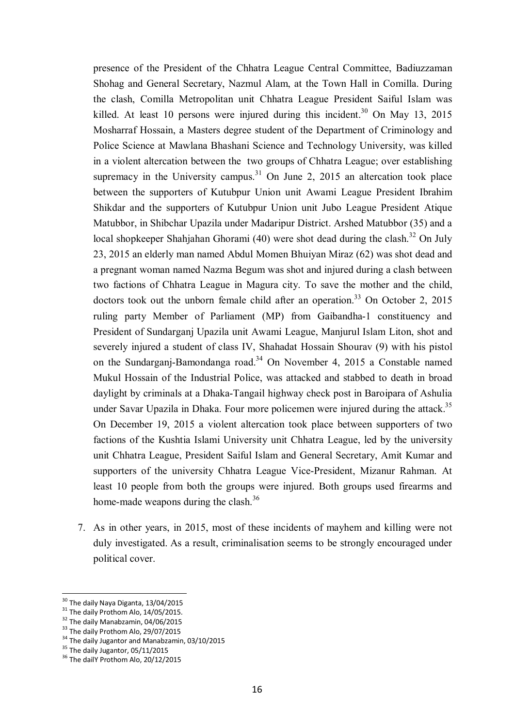presence of the President of the Chhatra League Central Committee, Badiuzzaman Shohag and General Secretary, Nazmul Alam, at the Town Hall in Comilla. During the clash, Comilla Metropolitan unit Chhatra League President Saiful Islam was killed. At least 10 persons were injured during this incident.[30] On May 13, 2015 Mosharraf Hossain, a Masters degree student of the Department of Criminology and Police Science at Mawlana Bhashani Science and Technology University, was killed in a violent altercation between the two groups of Chhatra League; over establishing supremacy in the University campus.[31] On June 2, 2015 an altercation took place between the supporters of Kutubpur Union unit Awami League President Ibrahim Shikdar and the supporters of Kutubpur Union unit Jubo League President Atique Matubbor, in Shibchar Upazila under Madaripur District. Arshed Matubbor (35) and a local shopkeeper Shahjahan Ghorami (40) were shot dead during the clash.[32] On July 23, 2015 an elderly man named Abdul Momen Bhuiyan Miraz (62) was shot dead and a pregnant woman named Nazma Begum was shot and injured during a clash between two factions of Chhatra League in Magura city. To save the mother and the child, doctors took out the unborn female child after an operation.[33] On October 2, 2015 ruling party Member of Parliament (MP) from Gaibandha-1 constituency and President of Sundarganj Upazila unit Awami League, Manjurul Islam Liton, shot and severely injured a student of class IV, Shahadat Hossain Shourav (9) with his pistol on the Sundarganj-Bamondanga road.[34] On November 4, 2015 a Constable named Mukul Hossain of the Industrial Police, was attacked and stabbed to death in broad daylight by criminals at a Dhaka-Tangail highway check post in Baroipara of Ashulia under Savar Upazila in Dhaka. Four more policemen were injured during the attack.[35] On December 19, 2015 a violent altercation took place between supporters of two factions of the Kushtia Islami University unit Chhatra League, led by the university unit Chhatra League, President Saiful Islam and General Secretary, Amit Kumar and supporters of the university Chhatra League Vice-President, Mizanur Rahman. At least 10 people from both the groups were injured. Both groups used firearms and home-made weapons during the clash.[36]

7. As in other years, in 2015, most of these incidents of mayhem and killing were not duly investigated. As a result, criminalisation seems to be strongly encouraged under political cover.

---

[30] The daily Naya Diganta, 13/04/2015

[31] The daily Prothom Alo, 14/05/2015.

[32] The daily Manabzamin, 04/06/2015

[33] The daily Prothom Alo, 29/07/2015

[34] The daily Jugantor and Manabzamin, 03/10/2015

[35] The daily Jugantor, 05/11/2015

[36] The dailY Prothom Alo, 20/12/2015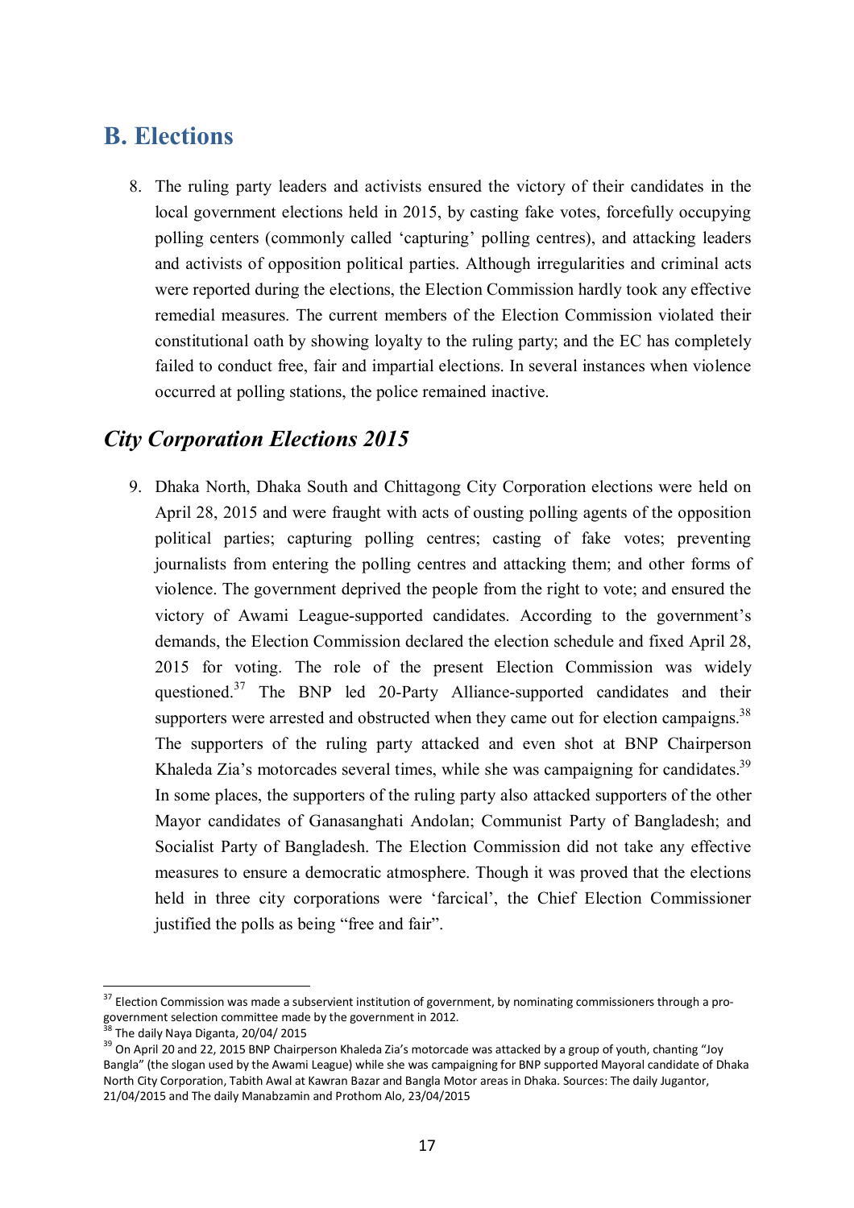## B. Elections

8. The ruling party leaders and activists ensured the victory of their candidates in the local government elections held in 2015, by casting fake votes, forcefully occupying polling centers (commonly called 'capturing' polling centres), and attacking leaders and activists of opposition political parties. Although irregularities and criminal acts were reported during the elections, the Election Commission hardly took any effective remedial measures. The current members of the Election Commission violated their constitutional oath by showing loyalty to the ruling party; and the EC has completely failed to conduct free, fair and impartial elections. In several instances when violence occurred at polling stations, the police remained inactive.

### *City Corporation Elections 2015*

9. Dhaka North, Dhaka South and Chittagong City Corporation elections were held on April 28, 2015 and were fraught with acts of ousting polling agents of the opposition political parties; capturing polling centres; casting of fake votes; preventing journalists from entering the polling centres and attacking them; and other forms of violence. The government deprived the people from the right to vote; and ensured the victory of Awami League-supported candidates. According to the government's demands, the Election Commission declared the election schedule and fixed April 28, 2015 for voting. The role of the present Election Commission was widely questioned.[37] The BNP led 20-Party Alliance-supported candidates and their supporters were arrested and obstructed when they came out for election campaigns.[38] The supporters of the ruling party attacked and even shot at BNP Chairperson Khaleda Zia's motorcades several times, while she was campaigning for candidates.[39] In some places, the supporters of the ruling party also attacked supporters of the other Mayor candidates of Ganasanghati Andolan; Communist Party of Bangladesh; and Socialist Party of Bangladesh. The Election Commission did not take any effective measures to ensure a democratic atmosphere. Though it was proved that the elections held in three city corporations were 'farcical', the Chief Election Commissioner justified the polls as being "free and fair".

---

[37] Election Commission was made a subservient institution of government, by nominating commissioners through a pro-government selection committee made by the government in 2012.

[38] The daily Naya Diganta, 20/04/ 2015

[39] On April 20 and 22, 2015 BNP Chairperson Khaleda Zia's motorcade was attacked by a group of youth, chanting "Joy Bangla" (the slogan used by the Awami League) while she was campaigning for BNP supported Mayoral candidate of Dhaka North City Corporation, Tabith Awal at Kawran Bazar and Bangla Motor areas in Dhaka. Sources: The daily Jugantor, 21/04/2015 and The daily Manabzamin and Prothom Alo, 23/04/2015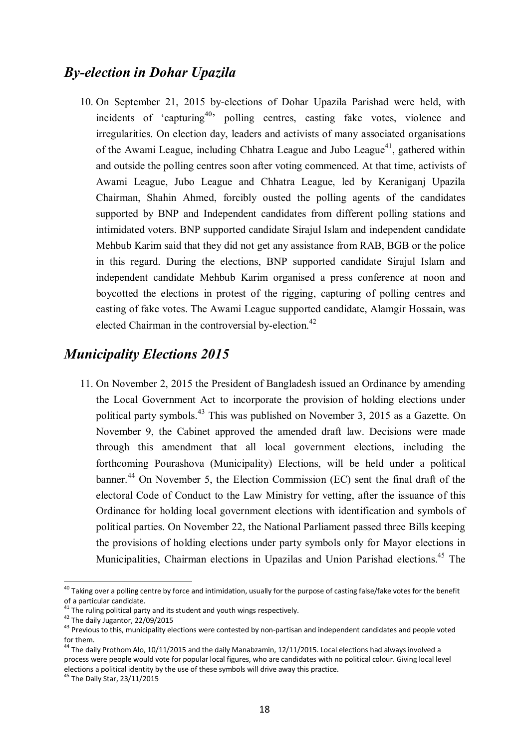## *By-election in Dohar Upazila*

10. On September 21, 2015 by-elections of Dohar Upazila Parishad were held, with incidents of 'capturing[40]' polling centres, casting fake votes, violence and irregularities. On election day, leaders and activists of many associated organisations of the Awami League, including Chhatra League and Jubo League[41], gathered within and outside the polling centres soon after voting commenced. At that time, activists of Awami League, Jubo League and Chhatra League, led by Keraniganj Upazila Chairman, Shahin Ahmed, forcibly ousted the polling agents of the candidates supported by BNP and Independent candidates from different polling stations and intimidated voters. BNP supported candidate Sirajul Islam and independent candidate Mehbub Karim said that they did not get any assistance from RAB, BGB or the police in this regard. During the elections, BNP supported candidate Sirajul Islam and independent candidate Mehbub Karim organised a press conference at noon and boycotted the elections in protest of the rigging, capturing of polling centres and casting of fake votes. The Awami League supported candidate, Alamgir Hossain, was elected Chairman in the controversial by-election.[42]

## *Municipality Elections 2015*

11. On November 2, 2015 the President of Bangladesh issued an Ordinance by amending the Local Government Act to incorporate the provision of holding elections under political party symbols.[43] This was published on November 3, 2015 as a Gazette. On November 9, the Cabinet approved the amended draft law. Decisions were made through this amendment that all local government elections, including the forthcoming Pourashova (Municipality) Elections, will be held under a political banner.[44] On November 5, the Election Commission (EC) sent the final draft of the electoral Code of Conduct to the Law Ministry for vetting, after the issuance of this Ordinance for holding local government elections with identification and symbols of political parties. On November 22, the National Parliament passed three Bills keeping the provisions of holding elections under party symbols only for Mayor elections in Municipalities, Chairman elections in Upazilas and Union Parishad elections.[45] The

---

[40] Taking over a polling centre by force and intimidation, usually for the purpose of casting false/fake votes for the benefit of a particular candidate.

[41] The ruling political party and its student and youth wings respectively.

[42] The daily Jugantor, 22/09/2015

[43] Previous to this, municipality elections were contested by non-partisan and independent candidates and people voted for them.

[44] The daily Prothom Alo, 10/11/2015 and the daily Manabzamin, 12/11/2015. Local elections had always involved a process were people would vote for popular local figures, who are candidates with no political colour. Giving local level elections a political identity by the use of these symbols will drive away this practice.

[45] The Daily Star, 23/11/2015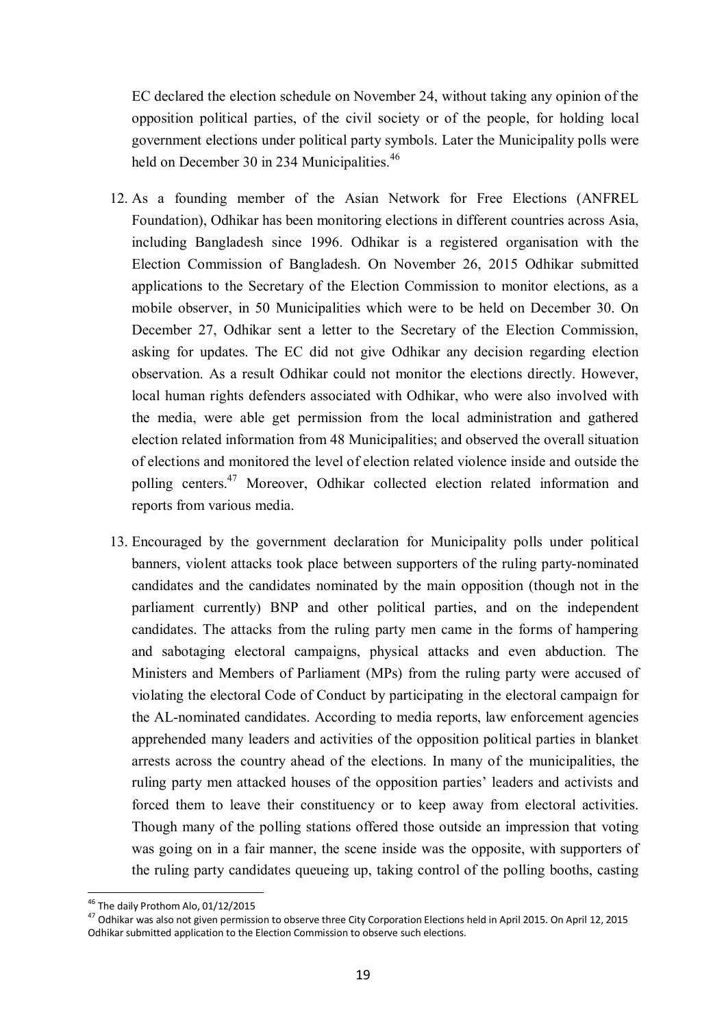EC declared the election schedule on November 24, without taking any opinion of the opposition political parties, of the civil society or of the people, for holding local government elections under political party symbols. Later the Municipality polls were held on December 30 in 234 Municipalities.[46]

12. As a founding member of the Asian Network for Free Elections (ANFREL Foundation), Odhikar has been monitoring elections in different countries across Asia, including Bangladesh since 1996. Odhikar is a registered organisation with the Election Commission of Bangladesh. On November 26, 2015 Odhikar submitted applications to the Secretary of the Election Commission to monitor elections, as a mobile observer, in 50 Municipalities which were to be held on December 30. On December 27, Odhikar sent a letter to the Secretary of the Election Commission, asking for updates. The EC did not give Odhikar any decision regarding election observation. As a result Odhikar could not monitor the elections directly. However, local human rights defenders associated with Odhikar, who were also involved with the media, were able get permission from the local administration and gathered election related information from 48 Municipalities; and observed the overall situation of elections and monitored the level of election related violence inside and outside the polling centers.[47] Moreover, Odhikar collected election related information and reports from various media.

13. Encouraged by the government declaration for Municipality polls under political banners, violent attacks took place between supporters of the ruling party-nominated candidates and the candidates nominated by the main opposition (though not in the parliament currently) BNP and other political parties, and on the independent candidates. The attacks from the ruling party men came in the forms of hampering and sabotaging electoral campaigns, physical attacks and even abduction. The Ministers and Members of Parliament (MPs) from the ruling party were accused of violating the electoral Code of Conduct by participating in the electoral campaign for the AL-nominated candidates. According to media reports, law enforcement agencies apprehended many leaders and activities of the opposition political parties in blanket arrests across the country ahead of the elections. In many of the municipalities, the ruling party men attacked houses of the opposition parties' leaders and activists and forced them to leave their constituency or to keep away from electoral activities. Though many of the polling stations offered those outside an impression that voting was going on in a fair manner, the scene inside was the opposite, with supporters of the ruling party candidates queueing up, taking control of the polling booths, casting

[46] The daily Prothom Alo, 01/12/2015

[47] Odhikar was also not given permission to observe three City Corporation Elections held in April 2015. On April 12, 2015 Odhikar submitted application to the Election Commission to observe such elections.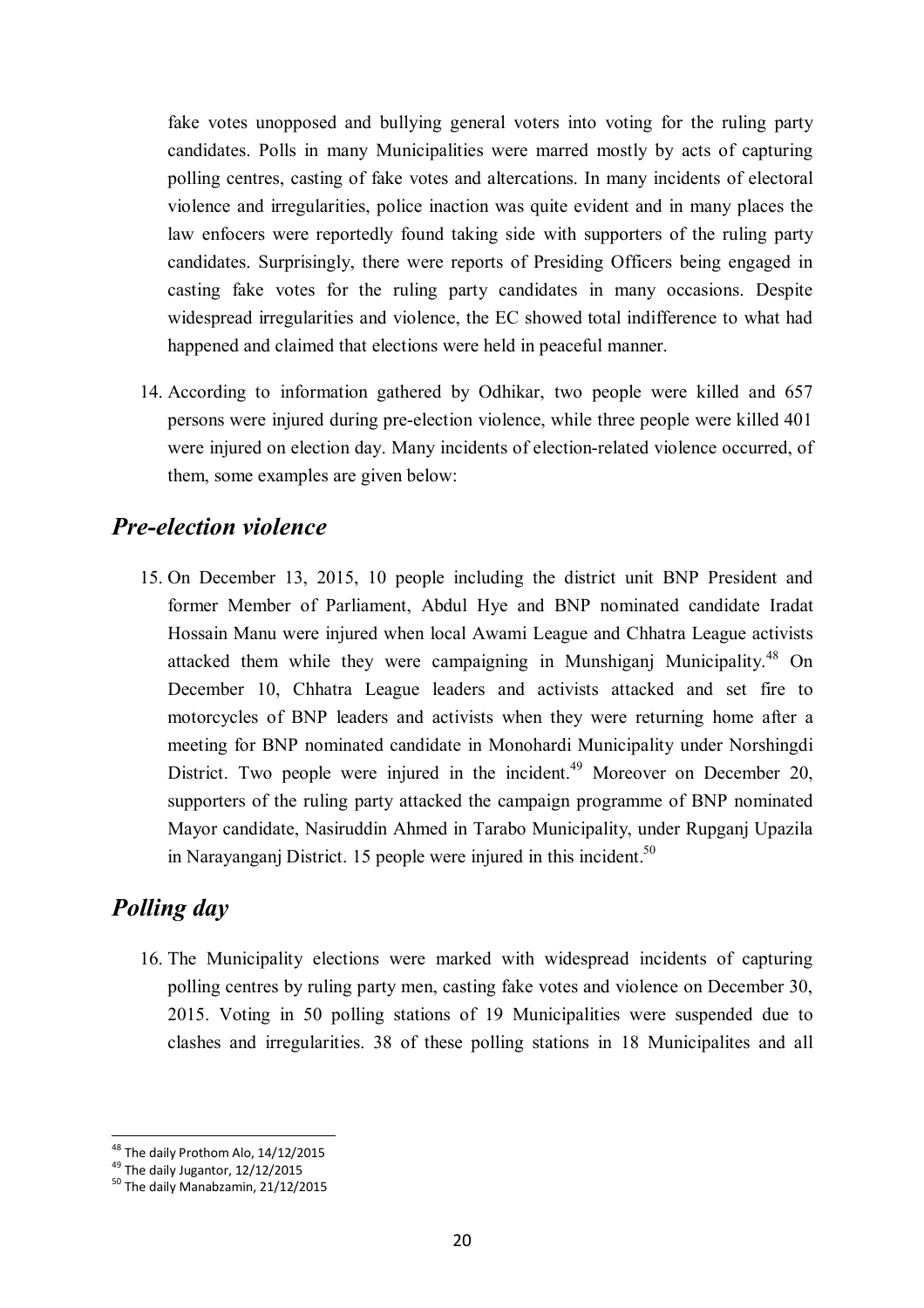fake votes unopposed and bullying general voters into voting for the ruling party candidates. Polls in many Municipalities were marred mostly by acts of capturing polling centres, casting of fake votes and altercations. In many incidents of electoral violence and irregularities, police inaction was quite evident and in many places the law enfocers were reportedly found taking side with supporters of the ruling party candidates. Surprisingly, there were reports of Presiding Officers being engaged in casting fake votes for the ruling party candidates in many occasions. Despite widespread irregularities and violence, the EC showed total indifference to what had happened and claimed that elections were held in peaceful manner.

14. According to information gathered by Odhikar, two people were killed and 657 persons were injured during pre-election violence, while three people were killed 401 were injured on election day. Many incidents of election-related violence occurred, of them, some examples are given below:

## *Pre-election violence*

15. On December 13, 2015, 10 people including the district unit BNP President and former Member of Parliament, Abdul Hye and BNP nominated candidate Iradat Hossain Manu were injured when local Awami League and Chhatra League activists attacked them while they were campaigning in Munshiganj Municipality.[48] On December 10, Chhatra League leaders and activists attacked and set fire to motorcycles of BNP leaders and activists when they were returning home after a meeting for BNP nominated candidate in Monohardi Municipality under Norshingdi District. Two people were injured in the incident.[49] Moreover on December 20, supporters of the ruling party attacked the campaign programme of BNP nominated Mayor candidate, Nasiruddin Ahmed in Tarabo Municipality, under Rupganj Upazila in Narayanganj District. 15 people were injured in this incident.[50]

## *Polling day*

16. The Municipality elections were marked with widespread incidents of capturing polling centres by ruling party men, casting fake votes and violence on December 30, 2015. Voting in 50 polling stations of 19 Municipalities were suspended due to clashes and irregularities. 38 of these polling stations in 18 Municipalites and all

---

[48] The daily Prothom Alo, 14/12/2015

[49] The daily Jugantor, 12/12/2015

[50] The daily Manabzamin, 21/12/2015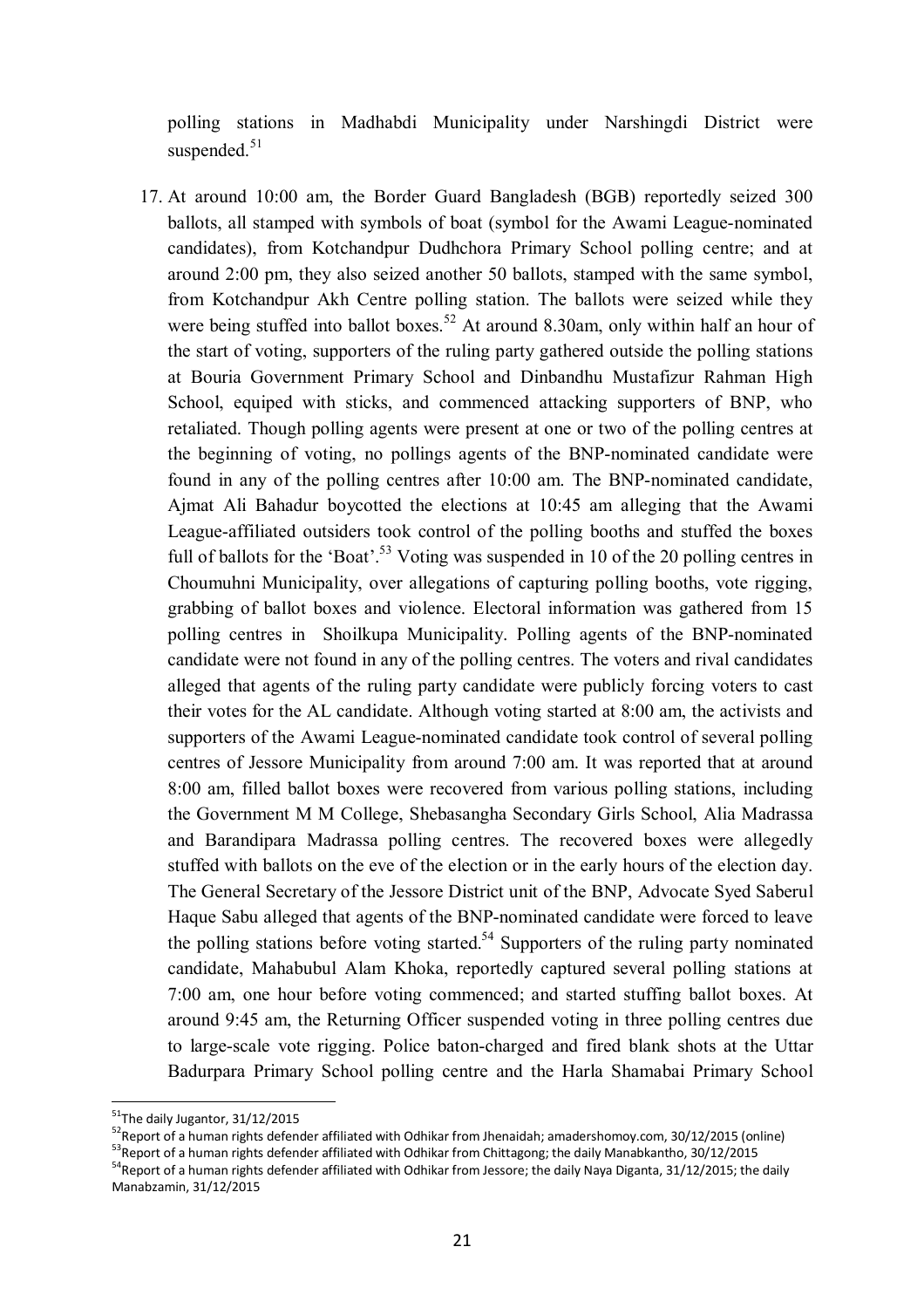polling stations in Madhabdi Municipality under Narshingdi District were suspended.[51]

17. At around 10:00 am, the Border Guard Bangladesh (BGB) reportedly seized 300 ballots, all stamped with symbols of boat (symbol for the Awami League-nominated candidates), from Kotchandpur Dudhchora Primary School polling centre; and at around 2:00 pm, they also seized another 50 ballots, stamped with the same symbol, from Kotchandpur Akh Centre polling station. The ballots were seized while they were being stuffed into ballot boxes.[52] At around 8.30am, only within half an hour of the start of voting, supporters of the ruling party gathered outside the polling stations at Bouria Government Primary School and Dinbandhu Mustafizur Rahman High School, equiped with sticks, and commenced attacking supporters of BNP, who retaliated. Though polling agents were present at one or two of the polling centres at the beginning of voting, no pollings agents of the BNP-nominated candidate were found in any of the polling centres after 10:00 am. The BNP-nominated candidate, Ajmat Ali Bahadur boycotted the elections at 10:45 am alleging that the Awami League-affiliated outsiders took control of the polling booths and stuffed the boxes full of ballots for the 'Boat'.[53] Voting was suspended in 10 of the 20 polling centres in Choumuhni Municipality, over allegations of capturing polling booths, vote rigging, grabbing of ballot boxes and violence. Electoral information was gathered from 15 polling centres in Shoilkupa Municipality. Polling agents of the BNP-nominated candidate were not found in any of the polling centres. The voters and rival candidates alleged that agents of the ruling party candidate were publicly forcing voters to cast their votes for the AL candidate. Although voting started at 8:00 am, the activists and supporters of the Awami League-nominated candidate took control of several polling centres of Jessore Municipality from around 7:00 am. It was reported that at around 8:00 am, filled ballot boxes were recovered from various polling stations, including the Government M M College, Shebasangha Secondary Girls School, Alia Madrassa and Barandipara Madrassa polling centres. The recovered boxes were allegedly stuffed with ballots on the eve of the election or in the early hours of the election day. The General Secretary of the Jessore District unit of the BNP, Advocate Syed Saberul Haque Sabu alleged that agents of the BNP-nominated candidate were forced to leave the polling stations before voting started.[54] Supporters of the ruling party nominated candidate, Mahabubul Alam Khoka, reportedly captured several polling stations at 7:00 am, one hour before voting commenced; and started stuffing ballot boxes. At around 9:45 am, the Returning Officer suspended voting in three polling centres due to large-scale vote rigging. Police baton-charged and fired blank shots at the Uttar Badurpara Primary School polling centre and the Harla Shamabai Primary School

---

[51] The daily Jugantor, 31/12/2015

[52] Report of a human rights defender affiliated with Odhikar from Jhenaidah; amadershomoy.com, 30/12/2015 (online)

[53] Report of a human rights defender affiliated with Odhikar from Chittagong; the daily Manabkantho, 30/12/2015

[54] Report of a human rights defender affiliated with Odhikar from Jessore; the daily Naya Diganta, 31/12/2015; the daily Manabzamin, 31/12/2015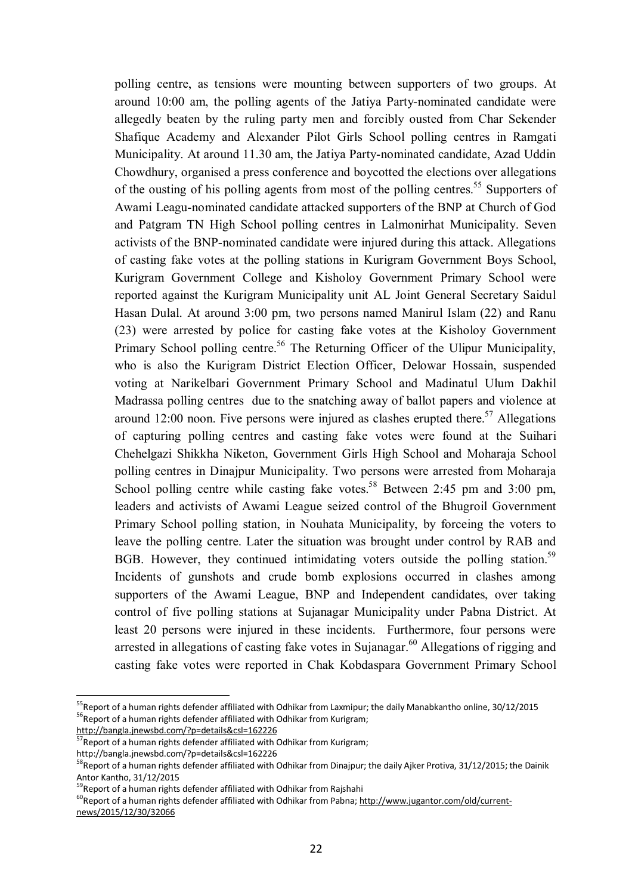polling centre, as tensions were mounting between supporters of two groups. At around 10:00 am, the polling agents of the Jatiya Party-nominated candidate were allegedly beaten by the ruling party men and forcibly ousted from Char Sekender Shafique Academy and Alexander Pilot Girls School polling centres in Ramgati Municipality. At around 11.30 am, the Jatiya Party-nominated candidate, Azad Uddin Chowdhury, organised a press conference and boycotted the elections over allegations of the ousting of his polling agents from most of the polling centres.[55] Supporters of Awami Leagu-nominated candidate attacked supporters of the BNP at Church of God and Patgram TN High School polling centres in Lalmonirhat Municipality. Seven activists of the BNP-nominated candidate were injured during this attack. Allegations of casting fake votes at the polling stations in Kurigram Government Boys School, Kurigram Government College and Kisholoy Government Primary School were reported against the Kurigram Municipality unit AL Joint General Secretary Saidul Hasan Dulal. At around 3:00 pm, two persons named Manirul Islam (22) and Ranu (23) were arrested by police for casting fake votes at the Kisholoy Government Primary School polling centre.[56] The Returning Officer of the Ulipur Municipality, who is also the Kurigram District Election Officer, Delowar Hossain, suspended voting at Narikelbari Government Primary School and Madinatul Ulum Dakhil Madrassa polling centres due to the snatching away of ballot papers and violence at around 12:00 noon. Five persons were injured as clashes erupted there.[57] Allegations of capturing polling centres and casting fake votes were found at the Suihari Chehelgazi Shikkha Niketon, Government Girls High School and Moharaja School polling centres in Dinajpur Municipality. Two persons were arrested from Moharaja School polling centre while casting fake votes.[58] Between 2:45 pm and 3:00 pm, leaders and activists of Awami League seized control of the Bhugroil Government Primary School polling station, in Nouhata Municipality, by forceing the voters to leave the polling centre. Later the situation was brought under control by RAB and BGB. However, they continued intimidating voters outside the polling station.[59] Incidents of gunshots and crude bomb explosions occurred in clashes among supporters of the Awami League, BNP and Independent candidates, over taking control of five polling stations at Sujanagar Municipality under Pabna District. At least 20 persons were injured in these incidents. Furthermore, four persons were arrested in allegations of casting fake votes in Sujanagar.[60] Allegations of rigging and casting fake votes were reported in Chak Kobdaspara Government Primary School

---

[55] Report of a human rights defender affiliated with Odhikar from Laxmipur; the daily Manabkantho online, 30/12/2015

[56] Report of a human rights defender affiliated with Odhikar from Kurigram; http://bangla.jnewsbd.com/?p=details&csl=162226

[57] Report of a human rights defender affiliated with Odhikar from Kurigram; http://bangla.jnewsbd.com/?p=details&csl=162226

[58] Report of a human rights defender affiliated with Odhikar from Dinajpur; the daily Ajker Protiva, 31/12/2015; the Dainik Antor Kantho, 31/12/2015

[59] Report of a human rights defender affiliated with Odhikar from Rajshahi

[60] Report of a human rights defender affiliated with Odhikar from Pabna; http://www.jugantor.com/old/current-news/2015/12/30/32066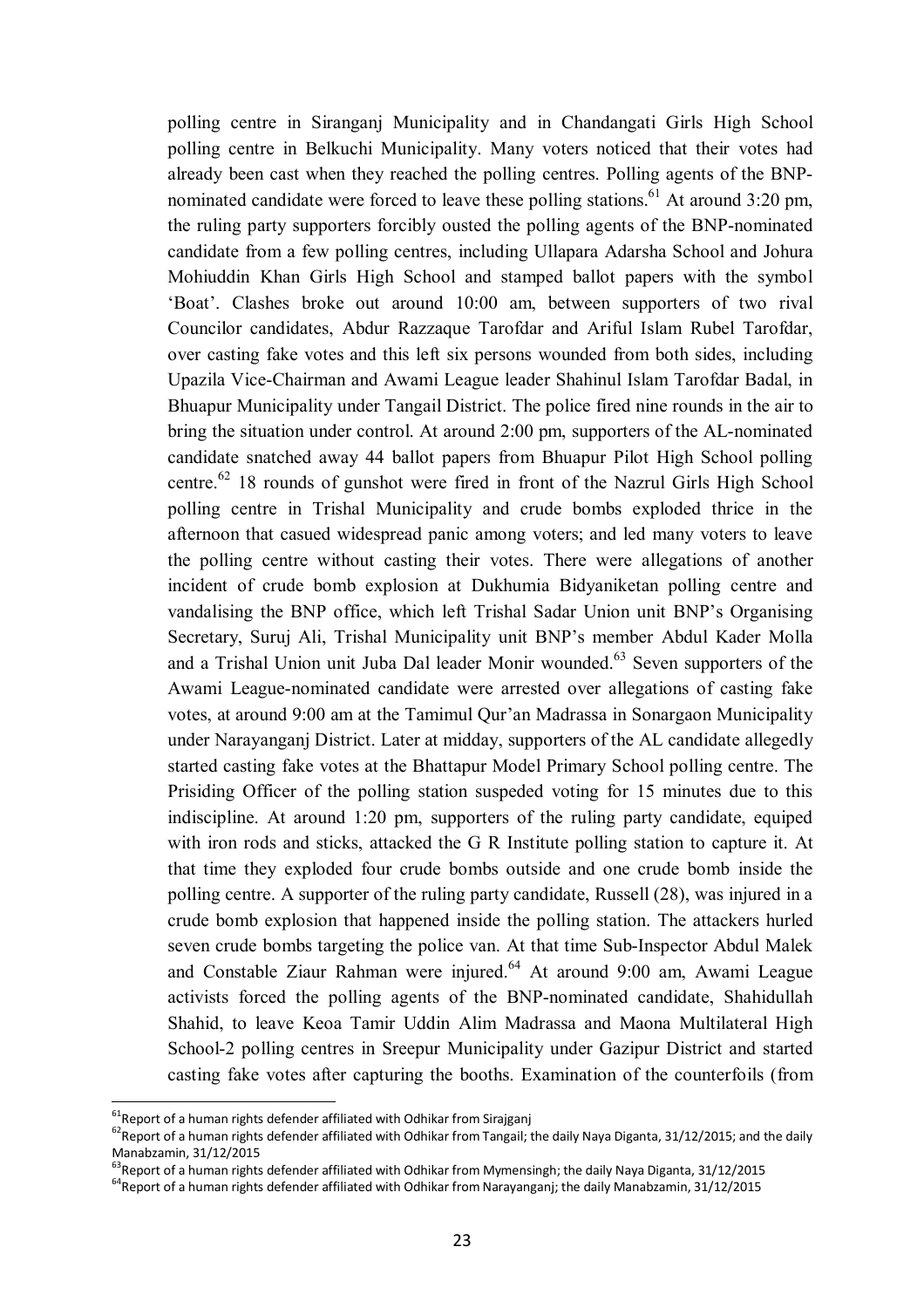polling centre in Siranganj Municipality and in Chandangati Girls High School polling centre in Belkuchi Municipality. Many voters noticed that their votes had already been cast when they reached the polling centres. Polling agents of the BNP-nominated candidate were forced to leave these polling stations.[61] At around 3:20 pm, the ruling party supporters forcibly ousted the polling agents of the BNP-nominated candidate from a few polling centres, including Ullapara Adarsha School and Johura Mohiuddin Khan Girls High School and stamped ballot papers with the symbol 'Boat'. Clashes broke out around 10:00 am, between supporters of two rival Councilor candidates, Abdur Razzaque Tarofdar and Ariful Islam Rubel Tarofdar, over casting fake votes and this left six persons wounded from both sides, including Upazila Vice-Chairman and Awami League leader Shahinul Islam Tarofdar Badal, in Bhuapur Municipality under Tangail District. The police fired nine rounds in the air to bring the situation under control. At around 2:00 pm, supporters of the AL-nominated candidate snatched away 44 ballot papers from Bhuapur Pilot High School polling centre.[62] 18 rounds of gunshot were fired in front of the Nazrul Girls High School polling centre in Trishal Municipality and crude bombs exploded thrice in the afternoon that casued widespread panic among voters; and led many voters to leave the polling centre without casting their votes. There were allegations of another incident of crude bomb explosion at Dukhumia Bidyaniketan polling centre and vandalising the BNP office, which left Trishal Sadar Union unit BNP's Organising Secretary, Suruj Ali, Trishal Municipality unit BNP's member Abdul Kader Molla and a Trishal Union unit Juba Dal leader Monir wounded.[63] Seven supporters of the Awami League-nominated candidate were arrested over allegations of casting fake votes, at around 9:00 am at the Tamimul Qur'an Madrassa in Sonargaon Municipality under Narayanganj District. Later at midday, supporters of the AL candidate allegedly started casting fake votes at the Bhattapur Model Primary School polling centre. The Prisiding Officer of the polling station suspeded voting for 15 minutes due to this indiscipline. At around 1:20 pm, supporters of the ruling party candidate, equiped with iron rods and sticks, attacked the G R Institute polling station to capture it. At that time they exploded four crude bombs outside and one crude bomb inside the polling centre. A supporter of the ruling party candidate, Russell (28), was injured in a crude bomb explosion that happened inside the polling station. The attackers hurled seven crude bombs targeting the police van. At that time Sub-Inspector Abdul Malek and Constable Ziaur Rahman were injured.[64] At around 9:00 am, Awami League activists forced the polling agents of the BNP-nominated candidate, Shahidullah Shahid, to leave Keoa Tamir Uddin Alim Madrassa and Maona Multilateral High School-2 polling centres in Sreepur Municipality under Gazipur District and started casting fake votes after capturing the booths. Examination of the counterfoils (from

---

[61] Report of a human rights defender affiliated with Odhikar from Sirajganj

[62] Report of a human rights defender affiliated with Odhikar from Tangail; the daily Naya Diganta, 31/12/2015; and the daily Manabzamin, 31/12/2015

[63] Report of a human rights defender affiliated with Odhikar from Mymensingh; the daily Naya Diganta, 31/12/2015

[64] Report of a human rights defender affiliated with Odhikar from Narayanganj; the daily Manabzamin, 31/12/2015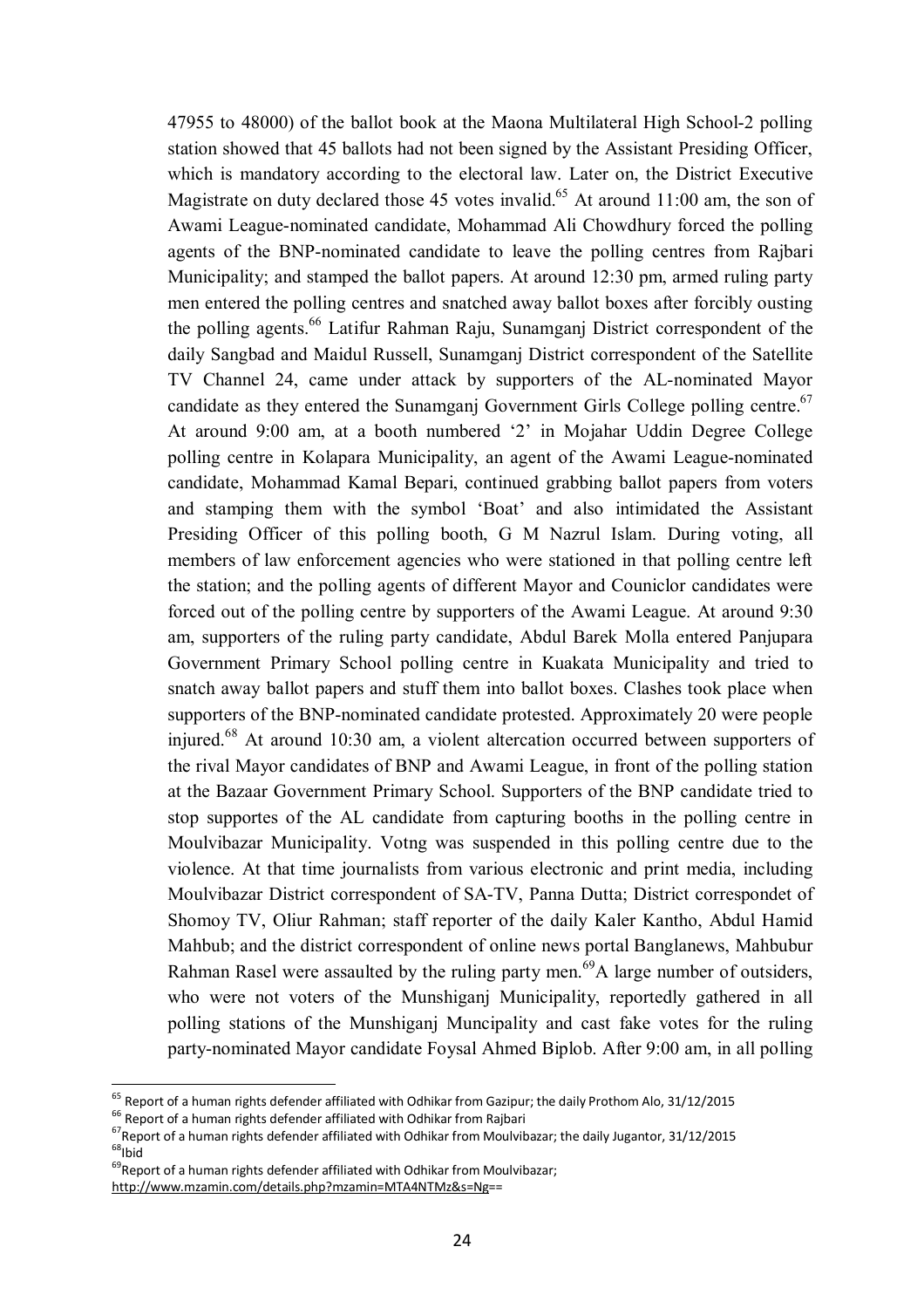47955 to 48000) of the ballot book at the Maona Multilateral High School-2 polling station showed that 45 ballots had not been signed by the Assistant Presiding Officer, which is mandatory according to the electoral law. Later on, the District Executive Magistrate on duty declared those 45 votes invalid.[65] At around 11:00 am, the son of Awami League-nominated candidate, Mohammad Ali Chowdhury forced the polling agents of the BNP-nominated candidate to leave the polling centres from Rajbari Municipality; and stamped the ballot papers. At around 12:30 pm, armed ruling party men entered the polling centres and snatched away ballot boxes after forcibly ousting the polling agents.[66] Latifur Rahman Raju, Sunamganj District correspondent of the daily Sangbad and Maidul Russell, Sunamganj District correspondent of the Satellite TV Channel 24, came under attack by supporters of the AL-nominated Mayor candidate as they entered the Sunamganj Government Girls College polling centre.[67] At around 9:00 am, at a booth numbered '2' in Mojahar Uddin Degree College polling centre in Kolapara Municipality, an agent of the Awami League-nominated candidate, Mohammad Kamal Bepari, continued grabbing ballot papers from voters and stamping them with the symbol 'Boat' and also intimidated the Assistant Presiding Officer of this polling booth, G M Nazrul Islam. During voting, all members of law enforcement agencies who were stationed in that polling centre left the station; and the polling agents of different Mayor and Couniclor candidates were forced out of the polling centre by supporters of the Awami League. At around 9:30 am, supporters of the ruling party candidate, Abdul Barek Molla entered Panjupara Government Primary School polling centre in Kuakata Municipality and tried to snatch away ballot papers and stuff them into ballot boxes. Clashes took place when supporters of the BNP-nominated candidate protested. Approximately 20 were people injured.[68] At around 10:30 am, a violent altercation occurred between supporters of the rival Mayor candidates of BNP and Awami League, in front of the polling station at the Bazaar Government Primary School. Supporters of the BNP candidate tried to stop supportes of the AL candidate from capturing booths in the polling centre in Moulvibazar Municipality. Votng was suspended in this polling centre due to the violence. At that time journalists from various electronic and print media, including Moulvibazar District correspondent of SA-TV, Panna Dutta; District correspondet of Shomoy TV, Oliur Rahman; staff reporter of the daily Kaler Kantho, Abdul Hamid Mahbub; and the district correspondent of online news portal Banglanews, Mahbubur Rahman Rasel were assaulted by the ruling party men.[69]A large number of outsiders, who were not voters of the Munshiganj Municipality, reportedly gathered in all polling stations of the Munshiganj Muncipality and cast fake votes for the ruling party-nominated Mayor candidate Foysal Ahmed Biplob. After 9:00 am, in all polling

---

[65] Report of a human rights defender affiliated with Odhikar from Gazipur; the daily Prothom Alo, 31/12/2015

[66] Report of a human rights defender affiliated with Odhikar from Rajbari

[67] Report of a human rights defender affiliated with Odhikar from Moulvibazar; the daily Jugantor, 31/12/2015

[68] Ibid

[69] Report of a human rights defender affiliated with Odhikar from Moulvibazar; http://www.mzamin.com/details.php?mzamin=MTA4NTMz&s=Ng==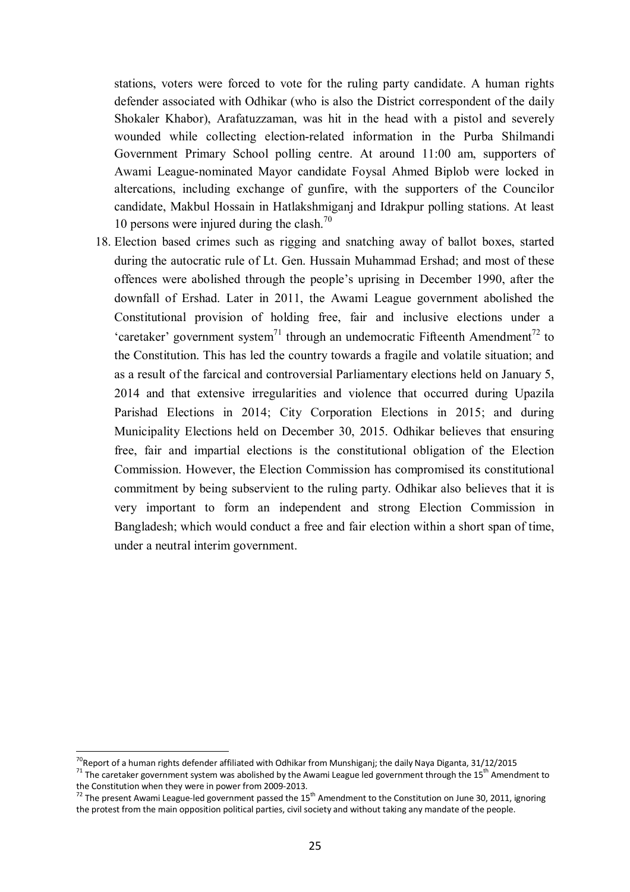stations, voters were forced to vote for the ruling party candidate. A human rights defender associated with Odhikar (who is also the District correspondent of the daily Shokaler Khabor), Arafatuzzaman, was hit in the head with a pistol and severely wounded while collecting election-related information in the Purba Shilmandi Government Primary School polling centre. At around 11:00 am, supporters of Awami League-nominated Mayor candidate Foysal Ahmed Biplob were locked in altercations, including exchange of gunfire, with the supporters of the Councilor candidate, Makbul Hossain in Hatlakshmiganj and Idrakpur polling stations. At least 10 persons were injured during the clash.[70]

18. Election based crimes such as rigging and snatching away of ballot boxes, started during the autocratic rule of Lt. Gen. Hussain Muhammad Ershad; and most of these offences were abolished through the people's uprising in December 1990, after the downfall of Ershad. Later in 2011, the Awami League government abolished the Constitutional provision of holding free, fair and inclusive elections under a 'caretaker' government system[71] through an undemocratic Fifteenth Amendment[72] to the Constitution. This has led the country towards a fragile and volatile situation; and as a result of the farcical and controversial Parliamentary elections held on January 5, 2014 and that extensive irregularities and violence that occurred during Upazila Parishad Elections in 2014; City Corporation Elections in 2015; and during Municipality Elections held on December 30, 2015. Odhikar believes that ensuring free, fair and impartial elections is the constitutional obligation of the Election Commission. However, the Election Commission has compromised its constitutional commitment by being subservient to the ruling party. Odhikar also believes that it is very important to form an independent and strong Election Commission in Bangladesh; which would conduct a free and fair election within a short span of time, under a neutral interim government.

---

[70] Report of a human rights defender affiliated with Odhikar from Munshiganj; the daily Naya Diganta, 31/12/2015

[71] The caretaker government system was abolished by the Awami League led government through the 15th Amendment to the Constitution when they were in power from 2009-2013.

[72] The present Awami League-led government passed the 15th Amendment to the Constitution on June 30, 2011, ignoring the protest from the main opposition political parties, civil society and without taking any mandate of the people.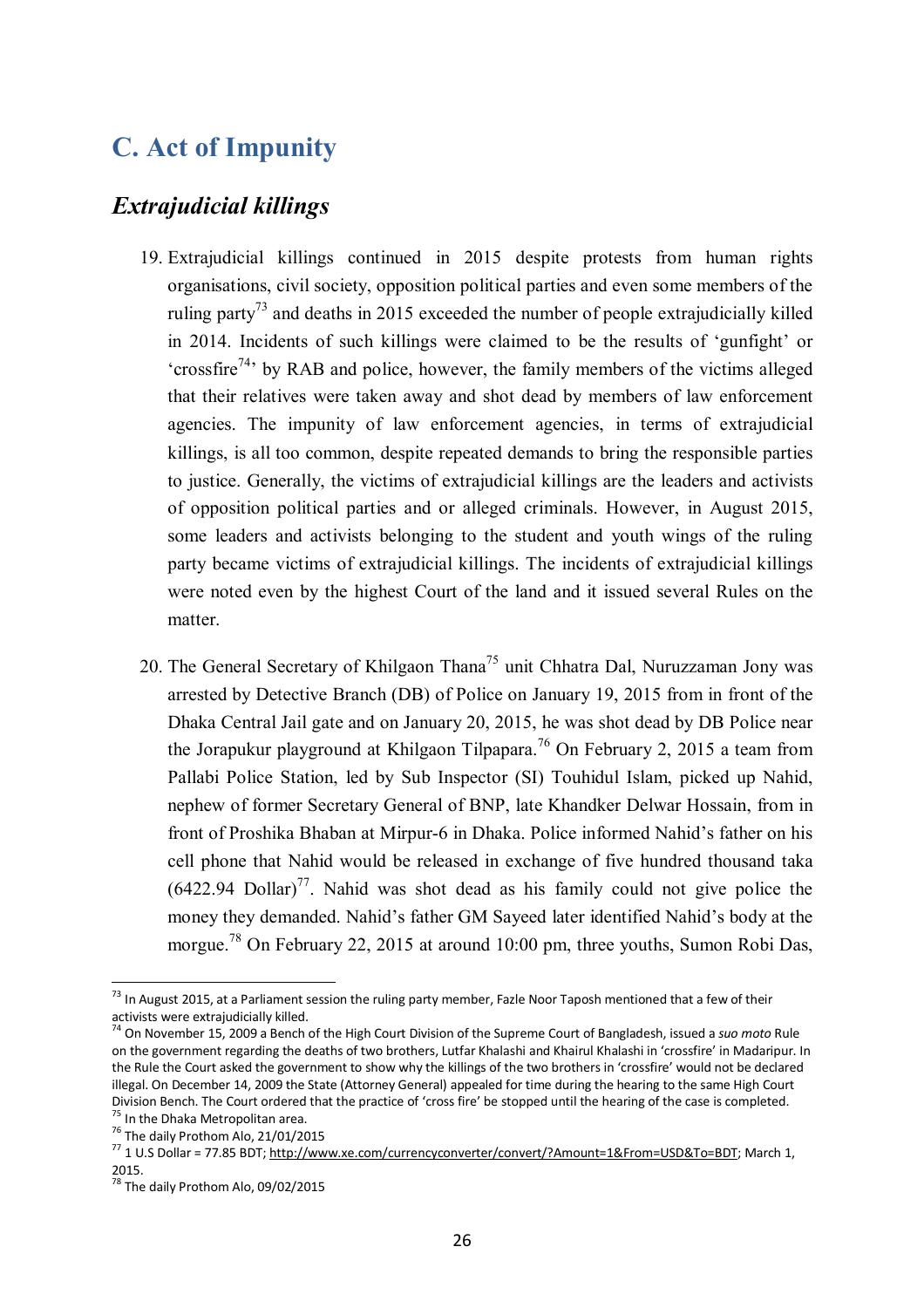## C. Act of Impunity

### *Extrajudicial killings*

19. Extrajudicial killings continued in 2015 despite protests from human rights organisations, civil society, opposition political parties and even some members of the ruling party[73] and deaths in 2015 exceeded the number of people extrajudicially killed in 2014. Incidents of such killings were claimed to be the results of 'gunfight' or 'crossfire[74]' by RAB and police, however, the family members of the victims alleged that their relatives were taken away and shot dead by members of law enforcement agencies. The impunity of law enforcement agencies, in terms of extrajudicial killings, is all too common, despite repeated demands to bring the responsible parties to justice. Generally, the victims of extrajudicial killings are the leaders and activists of opposition political parties and or alleged criminals. However, in August 2015, some leaders and activists belonging to the student and youth wings of the ruling party became victims of extrajudicial killings. The incidents of extrajudicial killings were noted even by the highest Court of the land and it issued several Rules on the matter.

20. The General Secretary of Khilgaon Thana[75] unit Chhatra Dal, Nuruzzaman Jony was arrested by Detective Branch (DB) of Police on January 19, 2015 from in front of the Dhaka Central Jail gate and on January 20, 2015, he was shot dead by DB Police near the Jorapukur playground at Khilgaon Tilpapara.[76] On February 2, 2015 a team from Pallabi Police Station, led by Sub Inspector (SI) Touhidul Islam, picked up Nahid, nephew of former Secretary General of BNP, late Khandker Delwar Hossain, from in front of Proshika Bhaban at Mirpur-6 in Dhaka. Police informed Nahid's father on his cell phone that Nahid would be released in exchange of five hundred thousand taka (6422.94 Dollar)[77]. Nahid was shot dead as his family could not give police the money they demanded. Nahid's father GM Sayeed later identified Nahid's body at the morgue.[78] On February 22, 2015 at around 10:00 pm, three youths, Sumon Robi Das,

---

[73] In August 2015, at a Parliament session the ruling party member, Fazle Noor Taposh mentioned that a few of their activists were extrajudicially killed.

[74] On November 15, 2009 a Bench of the High Court Division of the Supreme Court of Bangladesh, issued a *suo moto* Rule on the government regarding the deaths of two brothers, Lutfar Khalashi and Khairul Khalashi in 'crossfire' in Madaripur. In the Rule the Court asked the government to show why the killings of the two brothers in 'crossfire' would not be declared illegal. On December 14, 2009 the State (Attorney General) appealed for time during the hearing to the same High Court Division Bench. The Court ordered that the practice of 'cross fire' be stopped until the hearing of the case is completed.

[75] In the Dhaka Metropolitan area.

[76] The daily Prothom Alo, 21/01/2015

[77] 1 U.S Dollar = 77.85 BDT; http://www.xe.com/currencyconverter/convert/?Amount=1&From=USD&To=BDT; March 1, 2015.

[78] The daily Prothom Alo, 09/02/2015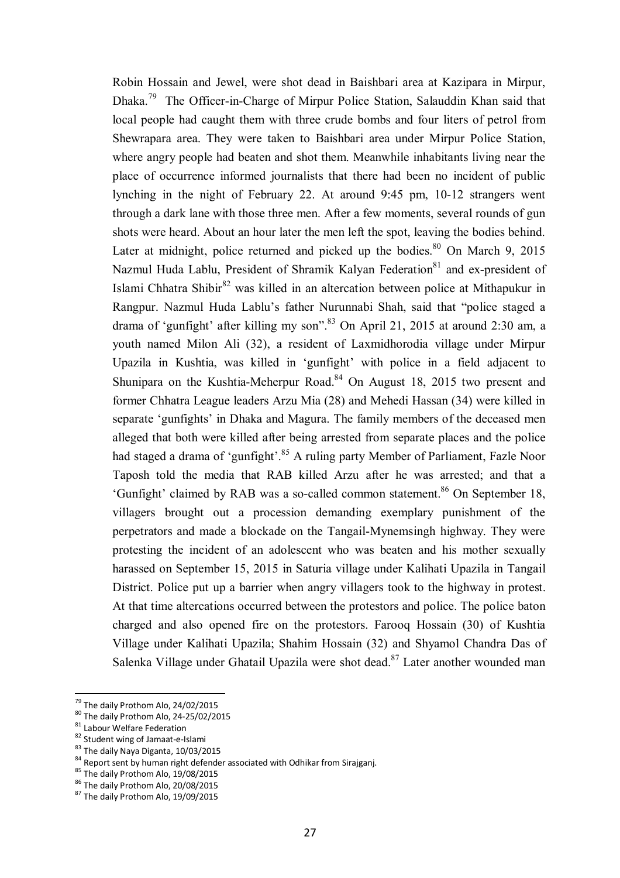Robin Hossain and Jewel, were shot dead in Baishbari area at Kazipara in Mirpur, Dhaka.[79] The Officer-in-Charge of Mirpur Police Station, Salauddin Khan said that local people had caught them with three crude bombs and four liters of petrol from Shewrapara area. They were taken to Baishbari area under Mirpur Police Station, where angry people had beaten and shot them. Meanwhile inhabitants living near the place of occurrence informed journalists that there had been no incident of public lynching in the night of February 22. At around 9:45 pm, 10-12 strangers went through a dark lane with those three men. After a few moments, several rounds of gun shots were heard. About an hour later the men left the spot, leaving the bodies behind. Later at midnight, police returned and picked up the bodies.[80] On March 9, 2015 Nazmul Huda Lablu, President of Shramik Kalyan Federation[81] and ex-president of Islami Chhatra Shibir[82] was killed in an altercation between police at Mithapukur in Rangpur. Nazmul Huda Lablu's father Nurunnabi Shah, said that "police staged a drama of 'gunfight' after killing my son".[83] On April 21, 2015 at around 2:30 am, a youth named Milon Ali (32), a resident of Laxmidhorodia village under Mirpur Upazila in Kushtia, was killed in 'gunfight' with police in a field adjacent to Shunipara on the Kushtia-Meherpur Road.[84] On August 18, 2015 two present and former Chhatra League leaders Arzu Mia (28) and Mehedi Hassan (34) were killed in separate 'gunfights' in Dhaka and Magura. The family members of the deceased men alleged that both were killed after being arrested from separate places and the police had staged a drama of 'gunfight'.[85] A ruling party Member of Parliament, Fazle Noor Taposh told the media that RAB killed Arzu after he was arrested; and that a 'Gunfight' claimed by RAB was a so-called common statement.[86] On September 18, villagers brought out a procession demanding exemplary punishment of the perpetrators and made a blockade on the Tangail-Mynemsingh highway. They were protesting the incident of an adolescent who was beaten and his mother sexually harassed on September 15, 2015 in Saturia village under Kalihati Upazila in Tangail District. Police put up a barrier when angry villagers took to the highway in protest. At that time altercations occurred between the protestors and police. The police baton charged and also opened fire on the protestors. Farooq Hossain (30) of Kushtia Village under Kalihati Upazila; Shahim Hossain (32) and Shyamol Chandra Das of Salenka Village under Ghatail Upazila were shot dead.[87] Later another wounded man

---

[79] The daily Prothom Alo, 24/02/2015

[80] The daily Prothom Alo, 24-25/02/2015

[81] Labour Welfare Federation

[82] Student wing of Jamaat-e-Islami

[83] The daily Naya Diganta, 10/03/2015

[84] Report sent by human right defender associated with Odhikar from Sirajganj.

[85] The daily Prothom Alo, 19/08/2015

[86] The daily Prothom Alo, 20/08/2015

[87] The daily Prothom Alo, 19/09/2015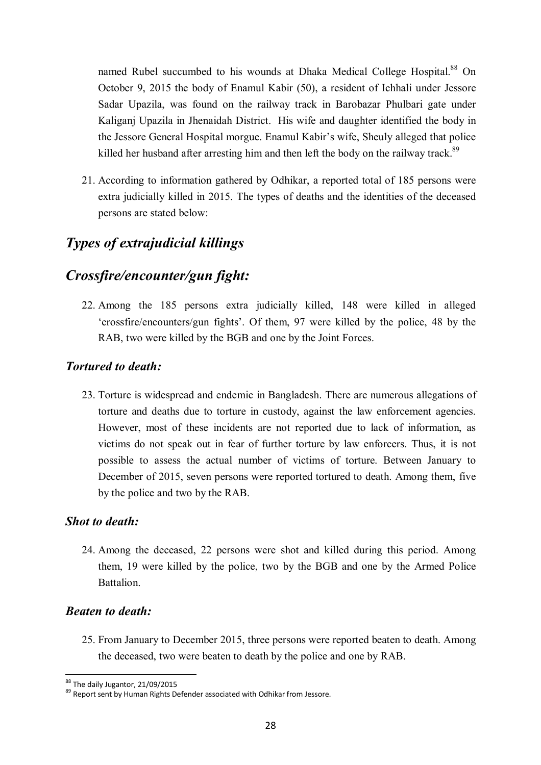named Rubel succumbed to his wounds at Dhaka Medical College Hospital.[88] On October 9, 2015 the body of Enamul Kabir (50), a resident of Ichhali under Jessore Sadar Upazila, was found on the railway track in Barobazar Phulbari gate under Kaliganj Upazila in Jhenaidah District. His wife and daughter identified the body in the Jessore General Hospital morgue. Enamul Kabir's wife, Sheuly alleged that police killed her husband after arresting him and then left the body on the railway track.[89]

21. According to information gathered by Odhikar, a reported total of 185 persons were extra judicially killed in 2015. The types of deaths and the identities of the deceased persons are stated below:

## *Types of extrajudicial killings*

## *Crossfire/encounter/gun fight:*

22. Among the 185 persons extra judicially killed, 148 were killed in alleged 'crossfire/encounters/gun fights'. Of them, 97 were killed by the police, 48 by the RAB, two were killed by the BGB and one by the Joint Forces.

### *Tortured to death:*

23. Torture is widespread and endemic in Bangladesh. There are numerous allegations of torture and deaths due to torture in custody, against the law enforcement agencies. However, most of these incidents are not reported due to lack of information, as victims do not speak out in fear of further torture by law enforcers. Thus, it is not possible to assess the actual number of victims of torture. Between January to December of 2015, seven persons were reported tortured to death. Among them, five by the police and two by the RAB.

### *Shot to death:*

24. Among the deceased, 22 persons were shot and killed during this period. Among them, 19 were killed by the police, two by the BGB and one by the Armed Police Battalion.

### *Beaten to death:*

25. From January to December 2015, three persons were reported beaten to death. Among the deceased, two were beaten to death by the police and one by RAB.

---

[88] The daily Jugantor, 21/09/2015

[89] Report sent by Human Rights Defender associated with Odhikar from Jessore.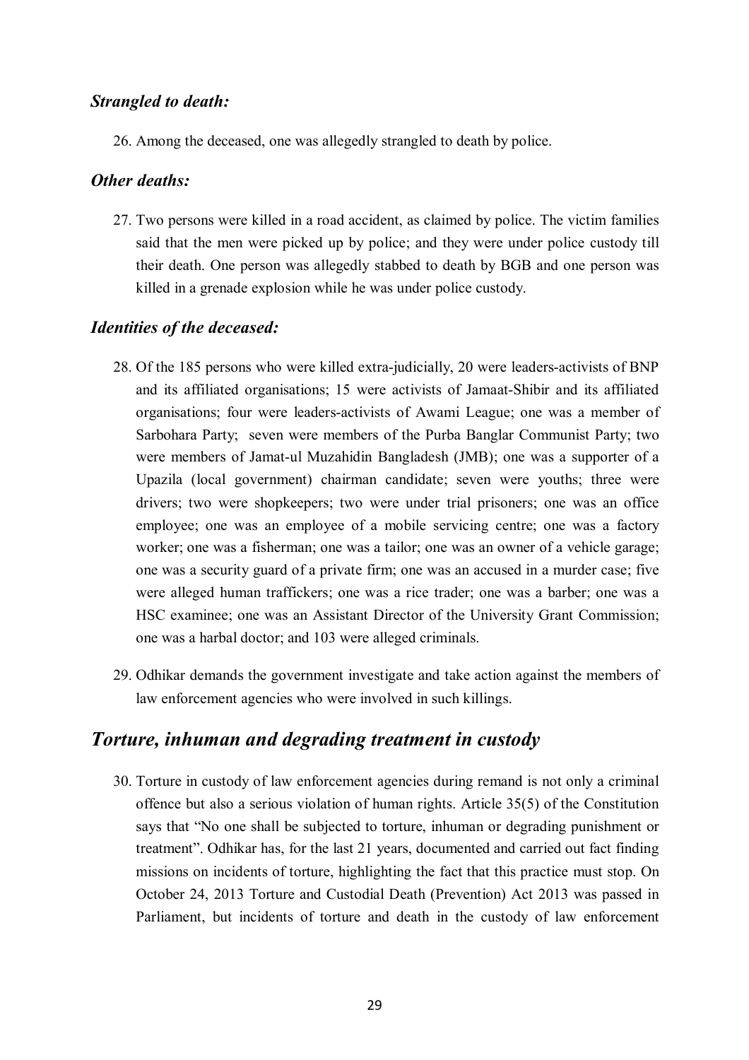### *Strangled to death:*

26. Among the deceased, one was allegedly strangled to death by police.

### *Other deaths:*

27. Two persons were killed in a road accident, as claimed by police. The victim families said that the men were picked up by police; and they were under police custody till their death. One person was allegedly stabbed to death by BGB and one person was killed in a grenade explosion while he was under police custody.

### *Identities of the deceased:*

28. Of the 185 persons who were killed extra-judicially, 20 were leaders-activists of BNP and its affiliated organisations; 15 were activists of Jamaat-Shibir and its affiliated organisations; four were leaders-activists of Awami League; one was a member of Sarbohara Party; seven were members of the Purba Banglar Communist Party; two were members of Jamat-ul Muzahidin Bangladesh (JMB); one was a supporter of a Upazila (local government) chairman candidate; seven were youths; three were drivers; two were shopkeepers; two were under trial prisoners; one was an office employee; one was an employee of a mobile servicing centre; one was a factory worker; one was a fisherman; one was a tailor; one was an owner of a vehicle garage; one was a security guard of a private firm; one was an accused in a murder case; five were alleged human traffickers; one was a rice trader; one was a barber; one was a HSC examinee; one was an Assistant Director of the University Grant Commission; one was a harbal doctor; and 103 were alleged criminals.

29. Odhikar demands the government investigate and take action against the members of law enforcement agencies who were involved in such killings.

## *Torture, inhuman and degrading treatment in custody*

30. Torture in custody of law enforcement agencies during remand is not only a criminal offence but also a serious violation of human rights. Article 35(5) of the Constitution says that "No one shall be subjected to torture, inhuman or degrading punishment or treatment". Odhikar has, for the last 21 years, documented and carried out fact finding missions on incidents of torture, highlighting the fact that this practice must stop. On October 24, 2013 Torture and Custodial Death (Prevention) Act 2013 was passed in Parliament, but incidents of torture and death in the custody of law enforcement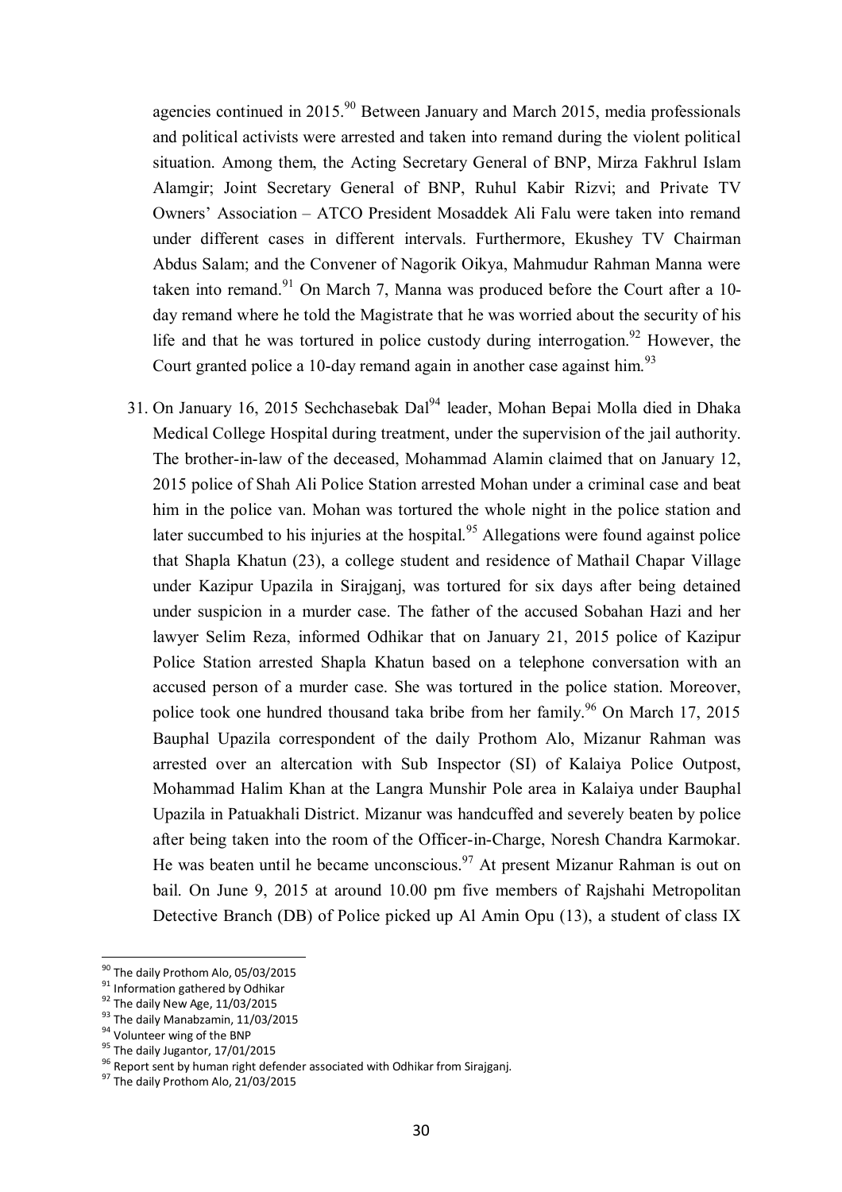agencies continued in 2015.[90] Between January and March 2015, media professionals and political activists were arrested and taken into remand during the violent political situation. Among them, the Acting Secretary General of BNP, Mirza Fakhrul Islam Alamgir; Joint Secretary General of BNP, Ruhul Kabir Rizvi; and Private TV Owners' Association – ATCO President Mosaddek Ali Falu were taken into remand under different cases in different intervals. Furthermore, Ekushey TV Chairman Abdus Salam; and the Convener of Nagorik Oikya, Mahmudur Rahman Manna were taken into remand.[91] On March 7, Manna was produced before the Court after a 10-day remand where he told the Magistrate that he was worried about the security of his life and that he was tortured in police custody during interrogation.[92] However, the Court granted police a 10-day remand again in another case against him.[93]

31. On January 16, 2015 Sechchasebak Dal[94] leader, Mohan Bepai Molla died in Dhaka Medical College Hospital during treatment, under the supervision of the jail authority. The brother-in-law of the deceased, Mohammad Alamin claimed that on January 12, 2015 police of Shah Ali Police Station arrested Mohan under a criminal case and beat him in the police van. Mohan was tortured the whole night in the police station and later succumbed to his injuries at the hospital.[95] Allegations were found against police that Shapla Khatun (23), a college student and residence of Mathail Chapar Village under Kazipur Upazila in Sirajganj, was tortured for six days after being detained under suspicion in a murder case. The father of the accused Sobahan Hazi and her lawyer Selim Reza, informed Odhikar that on January 21, 2015 police of Kazipur Police Station arrested Shapla Khatun based on a telephone conversation with an accused person of a murder case. She was tortured in the police station. Moreover, police took one hundred thousand taka bribe from her family.[96] On March 17, 2015 Bauphal Upazila correspondent of the daily Prothom Alo, Mizanur Rahman was arrested over an altercation with Sub Inspector (SI) of Kalaiya Police Outpost, Mohammad Halim Khan at the Langra Munshir Pole area in Kalaiya under Bauphal Upazila in Patuakhali District. Mizanur was handcuffed and severely beaten by police after being taken into the room of the Officer-in-Charge, Noresh Chandra Karmokar. He was beaten until he became unconscious.[97] At present Mizanur Rahman is out on bail. On June 9, 2015 at around 10.00 pm five members of Rajshahi Metropolitan Detective Branch (DB) of Police picked up Al Amin Opu (13), a student of class IX

---

[90] The daily Prothom Alo, 05/03/2015

[91] Information gathered by Odhikar

[92] The daily New Age, 11/03/2015

[93] The daily Manabzamin, 11/03/2015

[94] Volunteer wing of the BNP

[95] The daily Jugantor, 17/01/2015

[96] Report sent by human right defender associated with Odhikar from Sirajganj.

[97] The daily Prothom Alo, 21/03/2015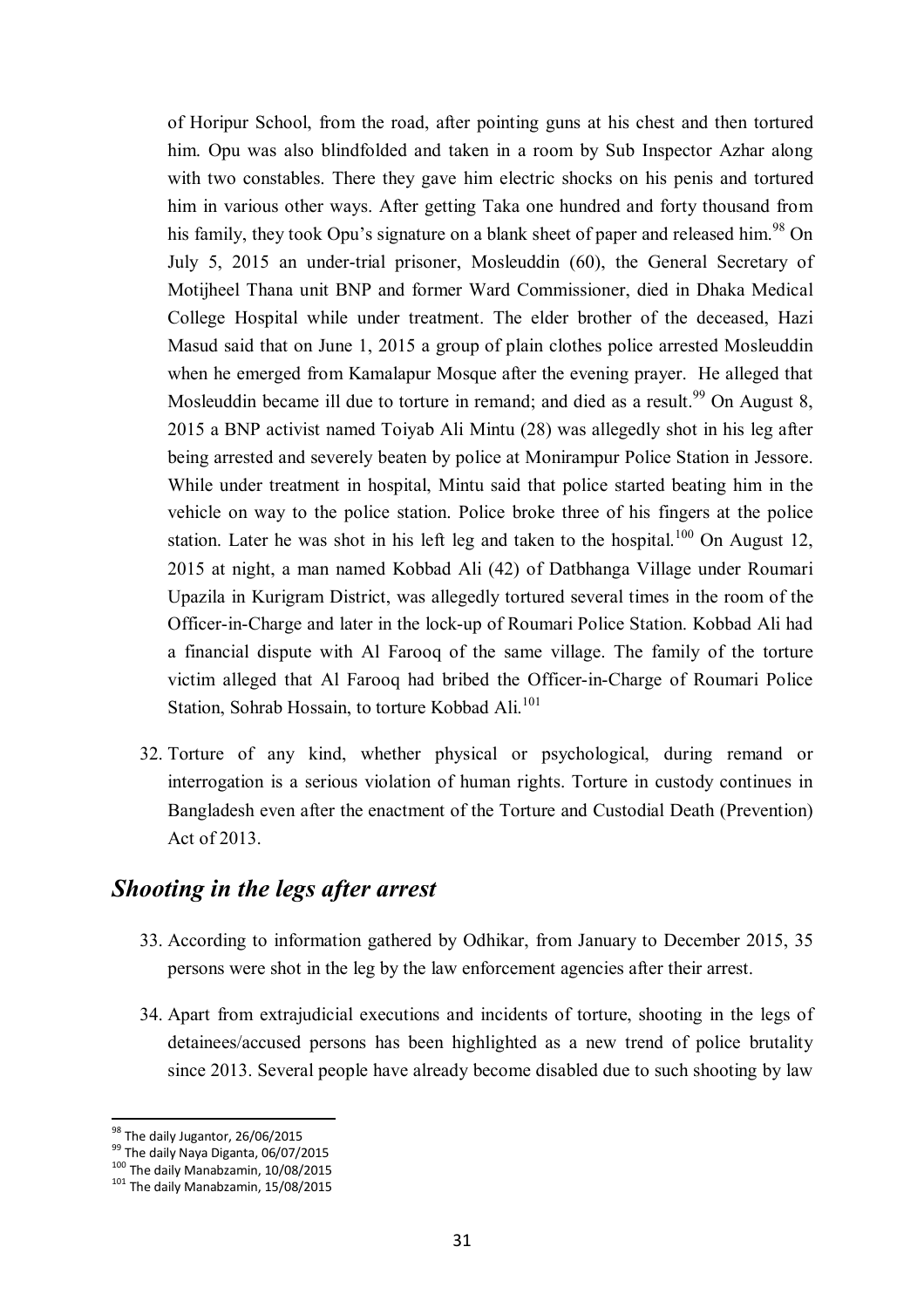of Horipur School, from the road, after pointing guns at his chest and then tortured him. Opu was also blindfolded and taken in a room by Sub Inspector Azhar along with two constables. There they gave him electric shocks on his penis and tortured him in various other ways. After getting Taka one hundred and forty thousand from his family, they took Opu's signature on a blank sheet of paper and released him.[98] On July 5, 2015 an under-trial prisoner, Mosleuddin (60), the General Secretary of Motijheel Thana unit BNP and former Ward Commissioner, died in Dhaka Medical College Hospital while under treatment. The elder brother of the deceased, Hazi Masud said that on June 1, 2015 a group of plain clothes police arrested Mosleuddin when he emerged from Kamalapur Mosque after the evening prayer. He alleged that Mosleuddin became ill due to torture in remand; and died as a result.[99] On August 8, 2015 a BNP activist named Toiyab Ali Mintu (28) was allegedly shot in his leg after being arrested and severely beaten by police at Monirampur Police Station in Jessore. While under treatment in hospital, Mintu said that police started beating him in the vehicle on way to the police station. Police broke three of his fingers at the police station. Later he was shot in his left leg and taken to the hospital.[100] On August 12, 2015 at night, a man named Kobbad Ali (42) of Datbhanga Village under Roumari Upazila in Kurigram District, was allegedly tortured several times in the room of the Officer-in-Charge and later in the lock-up of Roumari Police Station. Kobbad Ali had a financial dispute with Al Farooq of the same village. The family of the torture victim alleged that Al Farooq had bribed the Officer-in-Charge of Roumari Police Station, Sohrab Hossain, to torture Kobbad Ali.[101]

32. Torture of any kind, whether physical or psychological, during remand or interrogation is a serious violation of human rights. Torture in custody continues in Bangladesh even after the enactment of the Torture and Custodial Death (Prevention) Act of 2013.

## *Shooting in the legs after arrest*

33. According to information gathered by Odhikar, from January to December 2015, 35 persons were shot in the leg by the law enforcement agencies after their arrest.

34. Apart from extrajudicial executions and incidents of torture, shooting in the legs of detainees/accused persons has been highlighted as a new trend of police brutality since 2013. Several people have already become disabled due to such shooting by law

---

[98] The daily Jugantor, 26/06/2015

[99] The daily Naya Diganta, 06/07/2015

[100] The daily Manabzamin, 10/08/2015

[101] The daily Manabzamin, 15/08/2015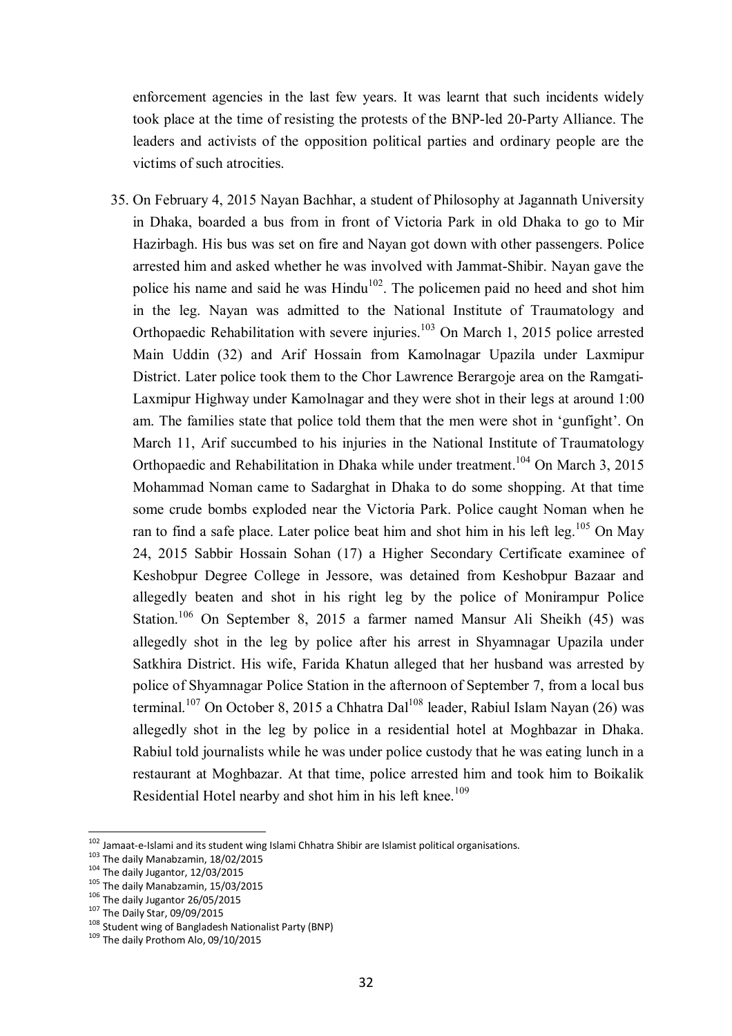enforcement agencies in the last few years. It was learnt that such incidents widely took place at the time of resisting the protests of the BNP-led 20-Party Alliance. The leaders and activists of the opposition political parties and ordinary people are the victims of such atrocities.

35. On February 4, 2015 Nayan Bachhar, a student of Philosophy at Jagannath University in Dhaka, boarded a bus from in front of Victoria Park in old Dhaka to go to Mir Hazirbagh. His bus was set on fire and Nayan got down with other passengers. Police arrested him and asked whether he was involved with Jammat-Shibir. Nayan gave the police his name and said he was Hindu[102]. The policemen paid no heed and shot him in the leg. Nayan was admitted to the National Institute of Traumatology and Orthopaedic Rehabilitation with severe injuries.[103] On March 1, 2015 police arrested Main Uddin (32) and Arif Hossain from Kamolnagar Upazila under Laxmipur District. Later police took them to the Chor Lawrence Berargoje area on the Ramgati-Laxmipur Highway under Kamolnagar and they were shot in their legs at around 1:00 am. The families state that police told them that the men were shot in 'gunfight'. On March 11, Arif succumbed to his injuries in the National Institute of Traumatology Orthopaedic and Rehabilitation in Dhaka while under treatment.[104] On March 3, 2015 Mohammad Noman came to Sadarghat in Dhaka to do some shopping. At that time some crude bombs exploded near the Victoria Park. Police caught Noman when he ran to find a safe place. Later police beat him and shot him in his left leg.[105] On May 24, 2015 Sabbir Hossain Sohan (17) a Higher Secondary Certificate examinee of Keshobpur Degree College in Jessore, was detained from Keshobpur Bazaar and allegedly beaten and shot in his right leg by the police of Monirampur Police Station.[106] On September 8, 2015 a farmer named Mansur Ali Sheikh (45) was allegedly shot in the leg by police after his arrest in Shyamnagar Upazila under Satkhira District. His wife, Farida Khatun alleged that her husband was arrested by police of Shyamnagar Police Station in the afternoon of September 7, from a local bus terminal.[107] On October 8, 2015 a Chhatra Dal[108] leader, Rabiul Islam Nayan (26) was allegedly shot in the leg by police in a residential hotel at Moghbazar in Dhaka. Rabiul told journalists while he was under police custody that he was eating lunch in a restaurant at Moghbazar. At that time, police arrested him and took him to Boikalik Residential Hotel nearby and shot him in his left knee.[109]

---

[102] Jamaat-e-Islami and its student wing Islami Chhatra Shibir are Islamist political organisations.

[103] The daily Manabzamin, 18/02/2015

[104] The daily Jugantor, 12/03/2015

[105] The daily Manabzamin, 15/03/2015

[106] The daily Jugantor 26/05/2015

[107] The Daily Star, 09/09/2015

[108] Student wing of Bangladesh Nationalist Party (BNP)

[109] The daily Prothom Alo, 09/10/2015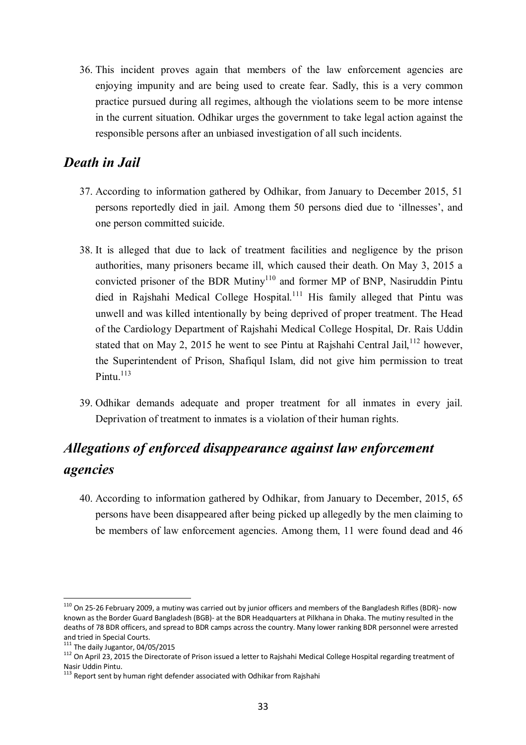36. This incident proves again that members of the law enforcement agencies are enjoying impunity and are being used to create fear. Sadly, this is a very common practice pursued during all regimes, although the violations seem to be more intense in the current situation. Odhikar urges the government to take legal action against the responsible persons after an unbiased investigation of all such incidents.

## *Death in Jail*

37. According to information gathered by Odhikar, from January to December 2015, 51 persons reportedly died in jail. Among them 50 persons died due to 'illnesses', and one person committed suicide.

38. It is alleged that due to lack of treatment facilities and negligence by the prison authorities, many prisoners became ill, which caused their death. On May 3, 2015 a convicted prisoner of the BDR Mutiny[110] and former MP of BNP, Nasiruddin Pintu died in Rajshahi Medical College Hospital.[111] His family alleged that Pintu was unwell and was killed intentionally by being deprived of proper treatment. The Head of the Cardiology Department of Rajshahi Medical College Hospital, Dr. Rais Uddin stated that on May 2, 2015 he went to see Pintu at Rajshahi Central Jail,[112] however, the Superintendent of Prison, Shafiqul Islam, did not give him permission to treat Pintu.[113]

39. Odhikar demands adequate and proper treatment for all inmates in every jail. Deprivation of treatment to inmates is a violation of their human rights.

## *Allegations of enforced disappearance against law enforcement agencies*

40. According to information gathered by Odhikar, from January to December, 2015, 65 persons have been disappeared after being picked up allegedly by the men claiming to be members of law enforcement agencies. Among them, 11 were found dead and 46

---

[110] On 25-26 February 2009, a mutiny was carried out by junior officers and members of the Bangladesh Rifles (BDR)- now known as the Border Guard Bangladesh (BGB)- at the BDR Headquarters at Pilkhana in Dhaka. The mutiny resulted in the deaths of 78 BDR officers, and spread to BDR camps across the country. Many lower ranking BDR personnel were arrested and tried in Special Courts.

[111] The daily Jugantor, 04/05/2015

[112] On April 23, 2015 the Directorate of Prison issued a letter to Rajshahi Medical College Hospital regarding treatment of Nasir Uddin Pintu.

[113] Report sent by human right defender associated with Odhikar from Rajshahi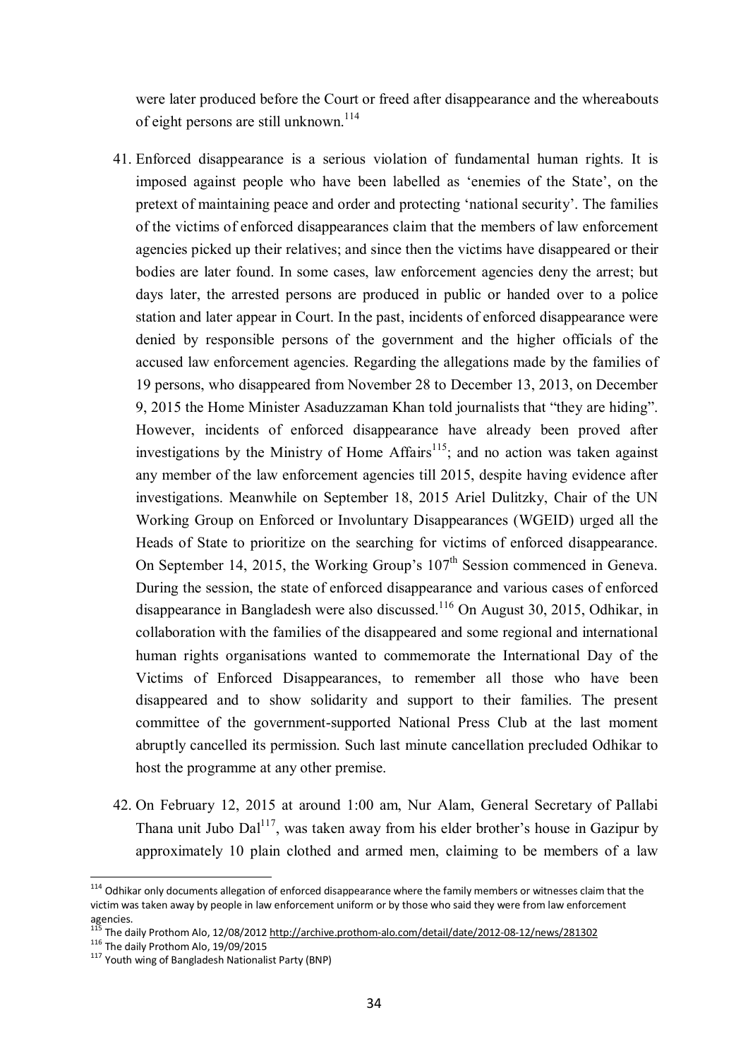were later produced before the Court or freed after disappearance and the whereabouts of eight persons are still unknown.[114]

41. Enforced disappearance is a serious violation of fundamental human rights. It is imposed against people who have been labelled as 'enemies of the State', on the pretext of maintaining peace and order and protecting 'national security'. The families of the victims of enforced disappearances claim that the members of law enforcement agencies picked up their relatives; and since then the victims have disappeared or their bodies are later found. In some cases, law enforcement agencies deny the arrest; but days later, the arrested persons are produced in public or handed over to a police station and later appear in Court. In the past, incidents of enforced disappearance were denied by responsible persons of the government and the higher officials of the accused law enforcement agencies. Regarding the allegations made by the families of 19 persons, who disappeared from November 28 to December 13, 2013, on December 9, 2015 the Home Minister Asaduzzaman Khan told journalists that "they are hiding". However, incidents of enforced disappearance have already been proved after investigations by the Ministry of Home Affairs[115]; and no action was taken against any member of the law enforcement agencies till 2015, despite having evidence after investigations. Meanwhile on September 18, 2015 Ariel Dulitzky, Chair of the UN Working Group on Enforced or Involuntary Disappearances (WGEID) urged all the Heads of State to prioritize on the searching for victims of enforced disappearance. On September 14, 2015, the Working Group's 107th Session commenced in Geneva. During the session, the state of enforced disappearance and various cases of enforced disappearance in Bangladesh were also discussed.[116] On August 30, 2015, Odhikar, in collaboration with the families of the disappeared and some regional and international human rights organisations wanted to commemorate the International Day of the Victims of Enforced Disappearances, to remember all those who have been disappeared and to show solidarity and support to their families. The present committee of the government-supported National Press Club at the last moment abruptly cancelled its permission. Such last minute cancellation precluded Odhikar to host the programme at any other premise.

42. On February 12, 2015 at around 1:00 am, Nur Alam, General Secretary of Pallabi Thana unit Jubo Dal[117], was taken away from his elder brother's house in Gazipur by approximately 10 plain clothed and armed men, claiming to be members of a law

---

[114] Odhikar only documents allegation of enforced disappearance where the family members or witnesses claim that the victim was taken away by people in law enforcement uniform or by those who said they were from law enforcement agencies.

[115] The daily Prothom Alo, 12/08/2012 http://archive.prothom-alo.com/detail/date/2012-08-12/news/281302

[116] The daily Prothom Alo, 19/09/2015

[117] Youth wing of Bangladesh Nationalist Party (BNP)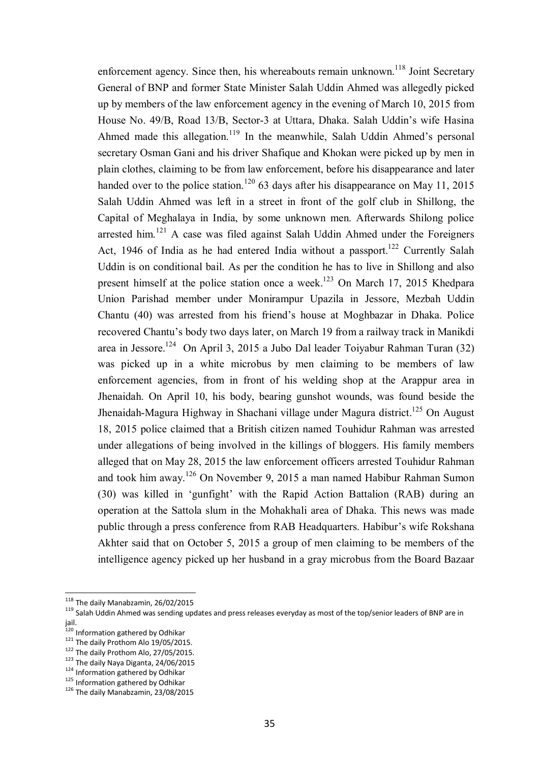enforcement agency. Since then, his whereabouts remain unknown.[118] Joint Secretary General of BNP and former State Minister Salah Uddin Ahmed was allegedly picked up by members of the law enforcement agency in the evening of March 10, 2015 from House No. 49/B, Road 13/B, Sector-3 at Uttara, Dhaka. Salah Uddin's wife Hasina Ahmed made this allegation.[119] In the meanwhile, Salah Uddin Ahmed's personal secretary Osman Gani and his driver Shafique and Khokan were picked up by men in plain clothes, claiming to be from law enforcement, before his disappearance and later handed over to the police station.[120] 63 days after his disappearance on May 11, 2015 Salah Uddin Ahmed was left in a street in front of the golf club in Shillong, the Capital of Meghalaya in India, by some unknown men. Afterwards Shilong police arrested him.[121] A case was filed against Salah Uddin Ahmed under the Foreigners Act, 1946 of India as he had entered India without a passport.[122] Currently Salah Uddin is on conditional bail. As per the condition he has to live in Shillong and also present himself at the police station once a week.[123] On March 17, 2015 Khedpara Union Parishad member under Monirampur Upazila in Jessore, Mezbah Uddin Chantu (40) was arrested from his friend's house at Moghbazar in Dhaka. Police recovered Chantu's body two days later, on March 19 from a railway track in Manikdi area in Jessore.[124] On April 3, 2015 a Jubo Dal leader Toiyabur Rahman Turan (32) was picked up in a white microbus by men claiming to be members of law enforcement agencies, from in front of his welding shop at the Arappur area in Jhenaidah. On April 10, his body, bearing gunshot wounds, was found beside the Jhenaidah-Magura Highway in Shachani village under Magura district.[125] On August 18, 2015 police claimed that a British citizen named Touhidur Rahman was arrested under allegations of being involved in the killings of bloggers. His family members alleged that on May 28, 2015 the law enforcement officers arrested Touhidur Rahman and took him away.[126] On November 9, 2015 a man named Habibur Rahman Sumon (30) was killed in 'gunfight' with the Rapid Action Battalion (RAB) during an operation at the Sattola slum in the Mohakhali area of Dhaka. This news was made public through a press conference from RAB Headquarters. Habibur's wife Rokshana Akhter said that on October 5, 2015 a group of men claiming to be members of the intelligence agency picked up her husband in a gray microbus from the Board Bazaar

---

[118] The daily Manabzamin, 26/02/2015

[119] Salah Uddin Ahmed was sending updates and press releases everyday as most of the top/senior leaders of BNP are in jail.

[120] Information gathered by Odhikar

[121] The daily Prothom Alo 19/05/2015.

[122] The daily Prothom Alo, 27/05/2015.

[123] The daily Naya Diganta, 24/06/2015

[124] Information gathered by Odhikar

[125] Information gathered by Odhikar

[126] The daily Manabzamin, 23/08/2015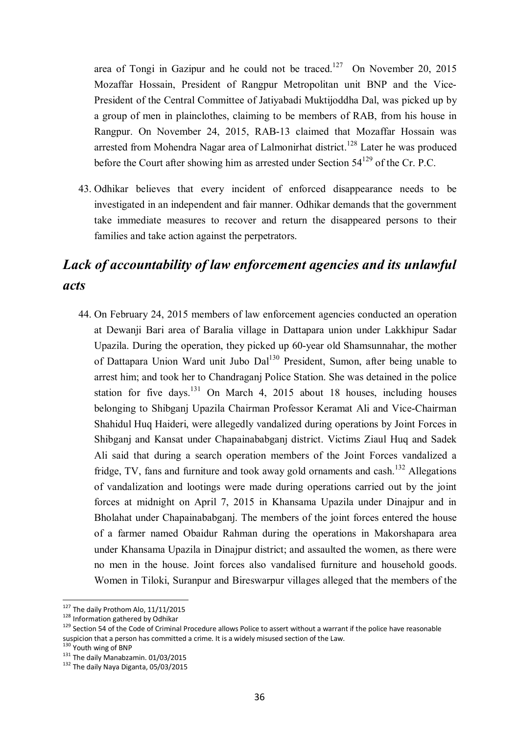area of Tongi in Gazipur and he could not be traced.[127] On November 20, 2015 Mozaffar Hossain, President of Rangpur Metropolitan unit BNP and the Vice-President of the Central Committee of Jatiyabadi Muktijoddha Dal, was picked up by a group of men in plainclothes, claiming to be members of RAB, from his house in Rangpur. On November 24, 2015, RAB-13 claimed that Mozaffar Hossain was arrested from Mohendra Nagar area of Lalmonirhat district.[128] Later he was produced before the Court after showing him as arrested under Section 54[129] of the Cr. P.C.

43. Odhikar believes that every incident of enforced disappearance needs to be investigated in an independent and fair manner. Odhikar demands that the government take immediate measures to recover and return the disappeared persons to their families and take action against the perpetrators.

## *Lack of accountability of law enforcement agencies and its unlawful acts*

44. On February 24, 2015 members of law enforcement agencies conducted an operation at Dewanji Bari area of Baralia village in Dattapara union under Lakkhipur Sadar Upazila. During the operation, they picked up 60-year old Shamsunnahar, the mother of Dattapara Union Ward unit Jubo Dal[130] President, Sumon, after being unable to arrest him; and took her to Chandraganj Police Station. She was detained in the police station for five days.[131] On March 4, 2015 about 18 houses, including houses belonging to Shibganj Upazila Chairman Professor Keramat Ali and Vice-Chairman Shahidul Huq Haideri, were allegedly vandalized during operations by Joint Forces in Shibganj and Kansat under Chapainababganj district. Victims Ziaul Huq and Sadek Ali said that during a search operation members of the Joint Forces vandalized a fridge, TV, fans and furniture and took away gold ornaments and cash.[132] Allegations of vandalization and lootings were made during operations carried out by the joint forces at midnight on April 7, 2015 in Khansama Upazila under Dinajpur and in Bholahat under Chapainababganj. The members of the joint forces entered the house of a farmer named Obaidur Rahman during the operations in Makorshapara area under Khansama Upazila in Dinajpur district; and assaulted the women, as there were no men in the house. Joint forces also vandalised furniture and household goods. Women in Tiloki, Suranpur and Bireswarpur villages alleged that the members of the

---

[127] The daily Prothom Alo, 11/11/2015

[128] Information gathered by Odhikar

[129] Section 54 of the Code of Criminal Procedure allows Police to assert without a warrant if the police have reasonable suspicion that a person has committed a crime. It is a widely misused section of the Law.

[130] Youth wing of BNP

[131] The daily Manabzamin. 01/03/2015

[132] The daily Naya Diganta, 05/03/2015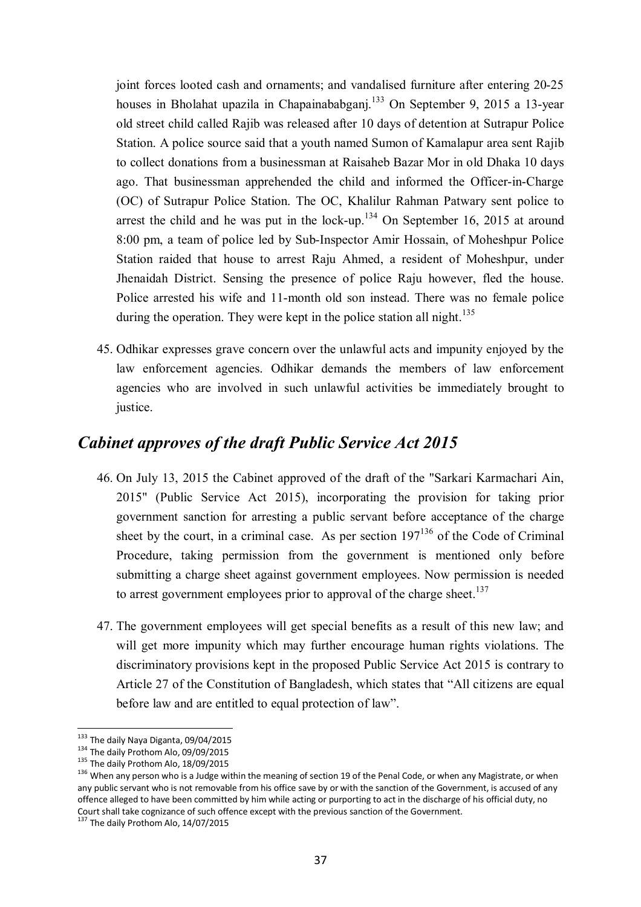joint forces looted cash and ornaments; and vandalised furniture after entering 20-25 houses in Bholahat upazila in Chapainababganj.[133] On September 9, 2015 a 13-year old street child called Rajib was released after 10 days of detention at Sutrapur Police Station. A police source said that a youth named Sumon of Kamalapur area sent Rajib to collect donations from a businessman at Raisaheb Bazar Mor in old Dhaka 10 days ago. That businessman apprehended the child and informed the Officer-in-Charge (OC) of Sutrapur Police Station. The OC, Khalilur Rahman Patwary sent police to arrest the child and he was put in the lock-up.[134] On September 16, 2015 at around 8:00 pm, a team of police led by Sub-Inspector Amir Hossain, of Moheshpur Police Station raided that house to arrest Raju Ahmed, a resident of Moheshpur, under Jhenaidah District. Sensing the presence of police Raju however, fled the house. Police arrested his wife and 11-month old son instead. There was no female police during the operation. They were kept in the police station all night.[135]

45. Odhikar expresses grave concern over the unlawful acts and impunity enjoyed by the law enforcement agencies. Odhikar demands the members of law enforcement agencies who are involved in such unlawful activities be immediately brought to justice.

## *Cabinet approves of the draft Public Service Act 2015*

46. On July 13, 2015 the Cabinet approved of the draft of the "Sarkari Karmachari Ain, 2015" (Public Service Act 2015), incorporating the provision for taking prior government sanction for arresting a public servant before acceptance of the charge sheet by the court, in a criminal case. As per section 197[136] of the Code of Criminal Procedure, taking permission from the government is mentioned only before submitting a charge sheet against government employees. Now permission is needed to arrest government employees prior to approval of the charge sheet.[137]

47. The government employees will get special benefits as a result of this new law; and will get more impunity which may further encourage human rights violations. The discriminatory provisions kept in the proposed Public Service Act 2015 is contrary to Article 27 of the Constitution of Bangladesh, which states that "All citizens are equal before law and are entitled to equal protection of law".

---

[133] The daily Naya Diganta, 09/04/2015

[134] The daily Prothom Alo, 09/09/2015

[135] The daily Prothom Alo, 18/09/2015

[136] When any person who is a Judge within the meaning of section 19 of the Penal Code, or when any Magistrate, or when any public servant who is not removable from his office save by or with the sanction of the Government, is accused of any offence alleged to have been committed by him while acting or purporting to act in the discharge of his official duty, no Court shall take cognizance of such offence except with the previous sanction of the Government.

[137] The daily Prothom Alo, 14/07/2015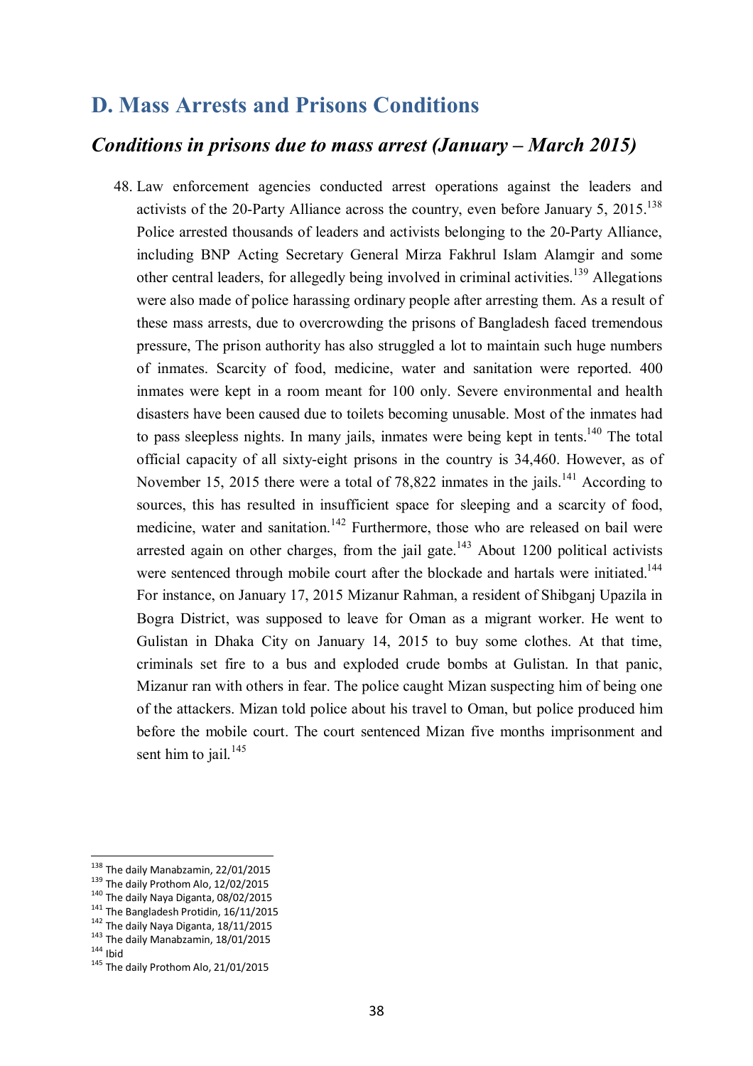## D. Mass Arrests and Prisons Conditions

### *Conditions in prisons due to mass arrest (January – March 2015)*

48. Law enforcement agencies conducted arrest operations against the leaders and activists of the 20-Party Alliance across the country, even before January 5, 2015.[138] Police arrested thousands of leaders and activists belonging to the 20-Party Alliance, including BNP Acting Secretary General Mirza Fakhrul Islam Alamgir and some other central leaders, for allegedly being involved in criminal activities.[139] Allegations were also made of police harassing ordinary people after arresting them. As a result of these mass arrests, due to overcrowding the prisons of Bangladesh faced tremendous pressure, The prison authority has also struggled a lot to maintain such huge numbers of inmates. Scarcity of food, medicine, water and sanitation were reported. 400 inmates were kept in a room meant for 100 only. Severe environmental and health disasters have been caused due to toilets becoming unusable. Most of the inmates had to pass sleepless nights. In many jails, inmates were being kept in tents.[140] The total official capacity of all sixty-eight prisons in the country is 34,460. However, as of November 15, 2015 there were a total of 78,822 inmates in the jails.[141] According to sources, this has resulted in insufficient space for sleeping and a scarcity of food, medicine, water and sanitation.[142] Furthermore, those who are released on bail were arrested again on other charges, from the jail gate.[143] About 1200 political activists were sentenced through mobile court after the blockade and hartals were initiated.[144] For instance, on January 17, 2015 Mizanur Rahman, a resident of Shibganj Upazila in Bogra District, was supposed to leave for Oman as a migrant worker. He went to Gulistan in Dhaka City on January 14, 2015 to buy some clothes. At that time, criminals set fire to a bus and exploded crude bombs at Gulistan. In that panic, Mizanur ran with others in fear. The police caught Mizan suspecting him of being one of the attackers. Mizan told police about his travel to Oman, but police produced him before the mobile court. The court sentenced Mizan five months imprisonment and sent him to jail.[145]

---

[138] The daily Manabzamin, 22/01/2015

[139] The daily Prothom Alo, 12/02/2015

[140] The daily Naya Diganta, 08/02/2015

[141] The Bangladesh Protidin, 16/11/2015

[142] The daily Naya Diganta, 18/11/2015

[143] The daily Manabzamin, 18/01/2015

[144] Ibid

[145] The daily Prothom Alo, 21/01/2015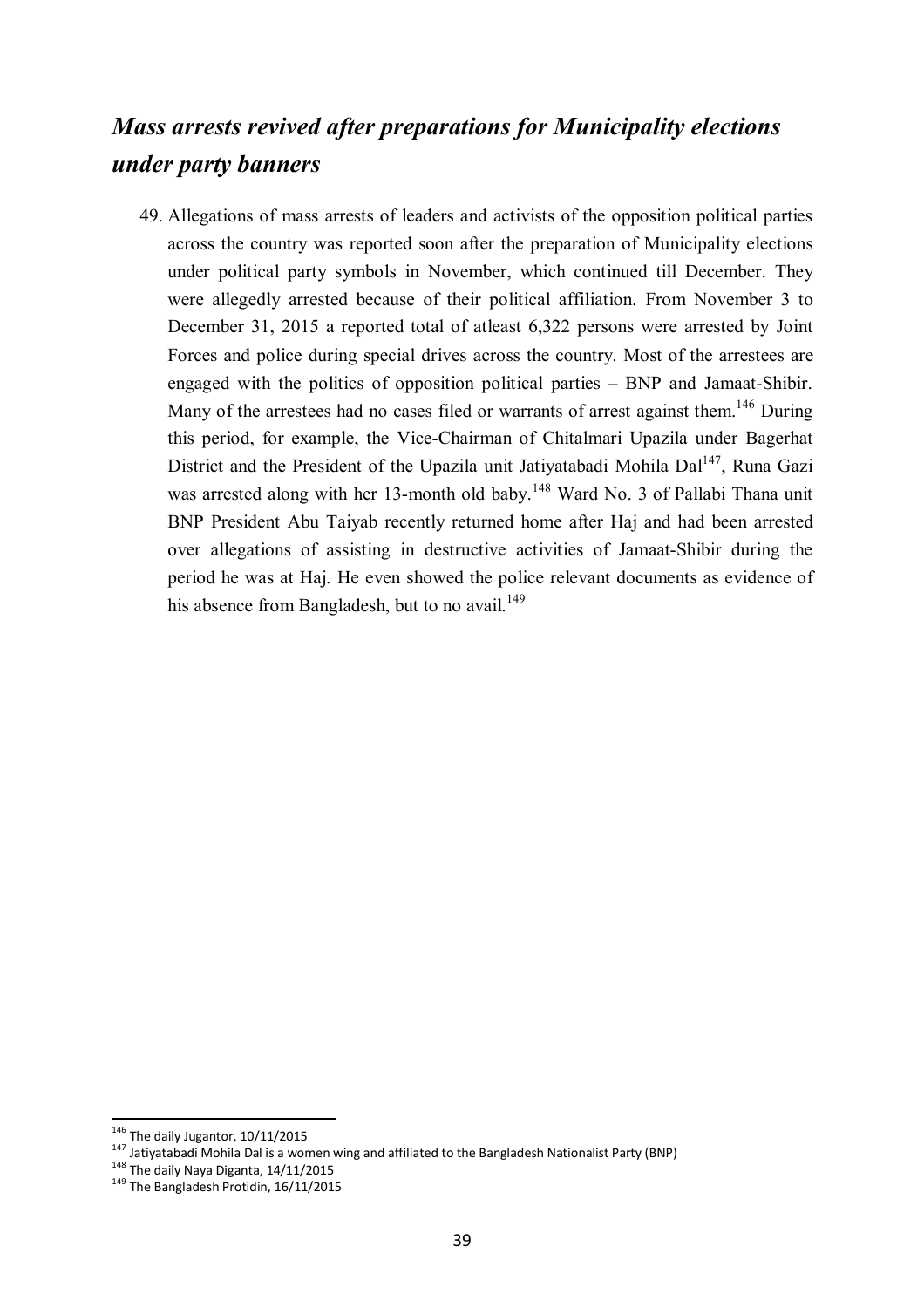## *Mass arrests revived after preparations for Municipality elections under party banners*

49. Allegations of mass arrests of leaders and activists of the opposition political parties across the country was reported soon after the preparation of Municipality elections under political party symbols in November, which continued till December. They were allegedly arrested because of their political affiliation. From November 3 to December 31, 2015 a reported total of atleast 6,322 persons were arrested by Joint Forces and police during special drives across the country. Most of the arrestees are engaged with the politics of opposition political parties – BNP and Jamaat-Shibir. Many of the arrestees had no cases filed or warrants of arrest against them.[146] During this period, for example, the Vice-Chairman of Chitalmari Upazila under Bagerhat District and the President of the Upazila unit Jatiyatabadi Mohila Dal[147], Runa Gazi was arrested along with her 13-month old baby.[148] Ward No. 3 of Pallabi Thana unit BNP President Abu Taiyab recently returned home after Haj and had been arrested over allegations of assisting in destructive activities of Jamaat-Shibir during the period he was at Haj. He even showed the police relevant documents as evidence of his absence from Bangladesh, but to no avail.[149]

---

[146] The daily Jugantor, 10/11/2015

[147] Jatiyatabadi Mohila Dal is a women wing and affiliated to the Bangladesh Nationalist Party (BNP)

[148] The daily Naya Diganta, 14/11/2015

[149] The Bangladesh Protidin, 16/11/2015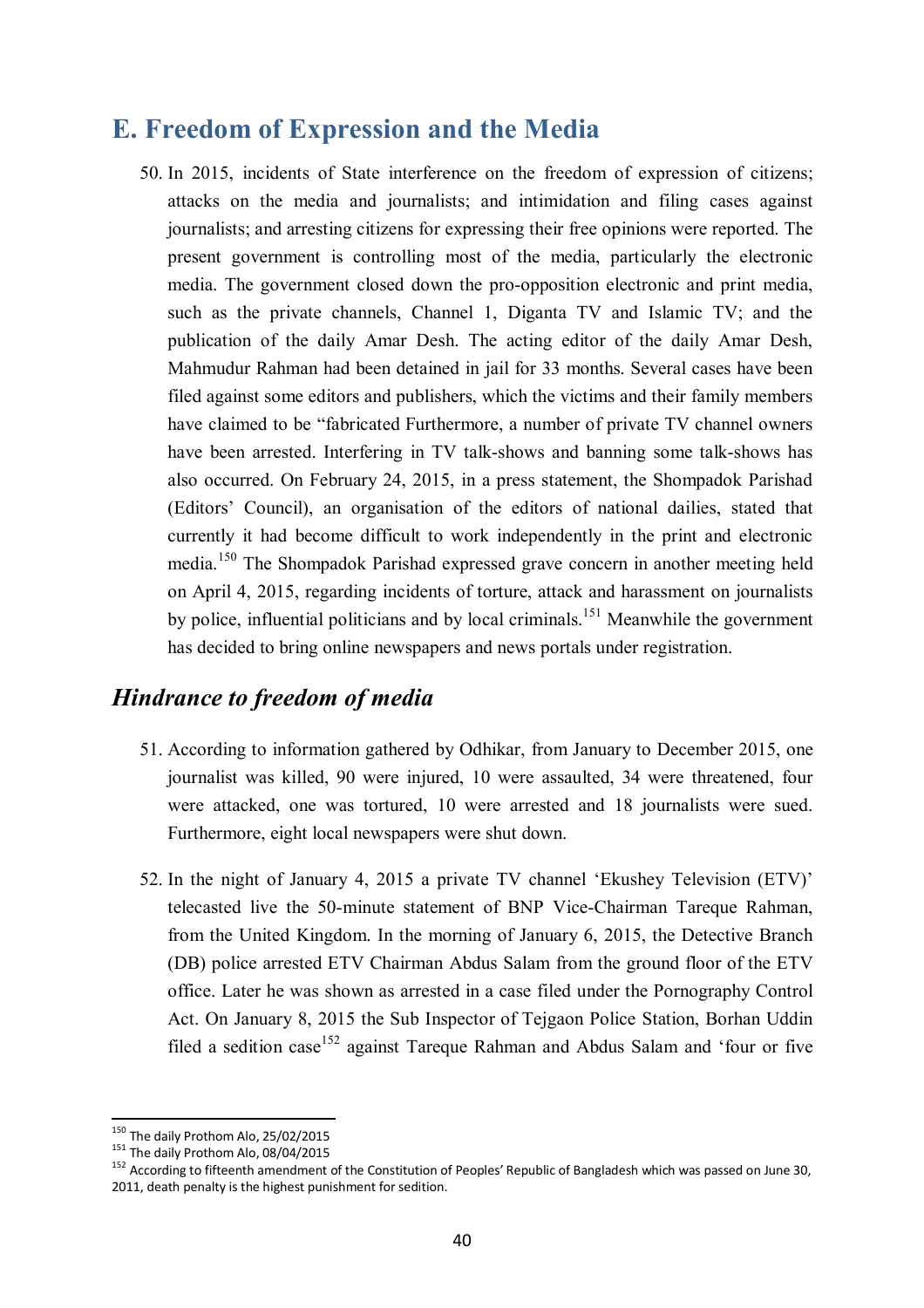## E. Freedom of Expression and the Media

50. In 2015, incidents of State interference on the freedom of expression of citizens; attacks on the media and journalists; and intimidation and filing cases against journalists; and arresting citizens for expressing their free opinions were reported. The present government is controlling most of the media, particularly the electronic media. The government closed down the pro-opposition electronic and print media, such as the private channels, Channel 1, Diganta TV and Islamic TV; and the publication of the daily Amar Desh. The acting editor of the daily Amar Desh, Mahmudur Rahman had been detained in jail for 33 months. Several cases have been filed against some editors and publishers, which the victims and their family members have claimed to be "fabricated Furthermore, a number of private TV channel owners have been arrested. Interfering in TV talk-shows and banning some talk-shows has also occurred. On February 24, 2015, in a press statement, the Shompadok Parishad (Editors' Council), an organisation of the editors of national dailies, stated that currently it had become difficult to work independently in the print and electronic media.[150] The Shompadok Parishad expressed grave concern in another meeting held on April 4, 2015, regarding incidents of torture, attack and harassment on journalists by police, influential politicians and by local criminals.[151] Meanwhile the government has decided to bring online newspapers and news portals under registration.

### *Hindrance to freedom of media*

51. According to information gathered by Odhikar, from January to December 2015, one journalist was killed, 90 were injured, 10 were assaulted, 34 were threatened, four were attacked, one was tortured, 10 were arrested and 18 journalists were sued. Furthermore, eight local newspapers were shut down.

52. In the night of January 4, 2015 a private TV channel 'Ekushey Television (ETV)' telecasted live the 50-minute statement of BNP Vice-Chairman Tareque Rahman, from the United Kingdom. In the morning of January 6, 2015, the Detective Branch (DB) police arrested ETV Chairman Abdus Salam from the ground floor of the ETV office. Later he was shown as arrested in a case filed under the Pornography Control Act. On January 8, 2015 the Sub Inspector of Tejgaon Police Station, Borhan Uddin filed a sedition case[152] against Tareque Rahman and Abdus Salam and 'four or five

---

[150] The daily Prothom Alo, 25/02/2015

[151] The daily Prothom Alo, 08/04/2015

[152] According to fifteenth amendment of the Constitution of Peoples' Republic of Bangladesh which was passed on June 30, 2011, death penalty is the highest punishment for sedition.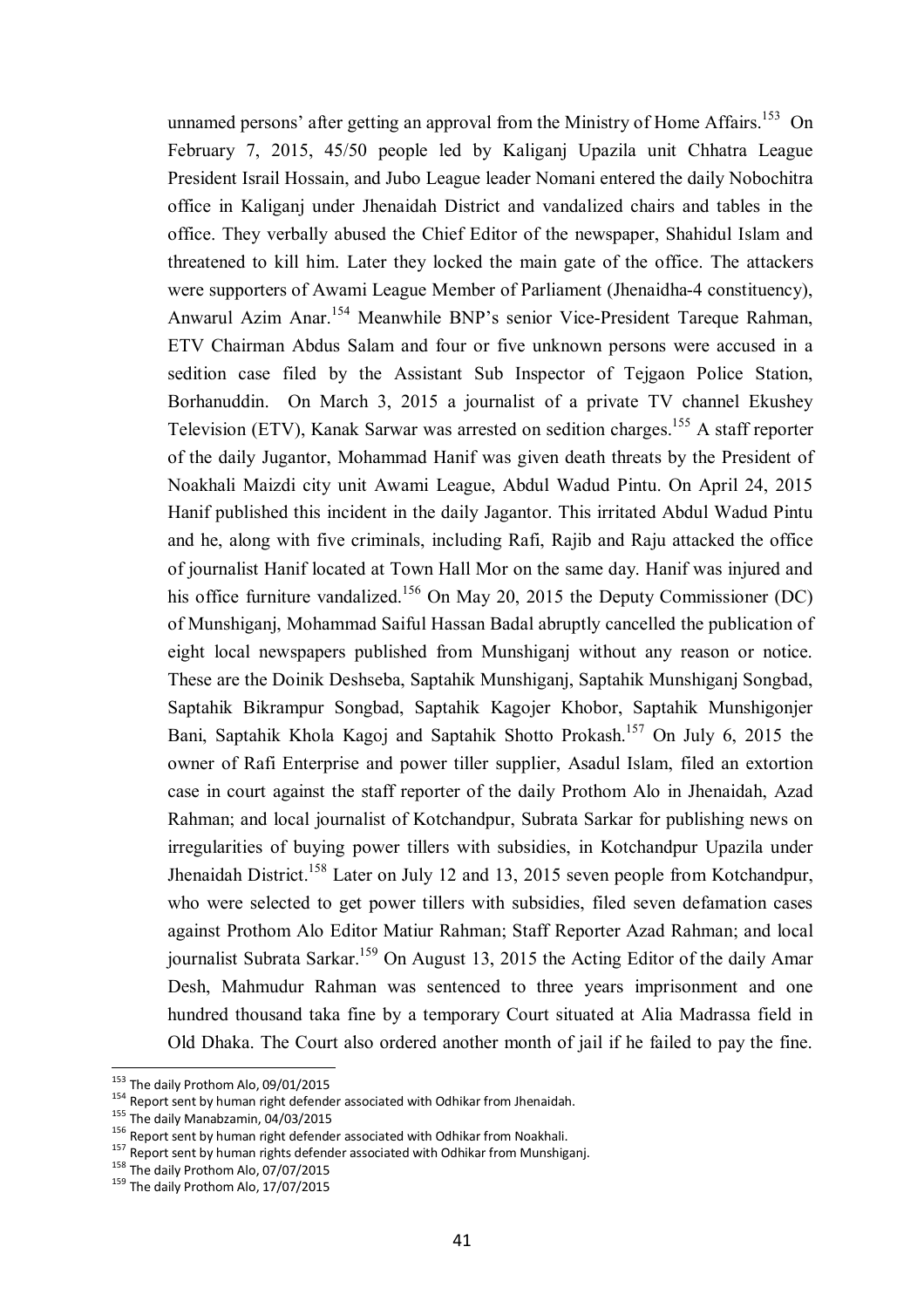unnamed persons' after getting an approval from the Ministry of Home Affairs.[153] On February 7, 2015, 45/50 people led by Kaliganj Upazila unit Chhatra League President Israil Hossain, and Jubo League leader Nomani entered the daily Nobochitra office in Kaliganj under Jhenaidah District and vandalized chairs and tables in the office. They verbally abused the Chief Editor of the newspaper, Shahidul Islam and threatened to kill him. Later they locked the main gate of the office. The attackers were supporters of Awami League Member of Parliament (Jhenaidha-4 constituency), Anwarul Azim Anar.[154] Meanwhile BNP's senior Vice-President Tareque Rahman, ETV Chairman Abdus Salam and four or five unknown persons were accused in a sedition case filed by the Assistant Sub Inspector of Tejgaon Police Station, Borhanuddin. On March 3, 2015 a journalist of a private TV channel Ekushey Television (ETV), Kanak Sarwar was arrested on sedition charges.[155] A staff reporter of the daily Jugantor, Mohammad Hanif was given death threats by the President of Noakhali Maizdi city unit Awami League, Abdul Wadud Pintu. On April 24, 2015 Hanif published this incident in the daily Jagantor. This irritated Abdul Wadud Pintu and he, along with five criminals, including Rafi, Rajib and Raju attacked the office of journalist Hanif located at Town Hall Mor on the same day. Hanif was injured and his office furniture vandalized.[156] On May 20, 2015 the Deputy Commissioner (DC) of Munshiganj, Mohammad Saiful Hassan Badal abruptly cancelled the publication of eight local newspapers published from Munshiganj without any reason or notice. These are the Doinik Deshseba, Saptahik Munshiganj, Saptahik Munshiganj Songbad, Saptahik Bikrampur Songbad, Saptahik Kagojer Khobor, Saptahik Munshigonjer Bani, Saptahik Khola Kagoj and Saptahik Shotto Prokash.[157] On July 6, 2015 the owner of Rafi Enterprise and power tiller supplier, Asadul Islam, filed an extortion case in court against the staff reporter of the daily Prothom Alo in Jhenaidah, Azad Rahman; and local journalist of Kotchandpur, Subrata Sarkar for publishing news on irregularities of buying power tillers with subsidies, in Kotchandpur Upazila under Jhenaidah District.[158] Later on July 12 and 13, 2015 seven people from Kotchandpur, who were selected to get power tillers with subsidies, filed seven defamation cases against Prothom Alo Editor Matiur Rahman; Staff Reporter Azad Rahman; and local journalist Subrata Sarkar.[159] On August 13, 2015 the Acting Editor of the daily Amar Desh, Mahmudur Rahman was sentenced to three years imprisonment and one hundred thousand taka fine by a temporary Court situated at Alia Madrassa field in Old Dhaka. The Court also ordered another month of jail if he failed to pay the fine.

---

[153] The daily Prothom Alo, 09/01/2015

[154] Report sent by human right defender associated with Odhikar from Jhenaidah.

[155] The daily Manabzamin, 04/03/2015

[156] Report sent by human right defender associated with Odhikar from Noakhali.

[157] Report sent by human rights defender associated with Odhikar from Munshiganj.

[158] The daily Prothom Alo, 07/07/2015

[159] The daily Prothom Alo, 17/07/2015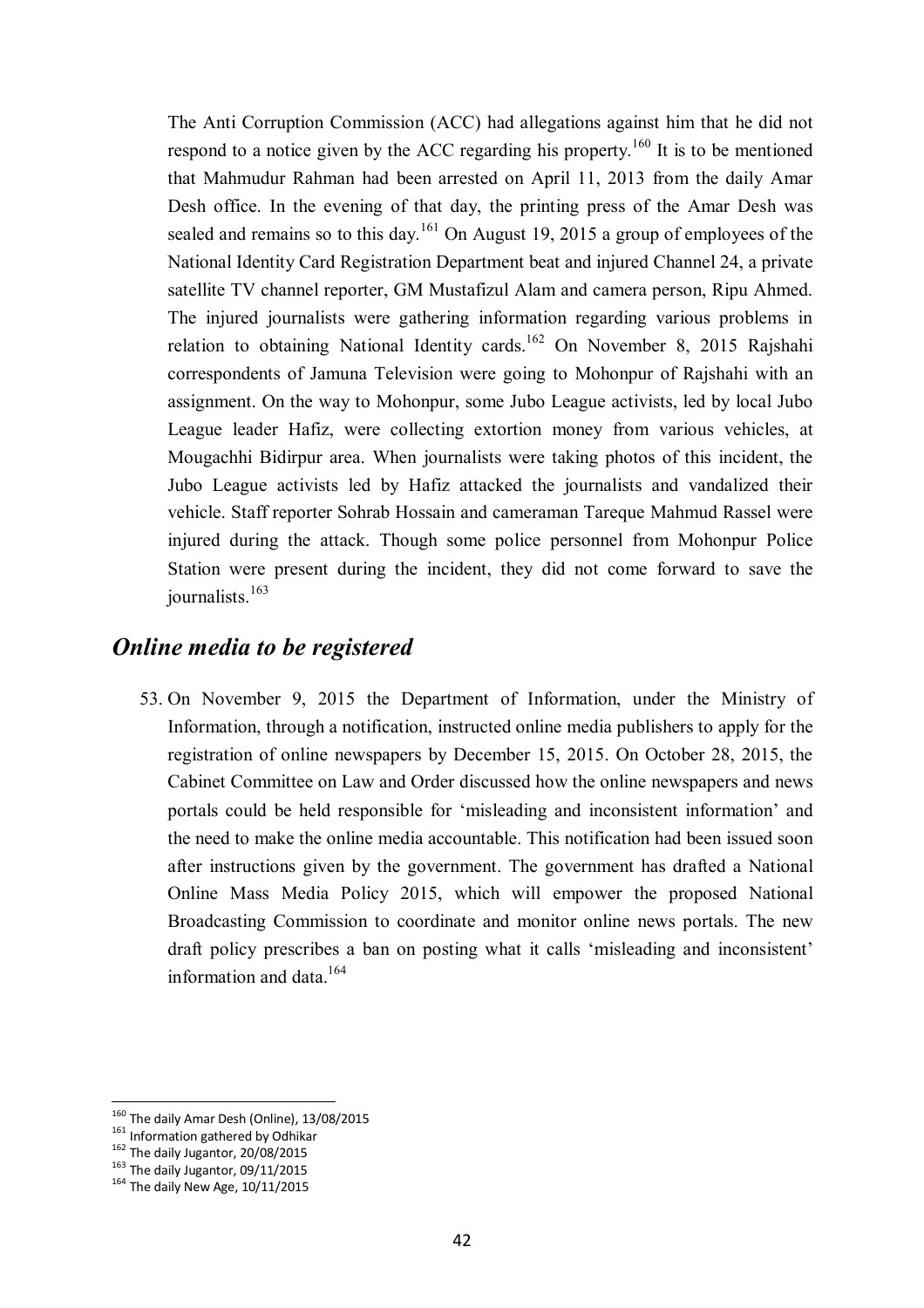The Anti Corruption Commission (ACC) had allegations against him that he did not respond to a notice given by the ACC regarding his property.[160] It is to be mentioned that Mahmudur Rahman had been arrested on April 11, 2013 from the daily Amar Desh office. In the evening of that day, the printing press of the Amar Desh was sealed and remains so to this day.[161] On August 19, 2015 a group of employees of the National Identity Card Registration Department beat and injured Channel 24, a private satellite TV channel reporter, GM Mustafizul Alam and camera person, Ripu Ahmed. The injured journalists were gathering information regarding various problems in relation to obtaining National Identity cards.[162] On November 8, 2015 Rajshahi correspondents of Jamuna Television were going to Mohonpur of Rajshahi with an assignment. On the way to Mohonpur, some Jubo League activists, led by local Jubo League leader Hafiz, were collecting extortion money from various vehicles, at Mougachhi Bidirpur area. When journalists were taking photos of this incident, the Jubo League activists led by Hafiz attacked the journalists and vandalized their vehicle. Staff reporter Sohrab Hossain and cameraman Tareque Mahmud Rassel were injured during the attack. Though some police personnel from Mohonpur Police Station were present during the incident, they did not come forward to save the journalists.[163]

## *Online media to be registered*

53. On November 9, 2015 the Department of Information, under the Ministry of Information, through a notification, instructed online media publishers to apply for the registration of online newspapers by December 15, 2015. On October 28, 2015, the Cabinet Committee on Law and Order discussed how the online newspapers and news portals could be held responsible for 'misleading and inconsistent information' and the need to make the online media accountable. This notification had been issued soon after instructions given by the government. The government has drafted a National Online Mass Media Policy 2015, which will empower the proposed National Broadcasting Commission to coordinate and monitor online news portals. The new draft policy prescribes a ban on posting what it calls 'misleading and inconsistent' information and data.[164]

---

[160] The daily Amar Desh (Online), 13/08/2015

[161] Information gathered by Odhikar

[162] The daily Jugantor, 20/08/2015

[163] The daily Jugantor, 09/11/2015

[164] The daily New Age, 10/11/2015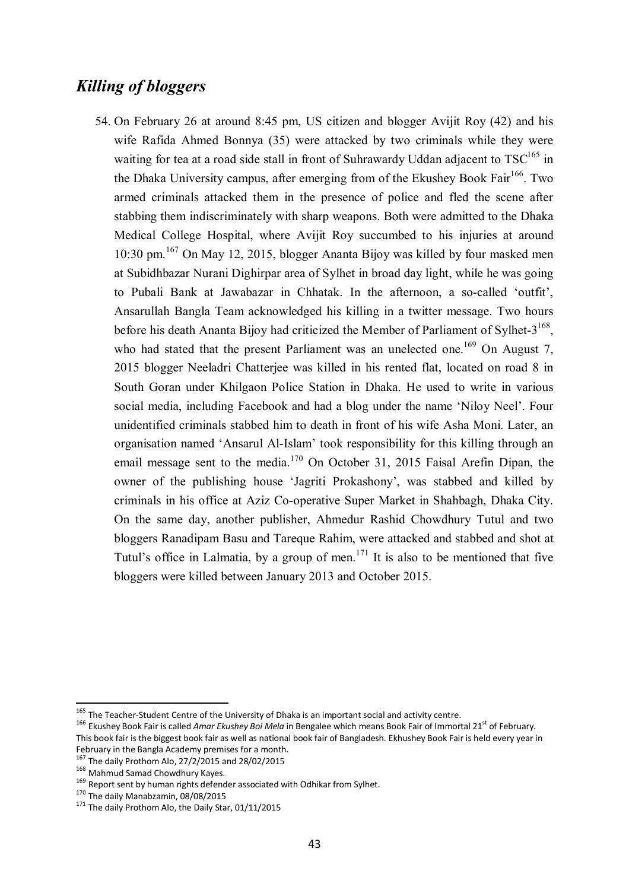## *Killing of bloggers*

54. On February 26 at around 8:45 pm, US citizen and blogger Avijit Roy (42) and his wife Rafida Ahmed Bonnya (35) were attacked by two criminals while they were waiting for tea at a road side stall in front of Suhrawardy Uddan adjacent to TSC[165] in the Dhaka University campus, after emerging from of the Ekushey Book Fair[166]. Two armed criminals attacked them in the presence of police and fled the scene after stabbing them indiscriminately with sharp weapons. Both were admitted to the Dhaka Medical College Hospital, where Avijit Roy succumbed to his injuries at around 10:30 pm.[167] On May 12, 2015, blogger Ananta Bijoy was killed by four masked men at Subidhbazar Nurani Dighirpar area of Sylhet in broad day light, while he was going to Pubali Bank at Jawabazar in Chhatak. In the afternoon, a so-called 'outfit', Ansarullah Bangla Team acknowledged his killing in a twitter message. Two hours before his death Ananta Bijoy had criticized the Member of Parliament of Sylhet-3[168], who had stated that the present Parliament was an unelected one.[169] On August 7, 2015 blogger Neeladri Chatterjee was killed in his rented flat, located on road 8 in South Goran under Khilgaon Police Station in Dhaka. He used to write in various social media, including Facebook and had a blog under the name 'Niloy Neel'. Four unidentified criminals stabbed him to death in front of his wife Asha Moni. Later, an organisation named 'Ansarul Al-Islam' took responsibility for this killing through an email message sent to the media.[170] On October 31, 2015 Faisal Arefin Dipan, the owner of the publishing house 'Jagriti Prokashony', was stabbed and killed by criminals in his office at Aziz Co-operative Super Market in Shahbagh, Dhaka City. On the same day, another publisher, Ahmedur Rashid Chowdhury Tutul and two bloggers Ranadipam Basu and Tareque Rahim, were attacked and stabbed and shot at Tutul's office in Lalmatia, by a group of men.[171] It is also to be mentioned that five bloggers were killed between January 2013 and October 2015.

---

[165] The Teacher-Student Centre of the University of Dhaka is an important social and activity centre.

[166] Ekushey Book Fair is called *Amar Ekushey Boi Mela* in Bengalee which means Book Fair of Immortal 21st of February. This book fair is the biggest book fair as well as national book fair of Bangladesh. Ekhushey Book Fair is held every year in February in the Bangla Academy premises for a month.

[167] The daily Prothom Alo, 27/2/2015 and 28/02/2015

[168] Mahmud Samad Chowdhury Kayes.

[169] Report sent by human rights defender associated with Odhikar from Sylhet.

[170] The daily Manabzamin, 08/08/2015

[171] The daily Prothom Alo, the Daily Star, 01/11/2015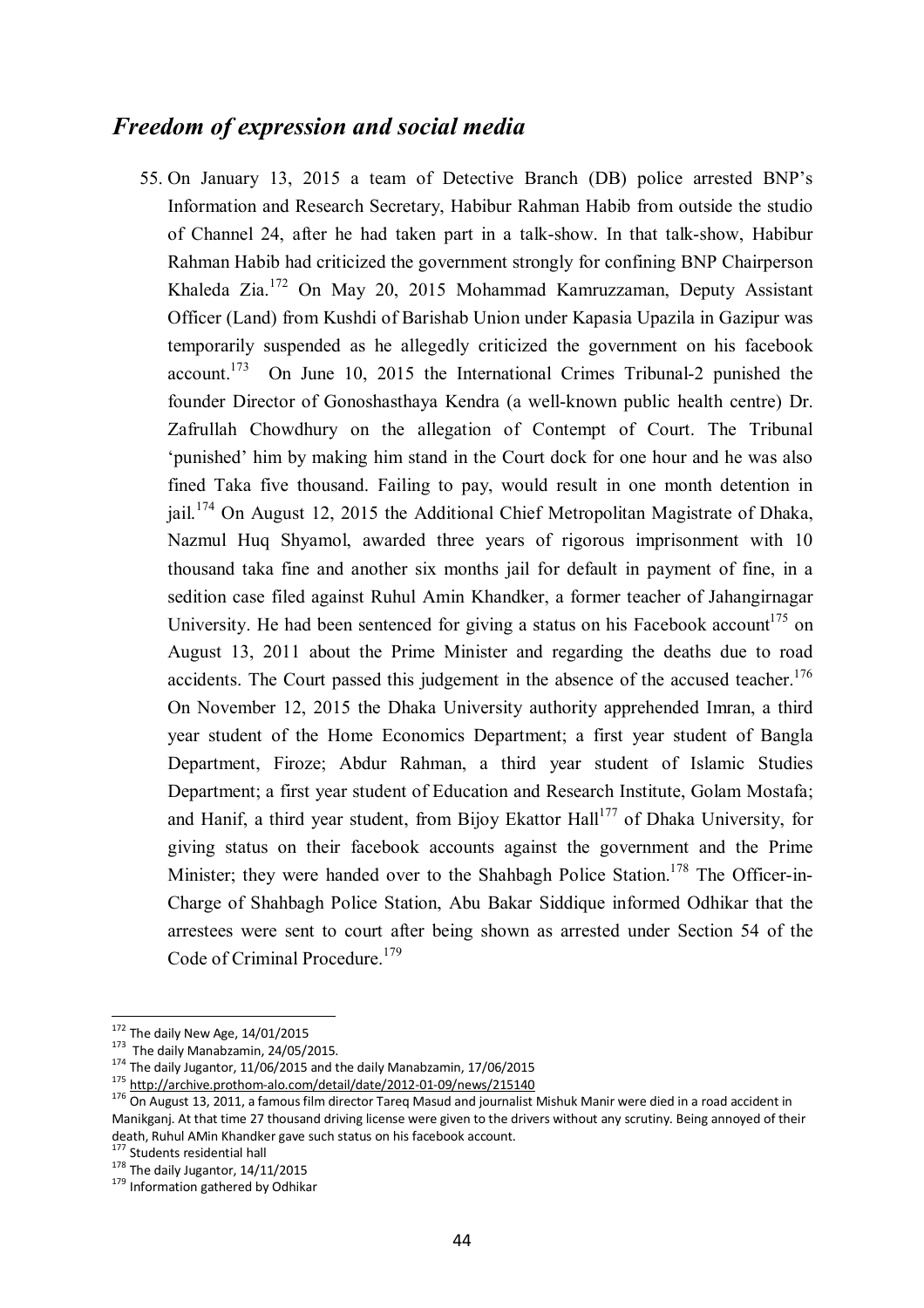## *Freedom of expression and social media*

55. On January 13, 2015 a team of Detective Branch (DB) police arrested BNP's Information and Research Secretary, Habibur Rahman Habib from outside the studio of Channel 24, after he had taken part in a talk-show. In that talk-show, Habibur Rahman Habib had criticized the government strongly for confining BNP Chairperson Khaleda Zia.[172] On May 20, 2015 Mohammad Kamruzzaman, Deputy Assistant Officer (Land) from Kushdi of Barishab Union under Kapasia Upazila in Gazipur was temporarily suspended as he allegedly criticized the government on his facebook account.[173] On June 10, 2015 the International Crimes Tribunal-2 punished the founder Director of Gonoshasthaya Kendra (a well-known public health centre) Dr. Zafrullah Chowdhury on the allegation of Contempt of Court. The Tribunal 'punished' him by making him stand in the Court dock for one hour and he was also fined Taka five thousand. Failing to pay, would result in one month detention in jail.[174] On August 12, 2015 the Additional Chief Metropolitan Magistrate of Dhaka, Nazmul Huq Shyamol, awarded three years of rigorous imprisonment with 10 thousand taka fine and another six months jail for default in payment of fine, in a sedition case filed against Ruhul Amin Khandker, a former teacher of Jahangirnagar University. He had been sentenced for giving a status on his Facebook account[175] on August 13, 2011 about the Prime Minister and regarding the deaths due to road accidents. The Court passed this judgement in the absence of the accused teacher.[176] On November 12, 2015 the Dhaka University authority apprehended Imran, a third year student of the Home Economics Department; a first year student of Bangla Department, Firoze; Abdur Rahman, a third year student of Islamic Studies Department; a first year student of Education and Research Institute, Golam Mostafa; and Hanif, a third year student, from Bijoy Ekattor Hall[177] of Dhaka University, for giving status on their facebook accounts against the government and the Prime Minister; they were handed over to the Shahbagh Police Station.[178] The Officer-in-Charge of Shahbagh Police Station, Abu Bakar Siddique informed Odhikar that the arrestees were sent to court after being shown as arrested under Section 54 of the Code of Criminal Procedure.[179]

---

[172] The daily New Age, 14/01/2015

[173] The daily Manabzamin, 24/05/2015.

[174] The daily Jugantor, 11/06/2015 and the daily Manabzamin, 17/06/2015

[175] http://archive.prothom-alo.com/detail/date/2012-01-09/news/215140

[176] On August 13, 2011, a famous film director Tareq Masud and journalist Mishuk Manir were died in a road accident in Manikganj. At that time 27 thousand driving license were given to the drivers without any scrutiny. Being annoyed of their death, Ruhul AMin Khandker gave such status on his facebook account.

[177] Students residential hall

[178] The daily Jugantor, 14/11/2015

[179] Information gathered by Odhikar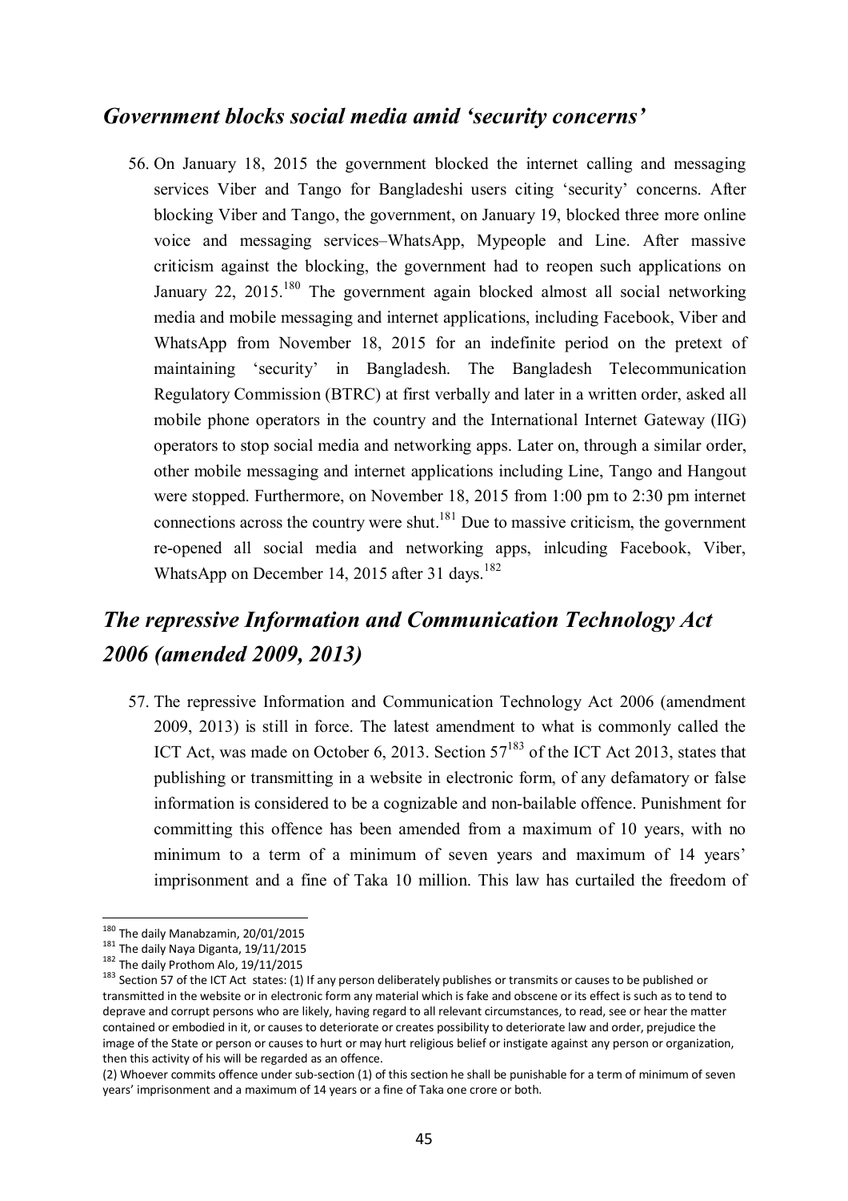## *Government blocks social media amid 'security concerns'*

56. On January 18, 2015 the government blocked the internet calling and messaging services Viber and Tango for Bangladeshi users citing 'security' concerns. After blocking Viber and Tango, the government, on January 19, blocked three more online voice and messaging services–WhatsApp, Mypeople and Line. After massive criticism against the blocking, the government had to reopen such applications on January 22, 2015.[180] The government again blocked almost all social networking media and mobile messaging and internet applications, including Facebook, Viber and WhatsApp from November 18, 2015 for an indefinite period on the pretext of maintaining 'security' in Bangladesh. The Bangladesh Telecommunication Regulatory Commission (BTRC) at first verbally and later in a written order, asked all mobile phone operators in the country and the International Internet Gateway (IIG) operators to stop social media and networking apps. Later on, through a similar order, other mobile messaging and internet applications including Line, Tango and Hangout were stopped. Furthermore, on November 18, 2015 from 1:00 pm to 2:30 pm internet connections across the country were shut.[181] Due to massive criticism, the government re-opened all social media and networking apps, inlcuding Facebook, Viber, WhatsApp on December 14, 2015 after 31 days.[182]

## *The repressive Information and Communication Technology Act 2006 (amended 2009, 2013)*

57. The repressive Information and Communication Technology Act 2006 (amendment 2009, 2013) is still in force. The latest amendment to what is commonly called the ICT Act, was made on October 6, 2013. Section 57[183] of the ICT Act 2013, states that publishing or transmitting in a website in electronic form, of any defamatory or false information is considered to be a cognizable and non-bailable offence. Punishment for committing this offence has been amended from a maximum of 10 years, with no minimum to a term of a minimum of seven years and maximum of 14 years' imprisonment and a fine of Taka 10 million. This law has curtailed the freedom of

---

[180] The daily Manabzamin, 20/01/2015

[181] The daily Naya Diganta, 19/11/2015

[182] The daily Prothom Alo, 19/11/2015

[183] Section 57 of the ICT Act states: (1) If any person deliberately publishes or transmits or causes to be published or transmitted in the website or in electronic form any material which is fake and obscene or its effect is such as to tend to deprave and corrupt persons who are likely, having regard to all relevant circumstances, to read, see or hear the matter contained or embodied in it, or causes to deteriorate or creates possibility to deteriorate law and order, prejudice the image of the State or person or causes to hurt or may hurt religious belief or instigate against any person or organization, then this activity of his will be regarded as an offence.

(2) Whoever commits offence under sub-section (1) of this section he shall be punishable for a term of minimum of seven years' imprisonment and a maximum of 14 years or a fine of Taka one crore or both.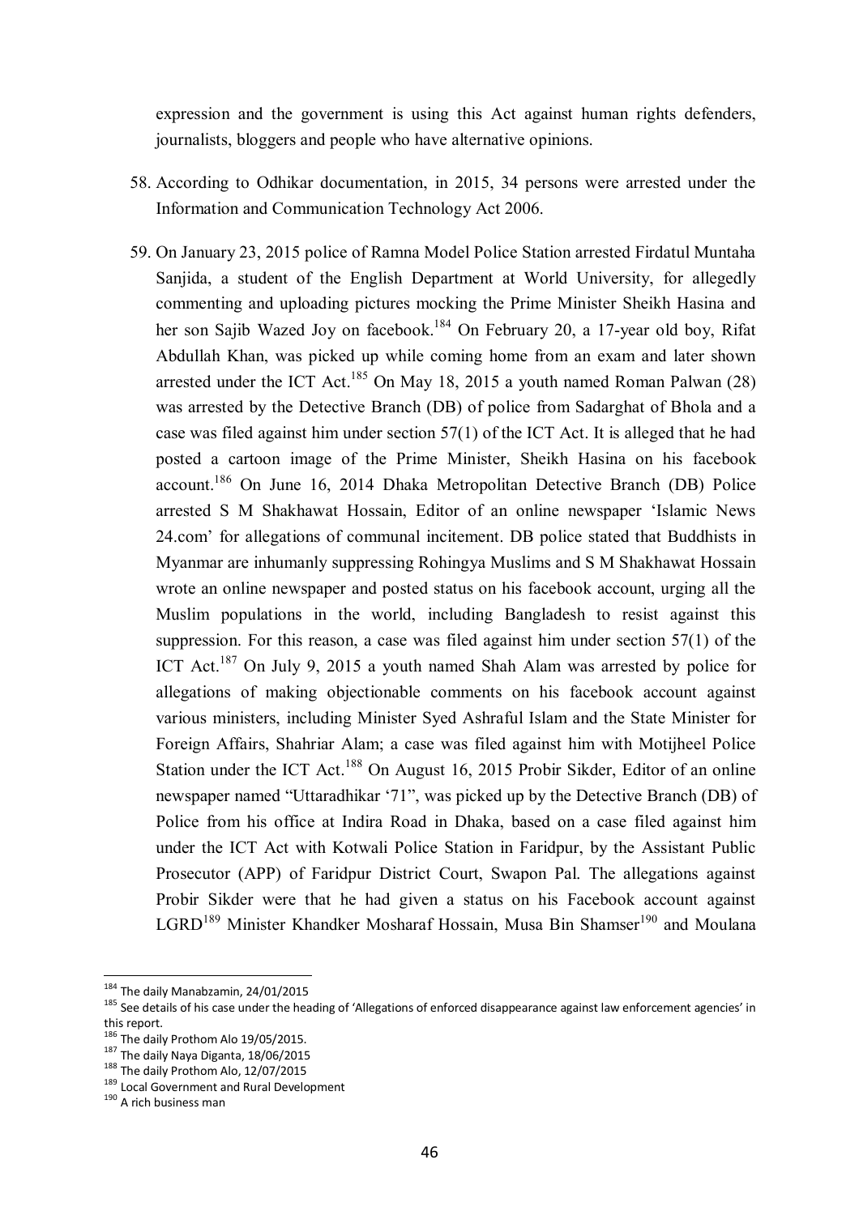expression and the government is using this Act against human rights defenders, journalists, bloggers and people who have alternative opinions.

58. According to Odhikar documentation, in 2015, 34 persons were arrested under the Information and Communication Technology Act 2006.

59. On January 23, 2015 police of Ramna Model Police Station arrested Firdatul Muntaha Sanjida, a student of the English Department at World University, for allegedly commenting and uploading pictures mocking the Prime Minister Sheikh Hasina and her son Sajib Wazed Joy on facebook.[184] On February 20, a 17-year old boy, Rifat Abdullah Khan, was picked up while coming home from an exam and later shown arrested under the ICT Act.[185] On May 18, 2015 a youth named Roman Palwan (28) was arrested by the Detective Branch (DB) of police from Sadarghat of Bhola and a case was filed against him under section 57(1) of the ICT Act. It is alleged that he had posted a cartoon image of the Prime Minister, Sheikh Hasina on his facebook account.[186] On June 16, 2014 Dhaka Metropolitan Detective Branch (DB) Police arrested S M Shakhawat Hossain, Editor of an online newspaper 'Islamic News 24.com' for allegations of communal incitement. DB police stated that Buddhists in Myanmar are inhumanly suppressing Rohingya Muslims and S M Shakhawat Hossain wrote an online newspaper and posted status on his facebook account, urging all the Muslim populations in the world, including Bangladesh to resist against this suppression. For this reason, a case was filed against him under section 57(1) of the ICT Act.[187] On July 9, 2015 a youth named Shah Alam was arrested by police for allegations of making objectionable comments on his facebook account against various ministers, including Minister Syed Ashraful Islam and the State Minister for Foreign Affairs, Shahriar Alam; a case was filed against him with Motijheel Police Station under the ICT Act.[188] On August 16, 2015 Probir Sikder, Editor of an online newspaper named "Uttaradhikar '71", was picked up by the Detective Branch (DB) of Police from his office at Indira Road in Dhaka, based on a case filed against him under the ICT Act with Kotwali Police Station in Faridpur, by the Assistant Public Prosecutor (APP) of Faridpur District Court, Swapon Pal. The allegations against Probir Sikder were that he had given a status on his Facebook account against LGRD[189] Minister Khandker Mosharaf Hossain, Musa Bin Shamser[190] and Moulana

---

[184] The daily Manabzamin, 24/01/2015

[185] See details of his case under the heading of 'Allegations of enforced disappearance against law enforcement agencies' in this report.

[186] The daily Prothom Alo 19/05/2015.

[187] The daily Naya Diganta, 18/06/2015

[188] The daily Prothom Alo, 12/07/2015

[189] Local Government and Rural Development

[190] A rich business man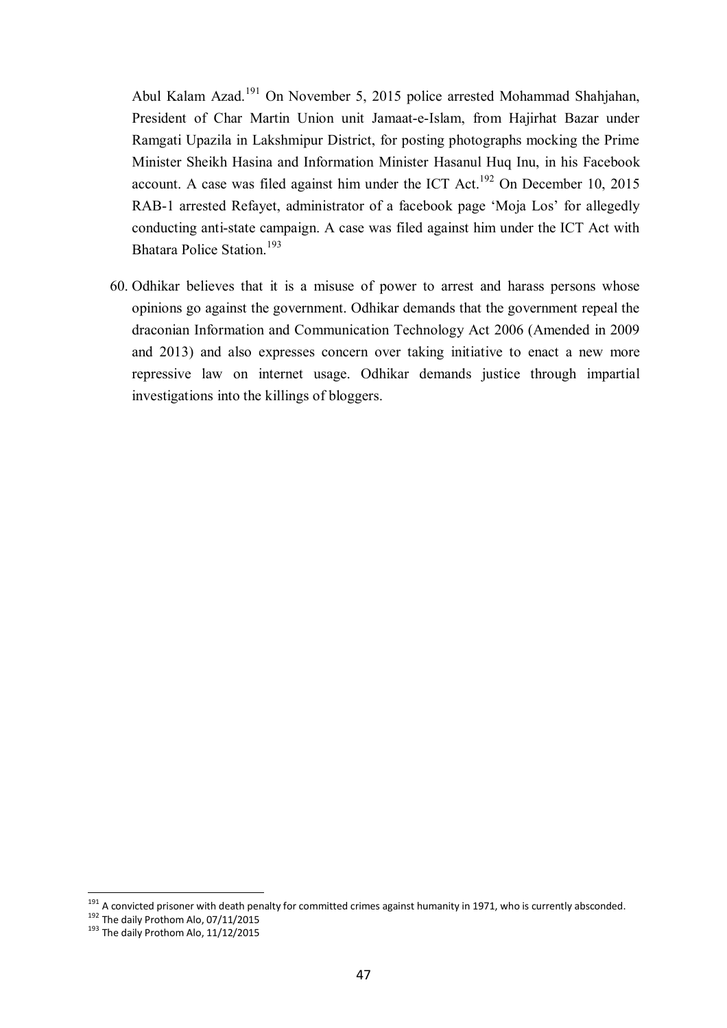Abul Kalam Azad.[191] On November 5, 2015 police arrested Mohammad Shahjahan, President of Char Martin Union unit Jamaat-e-Islam, from Hajirhat Bazar under Ramgati Upazila in Lakshmipur District, for posting photographs mocking the Prime Minister Sheikh Hasina and Information Minister Hasanul Huq Inu, in his Facebook account. A case was filed against him under the ICT Act.[192] On December 10, 2015 RAB-1 arrested Refayet, administrator of a facebook page 'Moja Los' for allegedly conducting anti-state campaign. A case was filed against him under the ICT Act with Bhatara Police Station.[193]

60. Odhikar believes that it is a misuse of power to arrest and harass persons whose opinions go against the government. Odhikar demands that the government repeal the draconian Information and Communication Technology Act 2006 (Amended in 2009 and 2013) and also expresses concern over taking initiative to enact a new more repressive law on internet usage. Odhikar demands justice through impartial investigations into the killings of bloggers.

---

[191] A convicted prisoner with death penalty for committed crimes against humanity in 1971, who is currently absconded.

[192] The daily Prothom Alo, 07/11/2015

[193] The daily Prothom Alo, 11/12/2015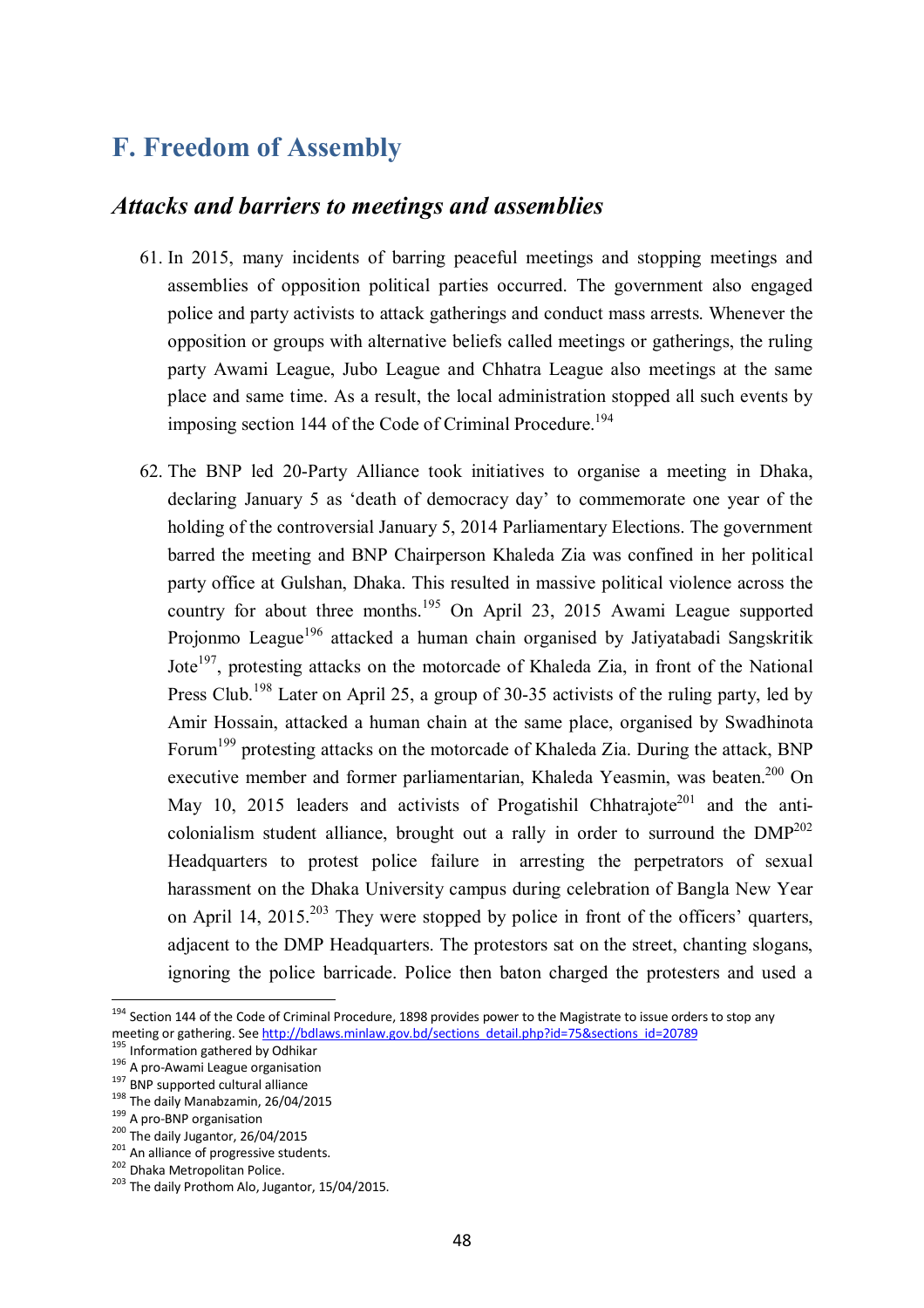## F. Freedom of Assembly

### *Attacks and barriers to meetings and assemblies*

61. In 2015, many incidents of barring peaceful meetings and stopping meetings and assemblies of opposition political parties occurred. The government also engaged police and party activists to attack gatherings and conduct mass arrests. Whenever the opposition or groups with alternative beliefs called meetings or gatherings, the ruling party Awami League, Jubo League and Chhatra League also meetings at the same place and same time. As a result, the local administration stopped all such events by imposing section 144 of the Code of Criminal Procedure.[194]

62. The BNP led 20-Party Alliance took initiatives to organise a meeting in Dhaka, declaring January 5 as 'death of democracy day' to commemorate one year of the holding of the controversial January 5, 2014 Parliamentary Elections. The government barred the meeting and BNP Chairperson Khaleda Zia was confined in her political party office at Gulshan, Dhaka. This resulted in massive political violence across the country for about three months.[195] On April 23, 2015 Awami League supported Projonmo League[196] attacked a human chain organised by Jatiyatabadi Sangskritik Jote[197], protesting attacks on the motorcade of Khaleda Zia, in front of the National Press Club.[198] Later on April 25, a group of 30-35 activists of the ruling party, led by Amir Hossain, attacked a human chain at the same place, organised by Swadhinota Forum[199] protesting attacks on the motorcade of Khaleda Zia. During the attack, BNP executive member and former parliamentarian, Khaleda Yeasmin, was beaten.[200] On May 10, 2015 leaders and activists of Progatishil Chhatrajote[201] and the anti-colonialism student alliance, brought out a rally in order to surround the DMP[202] Headquarters to protest police failure in arresting the perpetrators of sexual harassment on the Dhaka University campus during celebration of Bangla New Year on April 14, 2015.[203] They were stopped by police in front of the officers' quarters, adjacent to the DMP Headquarters. The protestors sat on the street, chanting slogans, ignoring the police barricade. Police then baton charged the protesters and used a

---

[194] Section 144 of the Code of Criminal Procedure, 1898 provides power to the Magistrate to issue orders to stop any meeting or gathering. See http://bdlaws.minlaw.gov.bd/sections_detail.php?id=75&sections_id=20789

[195] Information gathered by Odhikar

[196] A pro-Awami League organisation

[197] BNP supported cultural alliance

[198] The daily Manabzamin, 26/04/2015

[199] A pro-BNP organisation

[200] The daily Jugantor, 26/04/2015

[201] An alliance of progressive students.

[202] Dhaka Metropolitan Police.

[203] The daily Prothom Alo, Jugantor, 15/04/2015.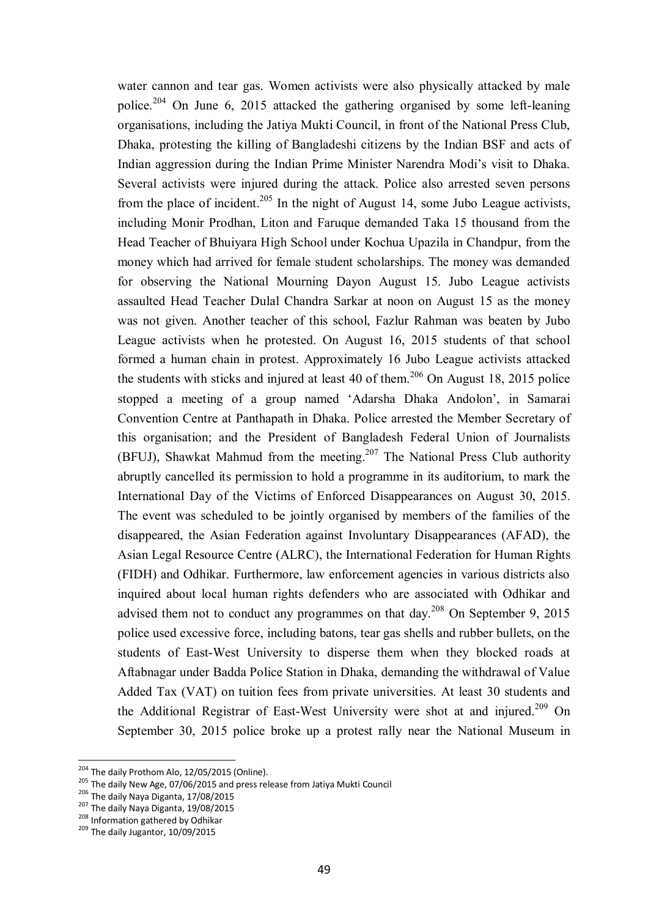water cannon and tear gas. Women activists were also physically attacked by male police.[204] On June 6, 2015 attacked the gathering organised by some left-leaning organisations, including the Jatiya Mukti Council, in front of the National Press Club, Dhaka, protesting the killing of Bangladeshi citizens by the Indian BSF and acts of Indian aggression during the Indian Prime Minister Narendra Modi's visit to Dhaka. Several activists were injured during the attack. Police also arrested seven persons from the place of incident.[205] In the night of August 14, some Jubo League activists, including Monir Prodhan, Liton and Faruque demanded Taka 15 thousand from the Head Teacher of Bhuiyara High School under Kochua Upazila in Chandpur, from the money which had arrived for female student scholarships. The money was demanded for observing the National Mourning Dayon August 15. Jubo League activists assaulted Head Teacher Dulal Chandra Sarkar at noon on August 15 as the money was not given. Another teacher of this school, Fazlur Rahman was beaten by Jubo League activists when he protested. On August 16, 2015 students of that school formed a human chain in protest. Approximately 16 Jubo League activists attacked the students with sticks and injured at least 40 of them.[206] On August 18, 2015 police stopped a meeting of a group named 'Adarsha Dhaka Andolon', in Samarai Convention Centre at Panthapath in Dhaka. Police arrested the Member Secretary of this organisation; and the President of Bangladesh Federal Union of Journalists (BFUJ), Shawkat Mahmud from the meeting.[207] The National Press Club authority abruptly cancelled its permission to hold a programme in its auditorium, to mark the International Day of the Victims of Enforced Disappearances on August 30, 2015. The event was scheduled to be jointly organised by members of the families of the disappeared, the Asian Federation against Involuntary Disappearances (AFAD), the Asian Legal Resource Centre (ALRC), the International Federation for Human Rights (FIDH) and Odhikar. Furthermore, law enforcement agencies in various districts also inquired about local human rights defenders who are associated with Odhikar and advised them not to conduct any programmes on that day.[208] On September 9, 2015 police used excessive force, including batons, tear gas shells and rubber bullets, on the students of East-West University to disperse them when they blocked roads at Aftabnagar under Badda Police Station in Dhaka, demanding the withdrawal of Value Added Tax (VAT) on tuition fees from private universities. At least 30 students and the Additional Registrar of East-West University were shot at and injured.[209] On September 30, 2015 police broke up a protest rally near the National Museum in

---

[204] The daily Prothom Alo, 12/05/2015 (Online).

[205] The daily New Age, 07/06/2015 and press release from Jatiya Mukti Council

[206] The daily Naya Diganta, 17/08/2015

[207] The daily Naya Diganta, 19/08/2015

[208] Information gathered by Odhikar

[209] The daily Jugantor, 10/09/2015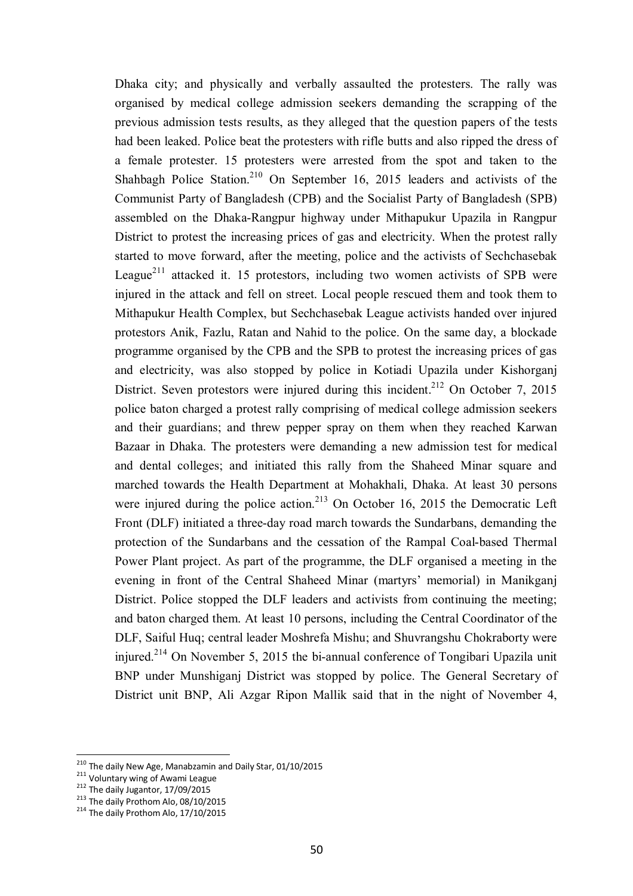Dhaka city; and physically and verbally assaulted the protesters. The rally was organised by medical college admission seekers demanding the scrapping of the previous admission tests results, as they alleged that the question papers of the tests had been leaked. Police beat the protesters with rifle butts and also ripped the dress of a female protester. 15 protesters were arrested from the spot and taken to the Shahbagh Police Station.[210] On September 16, 2015 leaders and activists of the Communist Party of Bangladesh (CPB) and the Socialist Party of Bangladesh (SPB) assembled on the Dhaka-Rangpur highway under Mithapukur Upazila in Rangpur District to protest the increasing prices of gas and electricity. When the protest rally started to move forward, after the meeting, police and the activists of Sechchasebak League[211] attacked it. 15 protestors, including two women activists of SPB were injured in the attack and fell on street. Local people rescued them and took them to Mithapukur Health Complex, but Sechchasebak League activists handed over injured protestors Anik, Fazlu, Ratan and Nahid to the police. On the same day, a blockade programme organised by the CPB and the SPB to protest the increasing prices of gas and electricity, was also stopped by police in Kotiadi Upazila under Kishorganj District. Seven protestors were injured during this incident.[212] On October 7, 2015 police baton charged a protest rally comprising of medical college admission seekers and their guardians; and threw pepper spray on them when they reached Karwan Bazaar in Dhaka. The protesters were demanding a new admission test for medical and dental colleges; and initiated this rally from the Shaheed Minar square and marched towards the Health Department at Mohakhali, Dhaka. At least 30 persons were injured during the police action.[213] On October 16, 2015 the Democratic Left Front (DLF) initiated a three-day road march towards the Sundarbans, demanding the protection of the Sundarbans and the cessation of the Rampal Coal-based Thermal Power Plant project. As part of the programme, the DLF organised a meeting in the evening in front of the Central Shaheed Minar (martyrs' memorial) in Manikganj District. Police stopped the DLF leaders and activists from continuing the meeting; and baton charged them. At least 10 persons, including the Central Coordinator of the DLF, Saiful Huq; central leader Moshrefa Mishu; and Shuvrangshu Chokraborty were injured.[214] On November 5, 2015 the bi-annual conference of Tongibari Upazila unit BNP under Munshiganj District was stopped by police. The General Secretary of District unit BNP, Ali Azgar Ripon Mallik said that in the night of November 4,

---

[210] The daily New Age, Manabzamin and Daily Star, 01/10/2015

[211] Voluntary wing of Awami League

[212] The daily Jugantor, 17/09/2015

[213] The daily Prothom Alo, 08/10/2015

[214] The daily Prothom Alo, 17/10/2015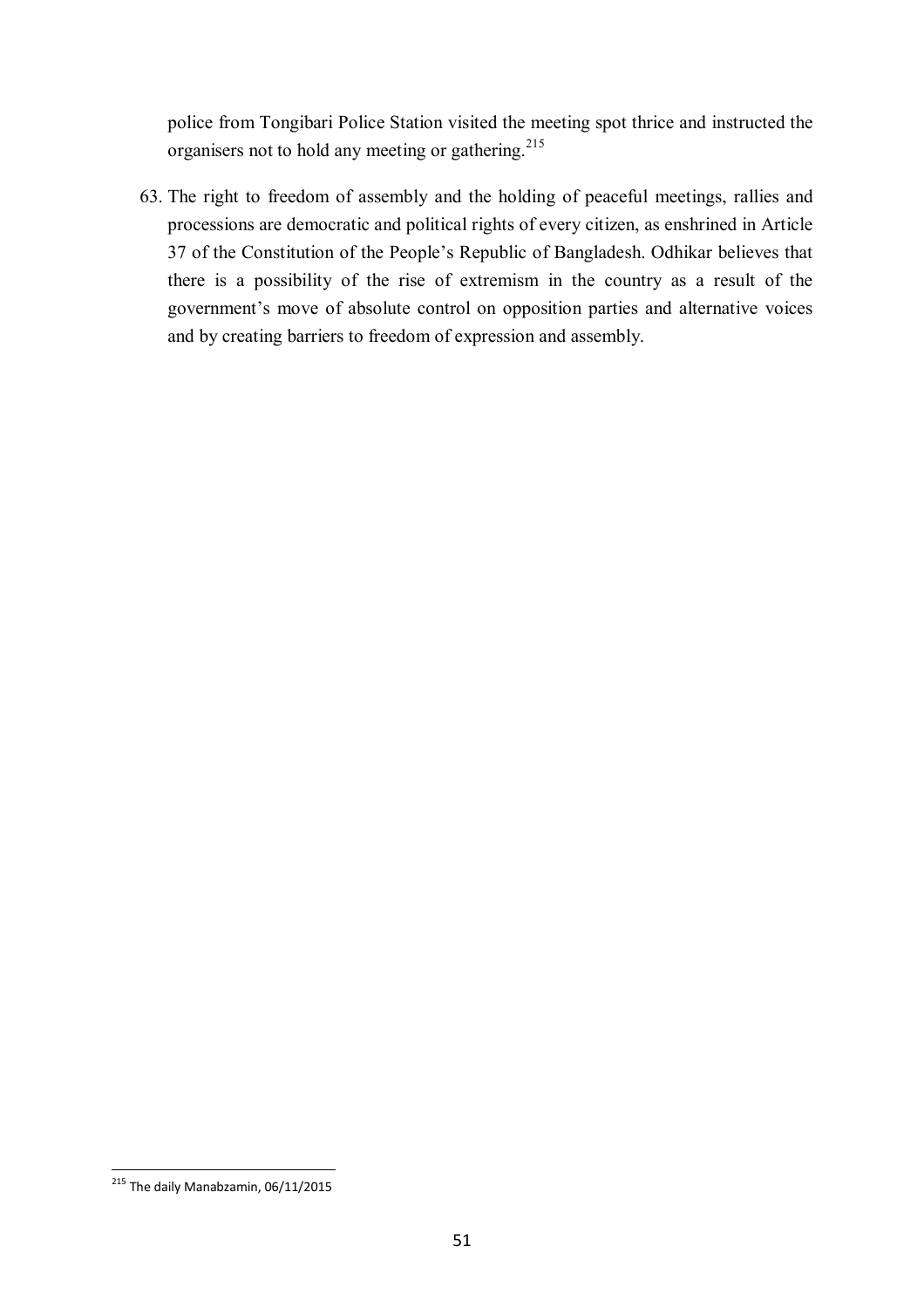police from Tongibari Police Station visited the meeting spot thrice and instructed the organisers not to hold any meeting or gathering.[215]

63. The right to freedom of assembly and the holding of peaceful meetings, rallies and processions are democratic and political rights of every citizen, as enshrined in Article 37 of the Constitution of the People's Republic of Bangladesh. Odhikar believes that there is a possibility of the rise of extremism in the country as a result of the government's move of absolute control on opposition parties and alternative voices and by creating barriers to freedom of expression and assembly.

---

[215] The daily Manabzamin, 06/11/2015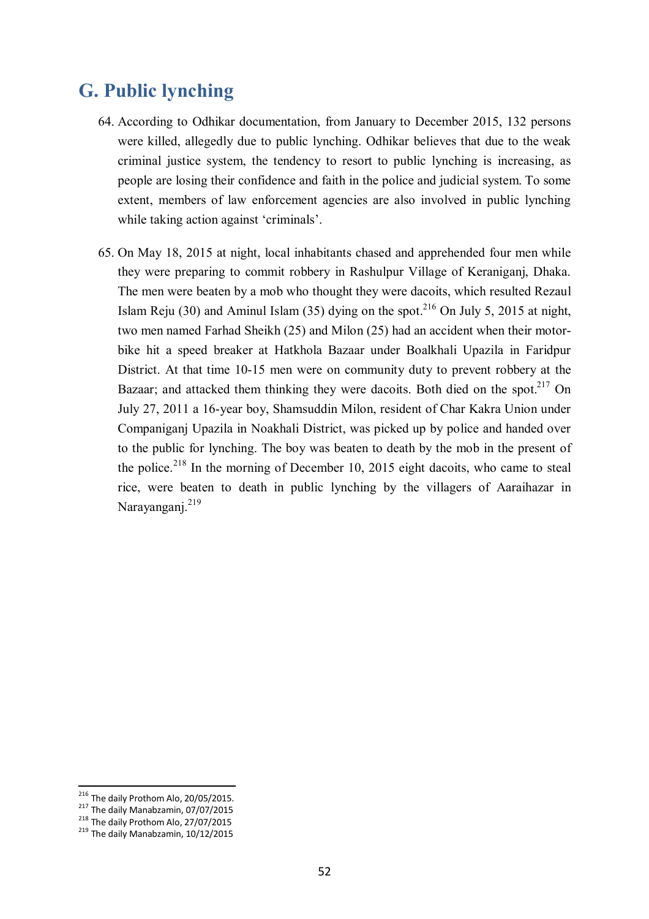## G. Public lynching

64. According to Odhikar documentation, from January to December 2015, 132 persons were killed, allegedly due to public lynching. Odhikar believes that due to the weak criminal justice system, the tendency to resort to public lynching is increasing, as people are losing their confidence and faith in the police and judicial system. To some extent, members of law enforcement agencies are also involved in public lynching while taking action against 'criminals'.

65. On May 18, 2015 at night, local inhabitants chased and apprehended four men while they were preparing to commit robbery in Rashulpur Village of Keraniganj, Dhaka. The men were beaten by a mob who thought they were dacoits, which resulted Rezaul Islam Reju (30) and Aminul Islam (35) dying on the spot.[216] On July 5, 2015 at night, two men named Farhad Sheikh (25) and Milon (25) had an accident when their motor-bike hit a speed breaker at Hatkhola Bazaar under Boalkhali Upazila in Faridpur District. At that time 10-15 men were on community duty to prevent robbery at the Bazaar; and attacked them thinking they were dacoits. Both died on the spot.[217] On July 27, 2011 a 16-year boy, Shamsuddin Milon, resident of Char Kakra Union under Companiganj Upazila in Noakhali District, was picked up by police and handed over to the public for lynching. The boy was beaten to death by the mob in the present of the police.[218] In the morning of December 10, 2015 eight dacoits, who came to steal rice, were beaten to death in public lynching by the villagers of Aaraihazar in Narayanganj.[219]

---

[216] The daily Prothom Alo, 20/05/2015.

[217] The daily Manabzamin, 07/07/2015

[218] The daily Prothom Alo, 27/07/2015

[219] The daily Manabzamin, 10/12/2015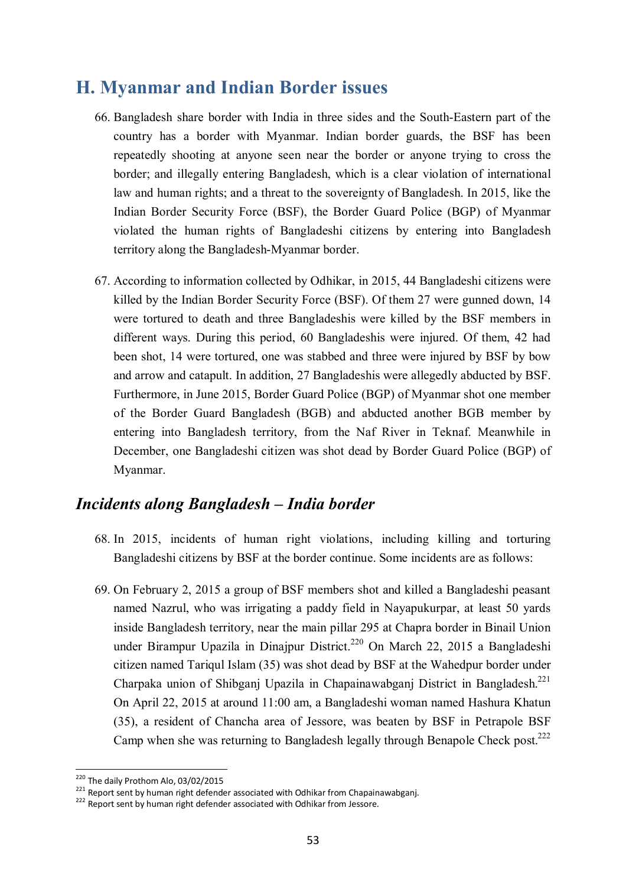## H. Myanmar and Indian Border issues

66. Bangladesh share border with India in three sides and the South-Eastern part of the country has a border with Myanmar. Indian border guards, the BSF has been repeatedly shooting at anyone seen near the border or anyone trying to cross the border; and illegally entering Bangladesh, which is a clear violation of international law and human rights; and a threat to the sovereignty of Bangladesh. In 2015, like the Indian Border Security Force (BSF), the Border Guard Police (BGP) of Myanmar violated the human rights of Bangladeshi citizens by entering into Bangladesh territory along the Bangladesh-Myanmar border.

67. According to information collected by Odhikar, in 2015, 44 Bangladeshi citizens were killed by the Indian Border Security Force (BSF). Of them 27 were gunned down, 14 were tortured to death and three Bangladeshis were killed by the BSF members in different ways. During this period, 60 Bangladeshis were injured. Of them, 42 had been shot, 14 were tortured, one was stabbed and three were injured by BSF by bow and arrow and catapult. In addition, 27 Bangladeshis were allegedly abducted by BSF. Furthermore, in June 2015, Border Guard Police (BGP) of Myanmar shot one member of the Border Guard Bangladesh (BGB) and abducted another BGB member by entering into Bangladesh territory, from the Naf River in Teknaf. Meanwhile in December, one Bangladeshi citizen was shot dead by Border Guard Police (BGP) of Myanmar.

### *Incidents along Bangladesh – India border*

68. In 2015, incidents of human right violations, including killing and torturing Bangladeshi citizens by BSF at the border continue. Some incidents are as follows:

69. On February 2, 2015 a group of BSF members shot and killed a Bangladeshi peasant named Nazrul, who was irrigating a paddy field in Nayapukurpar, at least 50 yards inside Bangladesh territory, near the main pillar 295 at Chapra border in Binail Union under Birampur Upazila in Dinajpur District.[220] On March 22, 2015 a Bangladeshi citizen named Tariqul Islam (35) was shot dead by BSF at the Wahedpur border under Charpaka union of Shibganj Upazila in Chapainawabganj District in Bangladesh.[221] On April 22, 2015 at around 11:00 am, a Bangladeshi woman named Hashura Khatun (35), a resident of Chancha area of Jessore, was beaten by BSF in Petrapole BSF Camp when she was returning to Bangladesh legally through Benapole Check post.[222]

---

[220] The daily Prothom Alo, 03/02/2015

[221] Report sent by human right defender associated with Odhikar from Chapainawabganj.

[222] Report sent by human right defender associated with Odhikar from Jessore.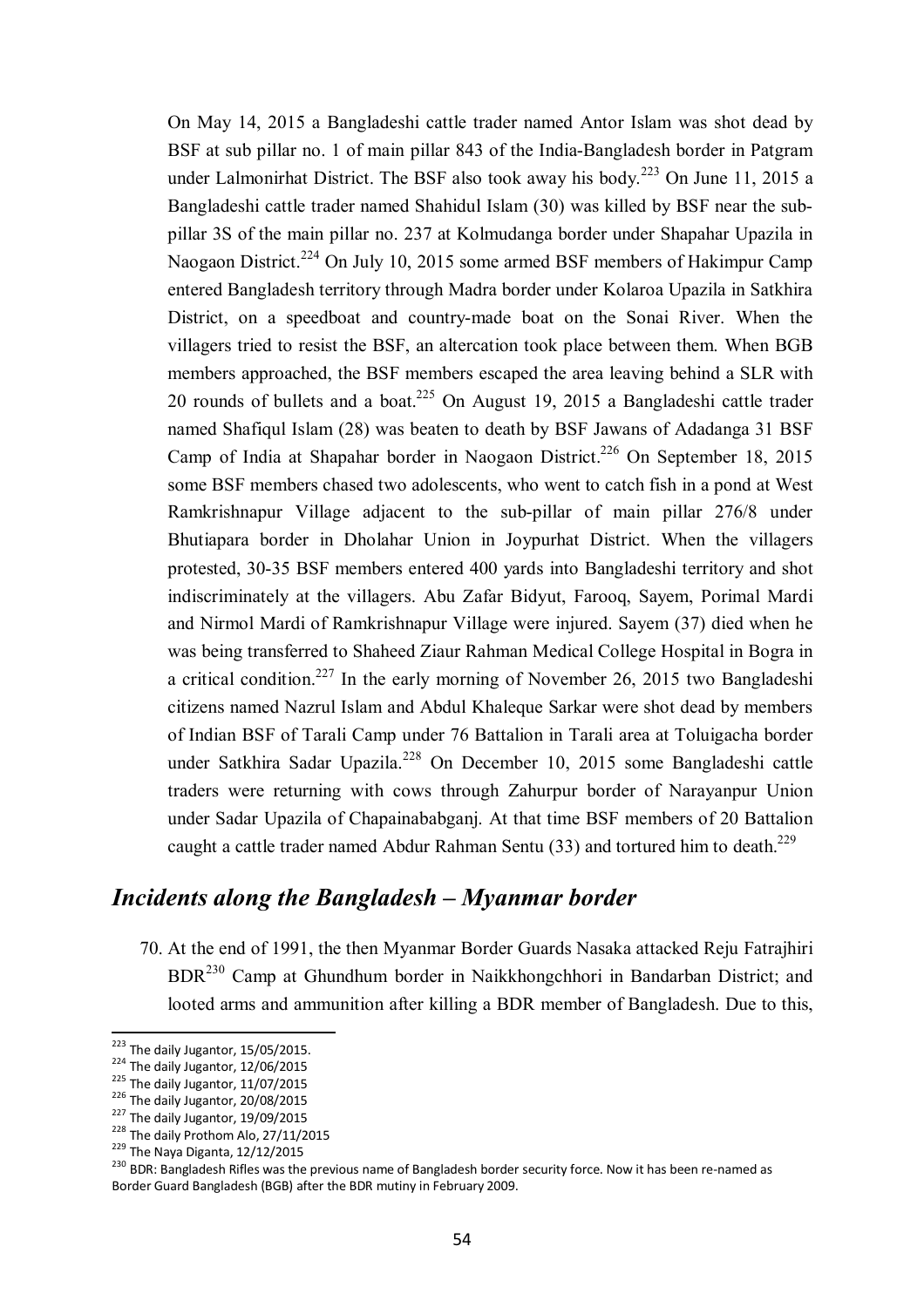On May 14, 2015 a Bangladeshi cattle trader named Antor Islam was shot dead by BSF at sub pillar no. 1 of main pillar 843 of the India-Bangladesh border in Patgram under Lalmonirhat District. The BSF also took away his body.[223] On June 11, 2015 a Bangladeshi cattle trader named Shahidul Islam (30) was killed by BSF near the sub-pillar 3S of the main pillar no. 237 at Kolmudanga border under Shapahar Upazila in Naogaon District.[224] On July 10, 2015 some armed BSF members of Hakimpur Camp entered Bangladesh territory through Madra border under Kolaroa Upazila in Satkhira District, on a speedboat and country-made boat on the Sonai River. When the villagers tried to resist the BSF, an altercation took place between them. When BGB members approached, the BSF members escaped the area leaving behind a SLR with 20 rounds of bullets and a boat.[225] On August 19, 2015 a Bangladeshi cattle trader named Shafiqul Islam (28) was beaten to death by BSF Jawans of Adadanga 31 BSF Camp of India at Shapahar border in Naogaon District.[226] On September 18, 2015 some BSF members chased two adolescents, who went to catch fish in a pond at West Ramkrishnapur Village adjacent to the sub-pillar of main pillar 276/8 under Bhutiapara border in Dholahar Union in Joypurhat District. When the villagers protested, 30-35 BSF members entered 400 yards into Bangladeshi territory and shot indiscriminately at the villagers. Abu Zafar Bidyut, Farooq, Sayem, Porimal Mardi and Nirmol Mardi of Ramkrishnapur Village were injured. Sayem (37) died when he was being transferred to Shaheed Ziaur Rahman Medical College Hospital in Bogra in a critical condition.[227] In the early morning of November 26, 2015 two Bangladeshi citizens named Nazrul Islam and Abdul Khaleque Sarkar were shot dead by members of Indian BSF of Tarali Camp under 76 Battalion in Tarali area at Toluigacha border under Satkhira Sadar Upazila.[228] On December 10, 2015 some Bangladeshi cattle traders were returning with cows through Zahurpur border of Narayanpur Union under Sadar Upazila of Chapainababganj. At that time BSF members of 20 Battalion caught a cattle trader named Abdur Rahman Sentu (33) and tortured him to death.[229]

## *Incidents along the Bangladesh – Myanmar border*

70. At the end of 1991, the then Myanmar Border Guards Nasaka attacked Reju Fatrajhiri BDR[230] Camp at Ghundhum border in Naikkhongchhori in Bandarban District; and looted arms and ammunition after killing a BDR member of Bangladesh. Due to this,

---

[223] The daily Jugantor, 15/05/2015.

[224] The daily Jugantor, 12/06/2015

[225] The daily Jugantor, 11/07/2015

[226] The daily Jugantor, 20/08/2015

[227] The daily Jugantor, 19/09/2015

[228] The daily Prothom Alo, 27/11/2015

[229] The Naya Diganta, 12/12/2015

[230] BDR: Bangladesh Rifles was the previous name of Bangladesh border security force. Now it has been re-named as Border Guard Bangladesh (BGB) after the BDR mutiny in February 2009.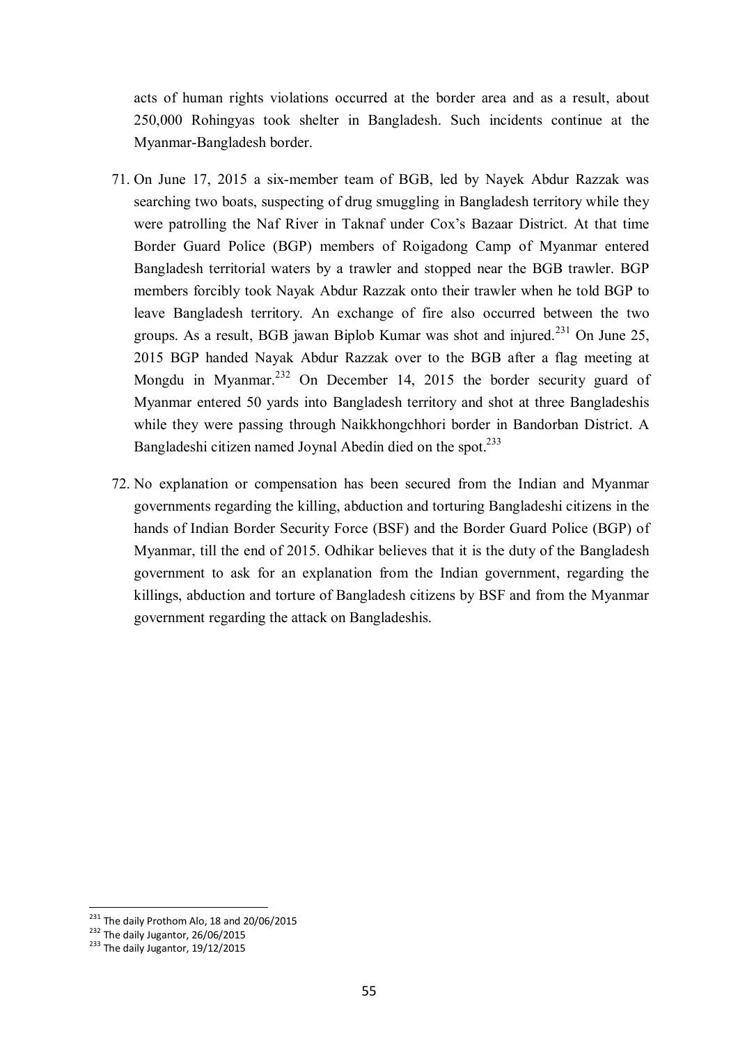acts of human rights violations occurred at the border area and as a result, about 250,000 Rohingyas took shelter in Bangladesh. Such incidents continue at the Myanmar-Bangladesh border.

71. On June 17, 2015 a six-member team of BGB, led by Nayek Abdur Razzak was searching two boats, suspecting of drug smuggling in Bangladesh territory while they were patrolling the Naf River in Taknaf under Cox's Bazaar District. At that time Border Guard Police (BGP) members of Roigadong Camp of Myanmar entered Bangladesh territorial waters by a trawler and stopped near the BGB trawler. BGP members forcibly took Nayak Abdur Razzak onto their trawler when he told BGP to leave Bangladesh territory. An exchange of fire also occurred between the two groups. As a result, BGB jawan Biplob Kumar was shot and injured.[231] On June 25, 2015 BGP handed Nayak Abdur Razzak over to the BGB after a flag meeting at Mongdu in Myanmar.[232] On December 14, 2015 the border security guard of Myanmar entered 50 yards into Bangladesh territory and shot at three Bangladeshis while they were passing through Naikkhongchhori border in Bandorban District. A Bangladeshi citizen named Joynal Abedin died on the spot.[233]

72. No explanation or compensation has been secured from the Indian and Myanmar governments regarding the killing, abduction and torturing Bangladeshi citizens in the hands of Indian Border Security Force (BSF) and the Border Guard Police (BGP) of Myanmar, till the end of 2015. Odhikar believes that it is the duty of the Bangladesh government to ask for an explanation from the Indian government, regarding the killings, abduction and torture of Bangladesh citizens by BSF and from the Myanmar government regarding the attack on Bangladeshis.

---

[231] The daily Prothom Alo, 18 and 20/06/2015

[232] The daily Jugantor, 26/06/2015

[233] The daily Jugantor, 19/12/2015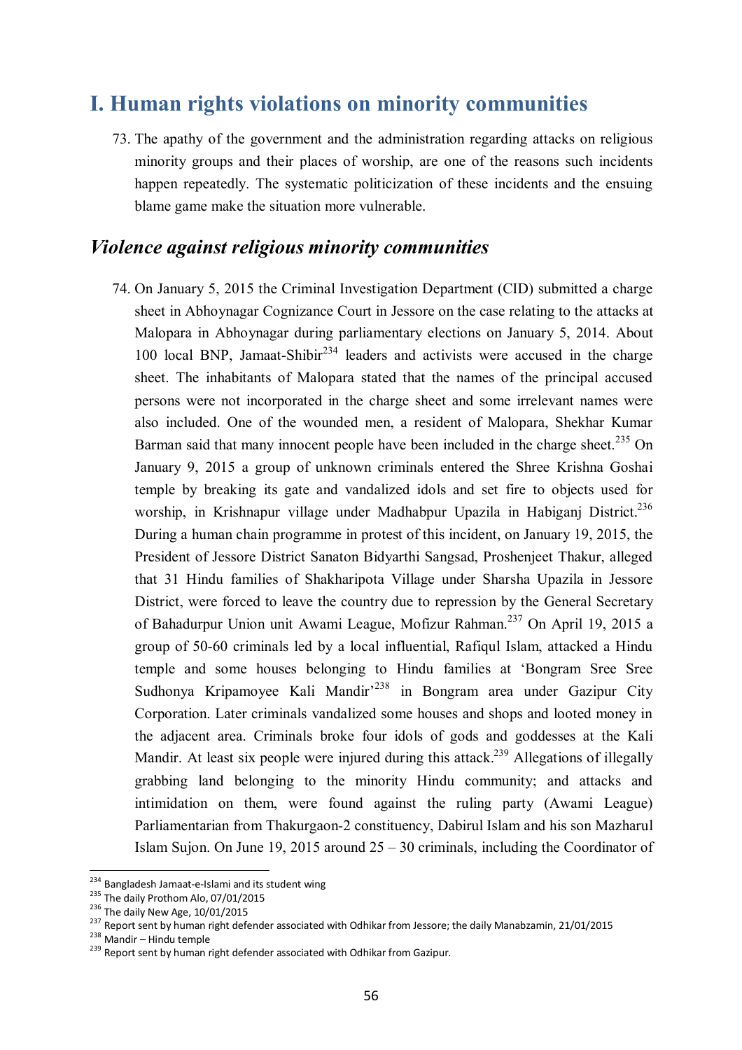# I. Human rights violations on minority communities

73. The apathy of the government and the administration regarding attacks on religious minority groups and their places of worship, are one of the reasons such incidents happen repeatedly. The systematic politicization of these incidents and the ensuing blame game make the situation more vulnerable.

## *Violence against religious minority communities*

74. On January 5, 2015 the Criminal Investigation Department (CID) submitted a charge sheet in Abhoynagar Cognizance Court in Jessore on the case relating to the attacks at Malopara in Abhoynagar during parliamentary elections on January 5, 2014. About 100 local BNP, Jamaat-Shibir[234] leaders and activists were accused in the charge sheet. The inhabitants of Malopara stated that the names of the principal accused persons were not incorporated in the charge sheet and some irrelevant names were also included. One of the wounded men, a resident of Malopara, Shekhar Kumar Barman said that many innocent people have been included in the charge sheet.[235] On January 9, 2015 a group of unknown criminals entered the Shree Krishna Goshai temple by breaking its gate and vandalized idols and set fire to objects used for worship, in Krishnapur village under Madhabpur Upazila in Habiganj District.[236] During a human chain programme in protest of this incident, on January 19, 2015, the President of Jessore District Sanaton Bidyarthi Sangsad, Proshenjeet Thakur, alleged that 31 Hindu families of Shakharipota Village under Sharsha Upazila in Jessore District, were forced to leave the country due to repression by the General Secretary of Bahadurpur Union unit Awami League, Mofizur Rahman.[237] On April 19, 2015 a group of 50-60 criminals led by a local influential, Rafiqul Islam, attacked a Hindu temple and some houses belonging to Hindu families at 'Bongram Sree Sree Sudhonya Kripamoyee Kali Mandir'[238] in Bongram area under Gazipur City Corporation. Later criminals vandalized some houses and shops and looted money in the adjacent area. Criminals broke four idols of gods and goddesses at the Kali Mandir. At least six people were injured during this attack.[239] Allegations of illegally grabbing land belonging to the minority Hindu community; and attacks and intimidation on them, were found against the ruling party (Awami League) Parliamentarian from Thakurgaon-2 constituency, Dabirul Islam and his son Mazharul Islam Sujon. On June 19, 2015 around 25 – 30 criminals, including the Coordinator of

---

[234] Bangladesh Jamaat-e-Islami and its student wing

[235] The daily Prothom Alo, 07/01/2015

[236] The daily New Age, 10/01/2015

[237] Report sent by human right defender associated with Odhikar from Jessore; the daily Manabzamin, 21/01/2015

[238] Mandir – Hindu temple

[239] Report sent by human right defender associated with Odhikar from Gazipur.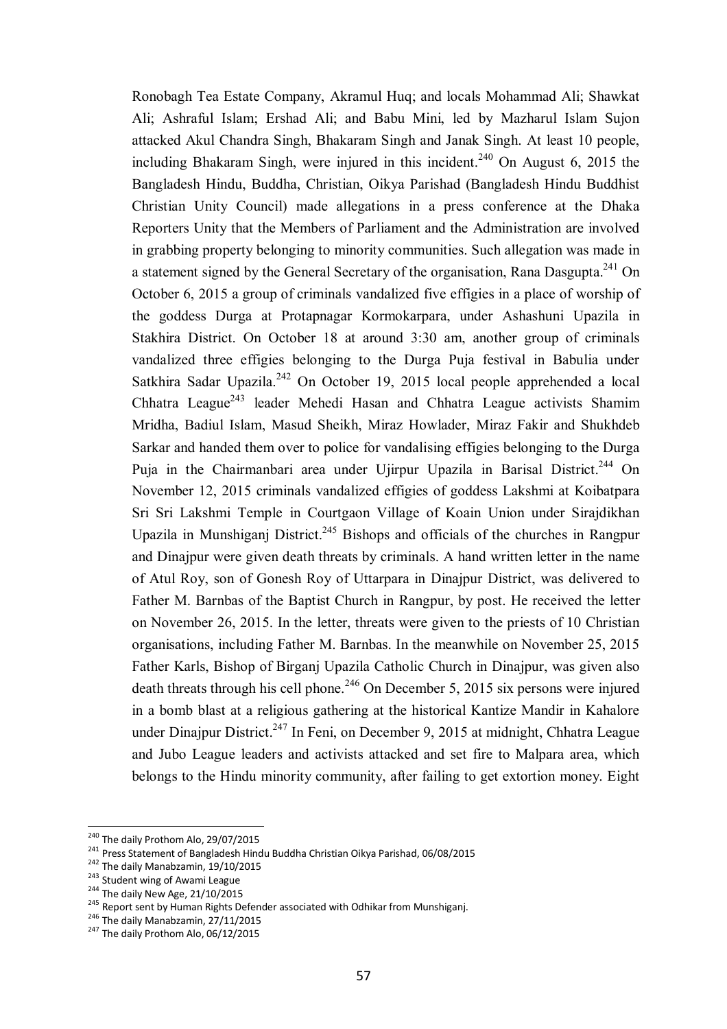Ronobagh Tea Estate Company, Akramul Huq; and locals Mohammad Ali; Shawkat Ali; Ashraful Islam; Ershad Ali; and Babu Mini, led by Mazharul Islam Sujon attacked Akul Chandra Singh, Bhakaram Singh and Janak Singh. At least 10 people, including Bhakaram Singh, were injured in this incident.[240] On August 6, 2015 the Bangladesh Hindu, Buddha, Christian, Oikya Parishad (Bangladesh Hindu Buddhist Christian Unity Council) made allegations in a press conference at the Dhaka Reporters Unity that the Members of Parliament and the Administration are involved in grabbing property belonging to minority communities. Such allegation was made in a statement signed by the General Secretary of the organisation, Rana Dasgupta.[241] On October 6, 2015 a group of criminals vandalized five effigies in a place of worship of the goddess Durga at Protapnagar Kormokarpara, under Ashashuni Upazila in Stakhira District. On October 18 at around 3:30 am, another group of criminals vandalized three effigies belonging to the Durga Puja festival in Babulia under Satkhira Sadar Upazila.[242] On October 19, 2015 local people apprehended a local Chhatra League[243] leader Mehedi Hasan and Chhatra League activists Shamim Mridha, Badiul Islam, Masud Sheikh, Miraz Howlader, Miraz Fakir and Shukhdeb Sarkar and handed them over to police for vandalising effigies belonging to the Durga Puja in the Chairmanbari area under Ujirpur Upazila in Barisal District.[244] On November 12, 2015 criminals vandalized effigies of goddess Lakshmi at Koibatpara Sri Sri Lakshmi Temple in Courtgaon Village of Koain Union under Sirajdikhan Upazila in Munshiganj District.[245] Bishops and officials of the churches in Rangpur and Dinajpur were given death threats by criminals. A hand written letter in the name of Atul Roy, son of Gonesh Roy of Uttarpara in Dinajpur District, was delivered to Father M. Barnbas of the Baptist Church in Rangpur, by post. He received the letter on November 26, 2015. In the letter, threats were given to the priests of 10 Christian organisations, including Father M. Barnbas. In the meanwhile on November 25, 2015 Father Karls, Bishop of Birganj Upazila Catholic Church in Dinajpur, was given also death threats through his cell phone.[246] On December 5, 2015 six persons were injured in a bomb blast at a religious gathering at the historical Kantize Mandir in Kahalore under Dinajpur District.[247] In Feni, on December 9, 2015 at midnight, Chhatra League and Jubo League leaders and activists attacked and set fire to Malpara area, which belongs to the Hindu minority community, after failing to get extortion money. Eight

---

[240] The daily Prothom Alo, 29/07/2015

[241] Press Statement of Bangladesh Hindu Buddha Christian Oikya Parishad, 06/08/2015

[242] The daily Manabzamin, 19/10/2015

[243] Student wing of Awami League

[244] The daily New Age, 21/10/2015

[245] Report sent by Human Rights Defender associated with Odhikar from Munshiganj.

[246] The daily Manabzamin, 27/11/2015

[247] The daily Prothom Alo, 06/12/2015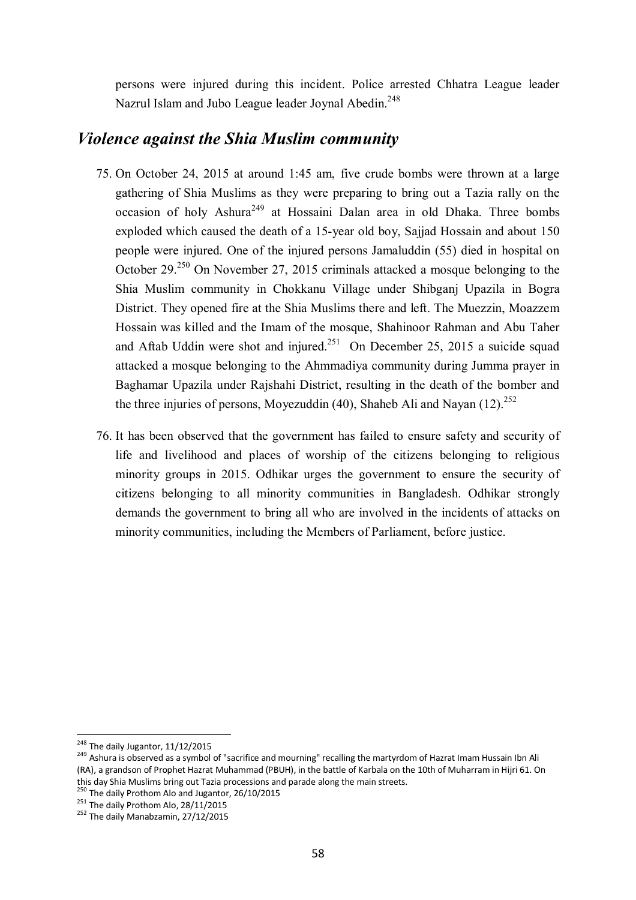persons were injured during this incident. Police arrested Chhatra League leader Nazrul Islam and Jubo League leader Joynal Abedin.[248]

## *Violence against the Shia Muslim community*

75. On October 24, 2015 at around 1:45 am, five crude bombs were thrown at a large gathering of Shia Muslims as they were preparing to bring out a Tazia rally on the occasion of holy Ashura[249] at Hossaini Dalan area in old Dhaka. Three bombs exploded which caused the death of a 15-year old boy, Sajjad Hossain and about 150 people were injured. One of the injured persons Jamaluddin (55) died in hospital on October 29.[250] On November 27, 2015 criminals attacked a mosque belonging to the Shia Muslim community in Chokkanu Village under Shibganj Upazila in Bogra District. They opened fire at the Shia Muslims there and left. The Muezzin, Moazzem Hossain was killed and the Imam of the mosque, Shahinoor Rahman and Abu Taher and Aftab Uddin were shot and injured.[251] On December 25, 2015 a suicide squad attacked a mosque belonging to the Ahmmadiya community during Jumma prayer in Baghamar Upazila under Rajshahi District, resulting in the death of the bomber and the three injuries of persons, Moyezuddin (40), Shaheb Ali and Nayan (12).[252]

76. It has been observed that the government has failed to ensure safety and security of life and livelihood and places of worship of the citizens belonging to religious minority groups in 2015. Odhikar urges the government to ensure the security of citizens belonging to all minority communities in Bangladesh. Odhikar strongly demands the government to bring all who are involved in the incidents of attacks on minority communities, including the Members of Parliament, before justice.

---

[248] The daily Jugantor, 11/12/2015

[249] Ashura is observed as a symbol of "sacrifice and mourning" recalling the martyrdom of Hazrat Imam Hussain Ibn Ali (RA), a grandson of Prophet Hazrat Muhammad (PBUH), in the battle of Karbala on the 10th of Muharram in Hijri 61. On this day Shia Muslims bring out Tazia processions and parade along the main streets.

[250] The daily Prothom Alo and Jugantor, 26/10/2015

[251] The daily Prothom Alo, 28/11/2015

[252] The daily Manabzamin, 27/12/2015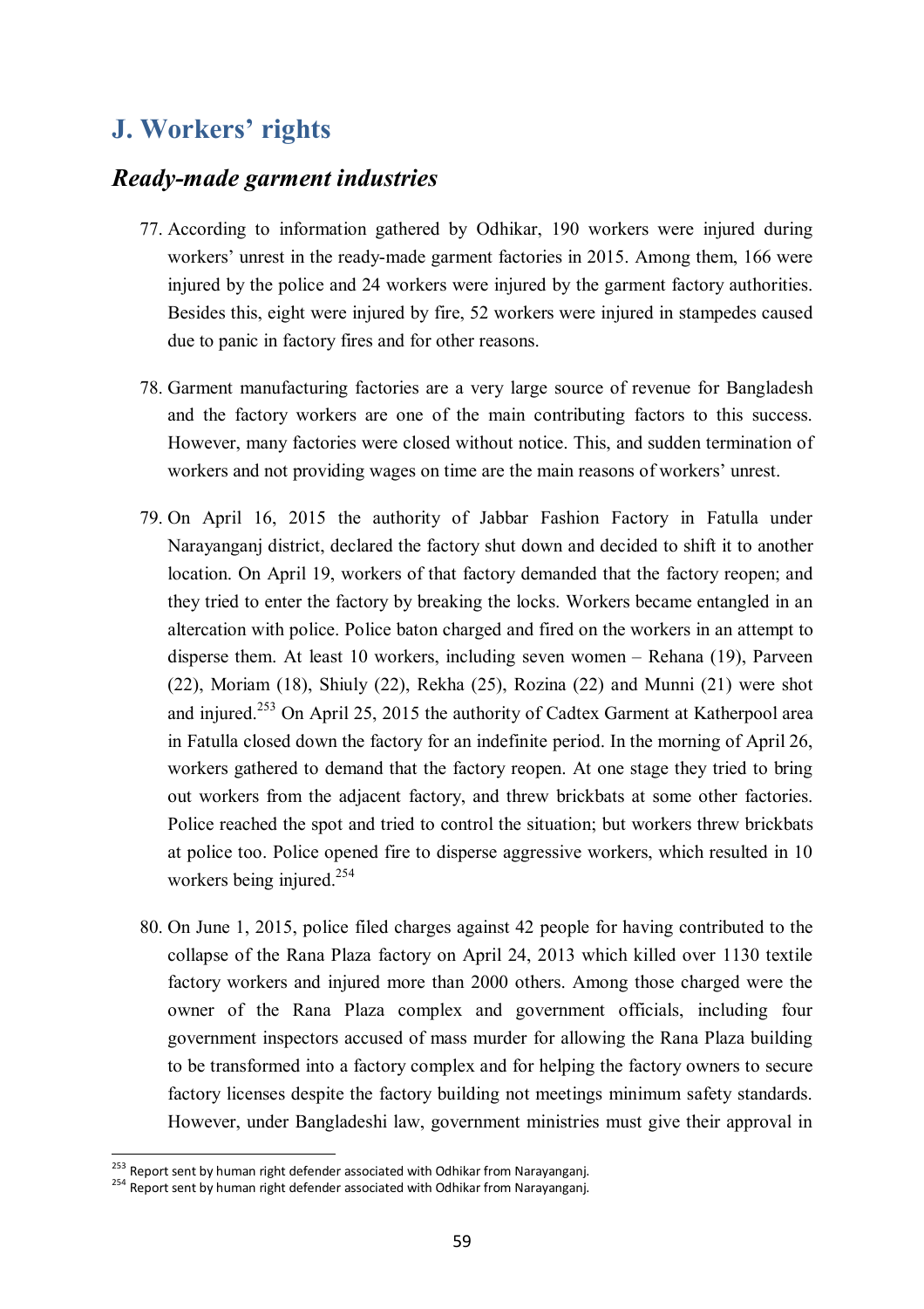## J. Workers' rights

### *Ready-made garment industries*

77. According to information gathered by Odhikar, 190 workers were injured during workers' unrest in the ready-made garment factories in 2015. Among them, 166 were injured by the police and 24 workers were injured by the garment factory authorities. Besides this, eight were injured by fire, 52 workers were injured in stampedes caused due to panic in factory fires and for other reasons.

78. Garment manufacturing factories are a very large source of revenue for Bangladesh and the factory workers are one of the main contributing factors to this success. However, many factories were closed without notice. This, and sudden termination of workers and not providing wages on time are the main reasons of workers' unrest.

79. On April 16, 2015 the authority of Jabbar Fashion Factory in Fatulla under Narayanganj district, declared the factory shut down and decided to shift it to another location. On April 19, workers of that factory demanded that the factory reopen; and they tried to enter the factory by breaking the locks. Workers became entangled in an altercation with police. Police baton charged and fired on the workers in an attempt to disperse them. At least 10 workers, including seven women – Rehana (19), Parveen (22), Moriam (18), Shiuly (22), Rekha (25), Rozina (22) and Munni (21) were shot and injured.[253] On April 25, 2015 the authority of Cadtex Garment at Katherpool area in Fatulla closed down the factory for an indefinite period. In the morning of April 26, workers gathered to demand that the factory reopen. At one stage they tried to bring out workers from the adjacent factory, and threw brickbats at some other factories. Police reached the spot and tried to control the situation; but workers threw brickbats at police too. Police opened fire to disperse aggressive workers, which resulted in 10 workers being injured.[254]

80. On June 1, 2015, police filed charges against 42 people for having contributed to the collapse of the Rana Plaza factory on April 24, 2013 which killed over 1130 textile factory workers and injured more than 2000 others. Among those charged were the owner of the Rana Plaza complex and government officials, including four government inspectors accused of mass murder for allowing the Rana Plaza building to be transformed into a factory complex and for helping the factory owners to secure factory licenses despite the factory building not meetings minimum safety standards. However, under Bangladeshi law, government ministries must give their approval in

---

[253] Report sent by human right defender associated with Odhikar from Narayanganj.

[254] Report sent by human right defender associated with Odhikar from Narayanganj.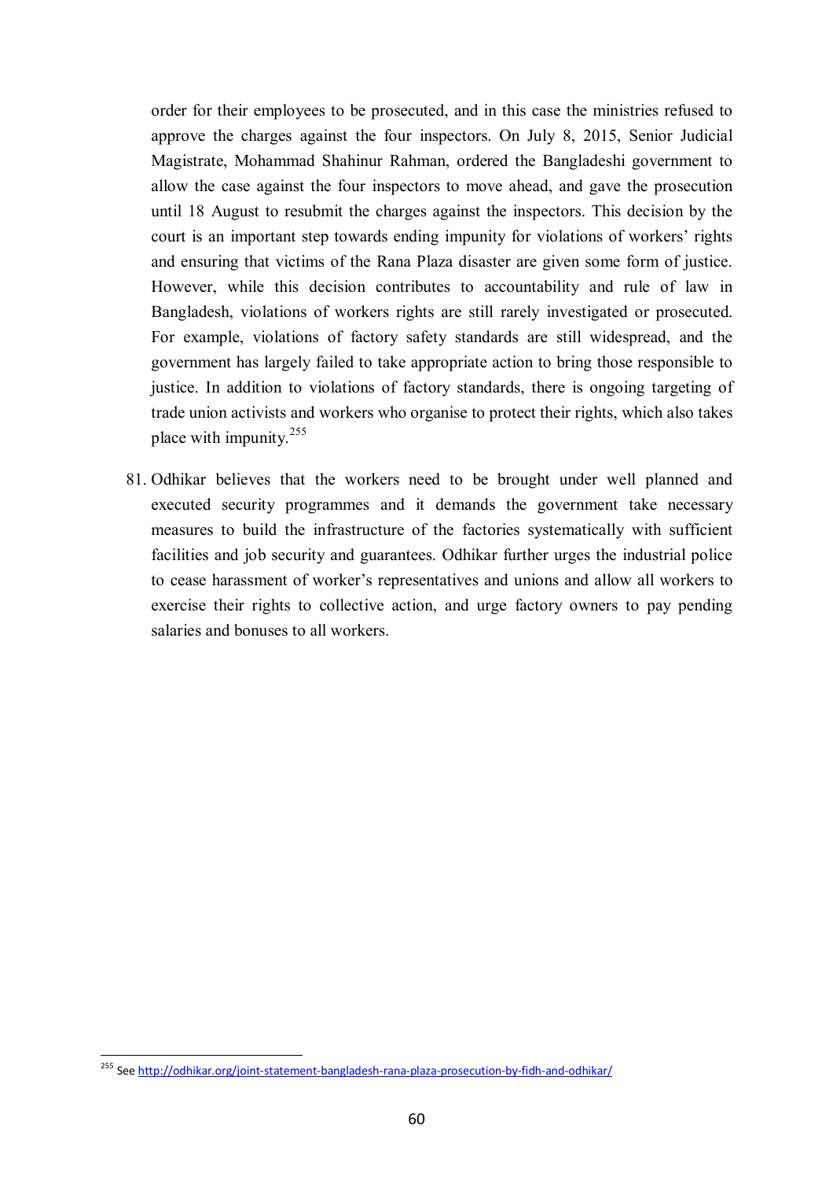order for their employees to be prosecuted, and in this case the ministries refused to approve the charges against the four inspectors. On July 8, 2015, Senior Judicial Magistrate, Mohammad Shahinur Rahman, ordered the Bangladeshi government to allow the case against the four inspectors to move ahead, and gave the prosecution until 18 August to resubmit the charges against the inspectors. This decision by the court is an important step towards ending impunity for violations of workers' rights and ensuring that victims of the Rana Plaza disaster are given some form of justice. However, while this decision contributes to accountability and rule of law in Bangladesh, violations of workers rights are still rarely investigated or prosecuted. For example, violations of factory safety standards are still widespread, and the government has largely failed to take appropriate action to bring those responsible to justice. In addition to violations of factory standards, there is ongoing targeting of trade union activists and workers who organise to protect their rights, which also takes place with impunity.[255]

81. Odhikar believes that the workers need to be brought under well planned and executed security programmes and it demands the government take necessary measures to build the infrastructure of the factories systematically with sufficient facilities and job security and guarantees. Odhikar further urges the industrial police to cease harassment of worker's representatives and unions and allow all workers to exercise their rights to collective action, and urge factory owners to pay pending salaries and bonuses to all workers.

---

[255] See http://odhikar.org/joint-statement-bangladesh-rana-plaza-prosecution-by-fidh-and-odhikar/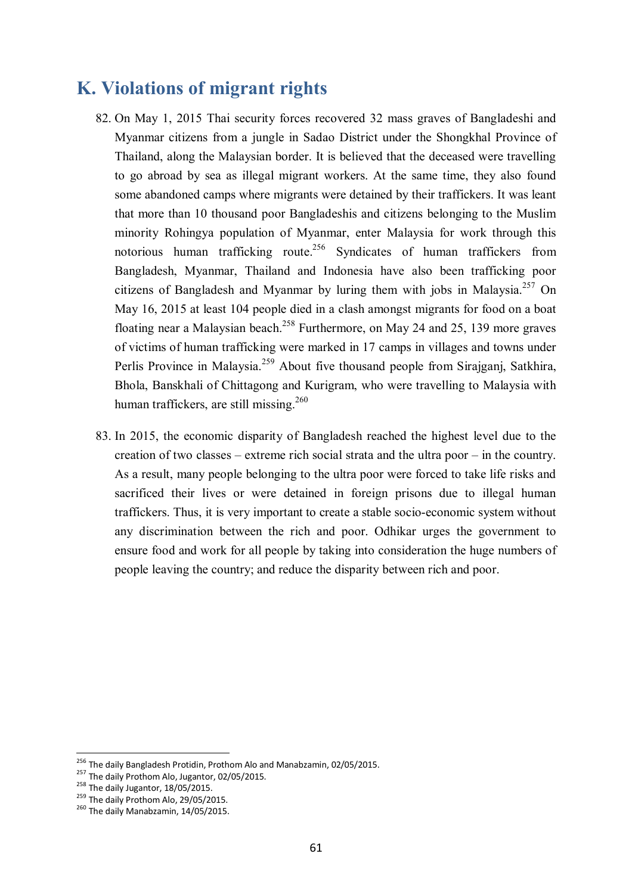## K. Violations of migrant rights

82. On May 1, 2015 Thai security forces recovered 32 mass graves of Bangladeshi and Myanmar citizens from a jungle in Sadao District under the Shongkhal Province of Thailand, along the Malaysian border. It is believed that the deceased were travelling to go abroad by sea as illegal migrant workers. At the same time, they also found some abandoned camps where migrants were detained by their traffickers. It was leant that more than 10 thousand poor Bangladeshis and citizens belonging to the Muslim minority Rohingya population of Myanmar, enter Malaysia for work through this notorious human trafficking route.[256] Syndicates of human traffickers from Bangladesh, Myanmar, Thailand and Indonesia have also been trafficking poor citizens of Bangladesh and Myanmar by luring them with jobs in Malaysia.[257] On May 16, 2015 at least 104 people died in a clash amongst migrants for food on a boat floating near a Malaysian beach.[258] Furthermore, on May 24 and 25, 139 more graves of victims of human trafficking were marked in 17 camps in villages and towns under Perlis Province in Malaysia.[259] About five thousand people from Sirajganj, Satkhira, Bhola, Banskhali of Chittagong and Kurigram, who were travelling to Malaysia with human traffickers, are still missing.[260]

83. In 2015, the economic disparity of Bangladesh reached the highest level due to the creation of two classes – extreme rich social strata and the ultra poor – in the country. As a result, many people belonging to the ultra poor were forced to take life risks and sacrificed their lives or were detained in foreign prisons due to illegal human traffickers. Thus, it is very important to create a stable socio-economic system without any discrimination between the rich and poor. Odhikar urges the government to ensure food and work for all people by taking into consideration the huge numbers of people leaving the country; and reduce the disparity between rich and poor.

---

[256] The daily Bangladesh Protidin, Prothom Alo and Manabzamin, 02/05/2015.
[257] The daily Prothom Alo, Jugantor, 02/05/2015.
[258] The daily Jugantor, 18/05/2015.
[259] The daily Prothom Alo, 29/05/2015.
[260] The daily Manabzamin, 14/05/2015.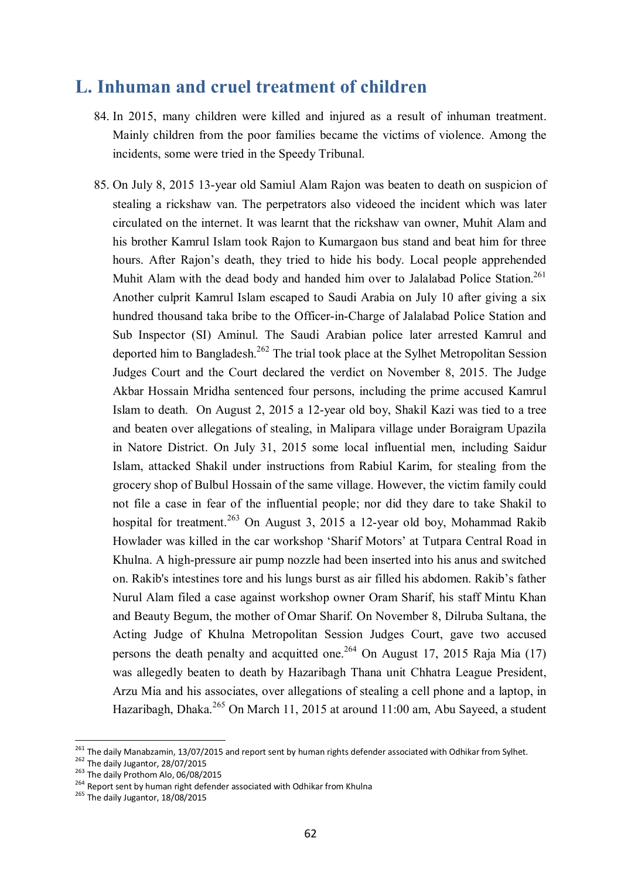## L. Inhuman and cruel treatment of children

84. In 2015, many children were killed and injured as a result of inhuman treatment. Mainly children from the poor families became the victims of violence. Among the incidents, some were tried in the Speedy Tribunal.

85. On July 8, 2015 13-year old Samiul Alam Rajon was beaten to death on suspicion of stealing a rickshaw van. The perpetrators also videoed the incident which was later circulated on the internet. It was learnt that the rickshaw van owner, Muhit Alam and his brother Kamrul Islam took Rajon to Kumargaon bus stand and beat him for three hours. After Rajon's death, they tried to hide his body. Local people apprehended Muhit Alam with the dead body and handed him over to Jalalabad Police Station.[261] Another culprit Kamrul Islam escaped to Saudi Arabia on July 10 after giving a six hundred thousand taka bribe to the Officer-in-Charge of Jalalabad Police Station and Sub Inspector (SI) Aminul. The Saudi Arabian police later arrested Kamrul and deported him to Bangladesh.[262] The trial took place at the Sylhet Metropolitan Session Judges Court and the Court declared the verdict on November 8, 2015. The Judge Akbar Hossain Mridha sentenced four persons, including the prime accused Kamrul Islam to death. On August 2, 2015 a 12-year old boy, Shakil Kazi was tied to a tree and beaten over allegations of stealing, in Malipara village under Boraigram Upazila in Natore District. On July 31, 2015 some local influential men, including Saidur Islam, attacked Shakil under instructions from Rabiul Karim, for stealing from the grocery shop of Bulbul Hossain of the same village. However, the victim family could not file a case in fear of the influential people; nor did they dare to take Shakil to hospital for treatment.[263] On August 3, 2015 a 12-year old boy, Mohammad Rakib Howlader was killed in the car workshop 'Sharif Motors' at Tutpara Central Road in Khulna. A high-pressure air pump nozzle had been inserted into his anus and switched on. Rakib's intestines tore and his lungs burst as air filled his abdomen. Rakib's father Nurul Alam filed a case against workshop owner Oram Sharif, his staff Mintu Khan and Beauty Begum, the mother of Omar Sharif. On November 8, Dilruba Sultana, the Acting Judge of Khulna Metropolitan Session Judges Court, gave two accused persons the death penalty and acquitted one.[264] On August 17, 2015 Raja Mia (17) was allegedly beaten to death by Hazaribagh Thana unit Chhatra League President, Arzu Mia and his associates, over allegations of stealing a cell phone and a laptop, in Hazaribagh, Dhaka.[265] On March 11, 2015 at around 11:00 am, Abu Sayeed, a student

---

[261] The daily Manabzamin, 13/07/2015 and report sent by human rights defender associated with Odhikar from Sylhet.

[262] The daily Jugantor, 28/07/2015

[263] The daily Prothom Alo, 06/08/2015

[264] Report sent by human right defender associated with Odhikar from Khulna

[265] The daily Jugantor, 18/08/2015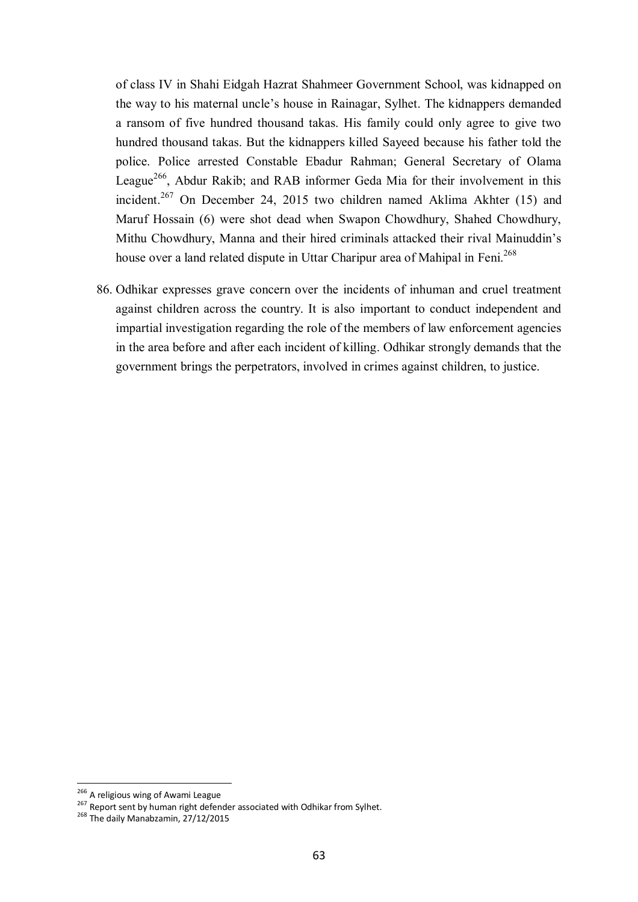of class IV in Shahi Eidgah Hazrat Shahmeer Government School, was kidnapped on the way to his maternal uncle's house in Rainagar, Sylhet. The kidnappers demanded a ransom of five hundred thousand takas. His family could only agree to give two hundred thousand takas. But the kidnappers killed Sayeed because his father told the police. Police arrested Constable Ebadur Rahman; General Secretary of Olama League[266], Abdur Rakib; and RAB informer Geda Mia for their involvement in this incident.[267] On December 24, 2015 two children named Aklima Akhter (15) and Maruf Hossain (6) were shot dead when Swapon Chowdhury, Shahed Chowdhury, Mithu Chowdhury, Manna and their hired criminals attacked their rival Mainuddin's house over a land related dispute in Uttar Charipur area of Mahipal in Feni.[268]

86. Odhikar expresses grave concern over the incidents of inhuman and cruel treatment against children across the country. It is also important to conduct independent and impartial investigation regarding the role of the members of law enforcement agencies in the area before and after each incident of killing. Odhikar strongly demands that the government brings the perpetrators, involved in crimes against children, to justice.

---

[266] A religious wing of Awami League

[267] Report sent by human right defender associated with Odhikar from Sylhet.

[268] The daily Manabzamin, 27/12/2015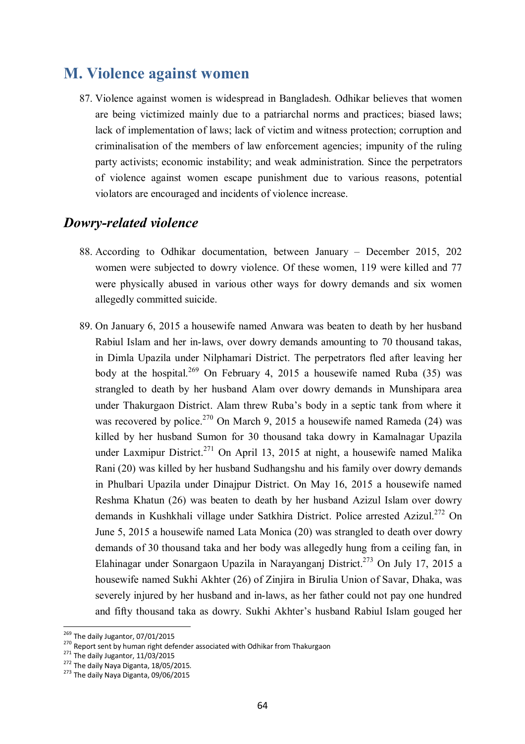## M. Violence against women

87. Violence against women is widespread in Bangladesh. Odhikar believes that women are being victimized mainly due to a patriarchal norms and practices; biased laws; lack of implementation of laws; lack of victim and witness protection; corruption and criminalisation of the members of law enforcement agencies; impunity of the ruling party activists; economic instability; and weak administration. Since the perpetrators of violence against women escape punishment due to various reasons, potential violators are encouraged and incidents of violence increase.

### *Dowry-related violence*

88. According to Odhikar documentation, between January – December 2015, 202 women were subjected to dowry violence. Of these women, 119 were killed and 77 were physically abused in various other ways for dowry demands and six women allegedly committed suicide.

89. On January 6, 2015 a housewife named Anwara was beaten to death by her husband Rabiul Islam and her in-laws, over dowry demands amounting to 70 thousand takas, in Dimla Upazila under Nilphamari District. The perpetrators fled after leaving her body at the hospital.[269] On February 4, 2015 a housewife named Ruba (35) was strangled to death by her husband Alam over dowry demands in Munshipara area under Thakurgaon District. Alam threw Ruba's body in a septic tank from where it was recovered by police.[270] On March 9, 2015 a housewife named Rameda (24) was killed by her husband Sumon for 30 thousand taka dowry in Kamalnagar Upazila under Laxmipur District.[271] On April 13, 2015 at night, a housewife named Malika Rani (20) was killed by her husband Sudhangshu and his family over dowry demands in Phulbari Upazila under Dinajpur District. On May 16, 2015 a housewife named Reshma Khatun (26) was beaten to death by her husband Azizul Islam over dowry demands in Kushkhali village under Satkhira District. Police arrested Azizul.[272] On June 5, 2015 a housewife named Lata Monica (20) was strangled to death over dowry demands of 30 thousand taka and her body was allegedly hung from a ceiling fan, in Elahinagar under Sonargaon Upazila in Narayanganj District.[273] On July 17, 2015 a housewife named Sukhi Akhter (26) of Zinjira in Birulia Union of Savar, Dhaka, was severely injured by her husband and in-laws, as her father could not pay one hundred and fifty thousand taka as dowry. Sukhi Akhter's husband Rabiul Islam gouged her

---

[269] The daily Jugantor, 07/01/2015

[270] Report sent by human right defender associated with Odhikar from Thakurgaon

[271] The daily Jugantor, 11/03/2015

[272] The daily Naya Diganta, 18/05/2015.

[273] The daily Naya Diganta, 09/06/2015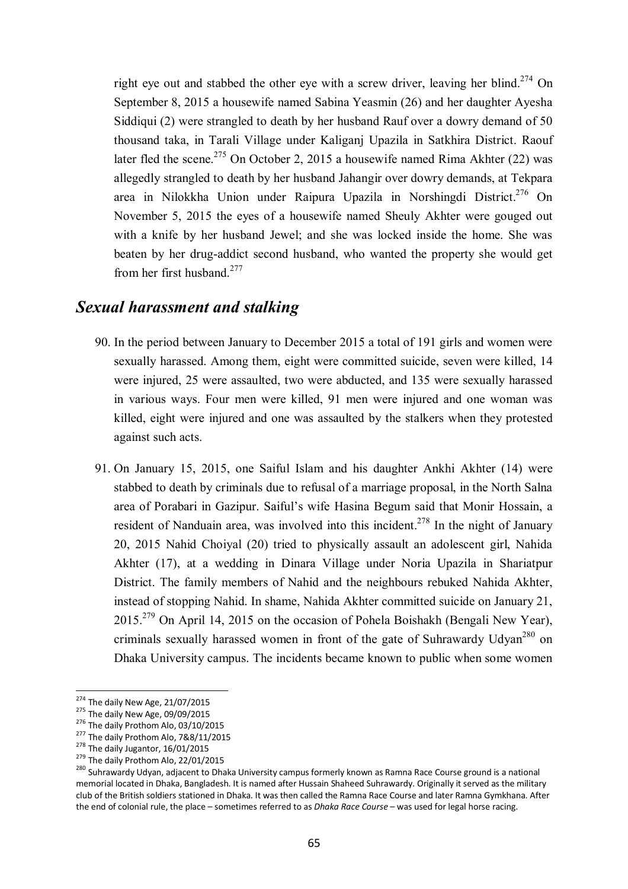right eye out and stabbed the other eye with a screw driver, leaving her blind.[274] On September 8, 2015 a housewife named Sabina Yeasmin (26) and her daughter Ayesha Siddiqui (2) were strangled to death by her husband Rauf over a dowry demand of 50 thousand taka, in Tarali Village under Kaliganj Upazila in Satkhira District. Raouf later fled the scene.[275] On October 2, 2015 a housewife named Rima Akhter (22) was allegedly strangled to death by her husband Jahangir over dowry demands, at Tekpara area in Nilokkha Union under Raipura Upazila in Norshingdi District.[276] On November 5, 2015 the eyes of a housewife named Sheuly Akhter were gouged out with a knife by her husband Jewel; and she was locked inside the home. She was beaten by her drug-addict second husband, who wanted the property she would get from her first husband.[277]

## *Sexual harassment and stalking*

90. In the period between January to December 2015 a total of 191 girls and women were sexually harassed. Among them, eight were committed suicide, seven were killed, 14 were injured, 25 were assaulted, two were abducted, and 135 were sexually harassed in various ways. Four men were killed, 91 men were injured and one woman was killed, eight were injured and one was assaulted by the stalkers when they protested against such acts.

91. On January 15, 2015, one Saiful Islam and his daughter Ankhi Akhter (14) were stabbed to death by criminals due to refusal of a marriage proposal, in the North Salna area of Porabari in Gazipur. Saiful's wife Hasina Begum said that Monir Hossain, a resident of Nanduain area, was involved into this incident.[278] In the night of January 20, 2015 Nahid Choiyal (20) tried to physically assault an adolescent girl, Nahida Akhter (17), at a wedding in Dinara Village under Noria Upazila in Shariatpur District. The family members of Nahid and the neighbours rebuked Nahida Akhter, instead of stopping Nahid. In shame, Nahida Akhter committed suicide on January 21, 2015.[279] On April 14, 2015 on the occasion of Pohela Boishakh (Bengali New Year), criminals sexually harassed women in front of the gate of Suhrawardy Udyan[280] on Dhaka University campus. The incidents became known to public when some women

---

[274] The daily New Age, 21/07/2015

[275] The daily New Age, 09/09/2015

[276] The daily Prothom Alo, 03/10/2015

[277] The daily Prothom Alo, 7&8/11/2015

[278] The daily Jugantor, 16/01/2015

[279] The daily Prothom Alo, 22/01/2015

[280] Suhrawardy Udyan, adjacent to Dhaka University campus formerly known as Ramna Race Course ground is a national memorial located in Dhaka, Bangladesh. It is named after Hussain Shaheed Suhrawardy. Originally it served as the military club of the British soldiers stationed in Dhaka. It was then called the Ramna Race Course and later Ramna Gymkhana. After the end of colonial rule, the place – sometimes referred to as *Dhaka Race Course* – was used for legal horse racing.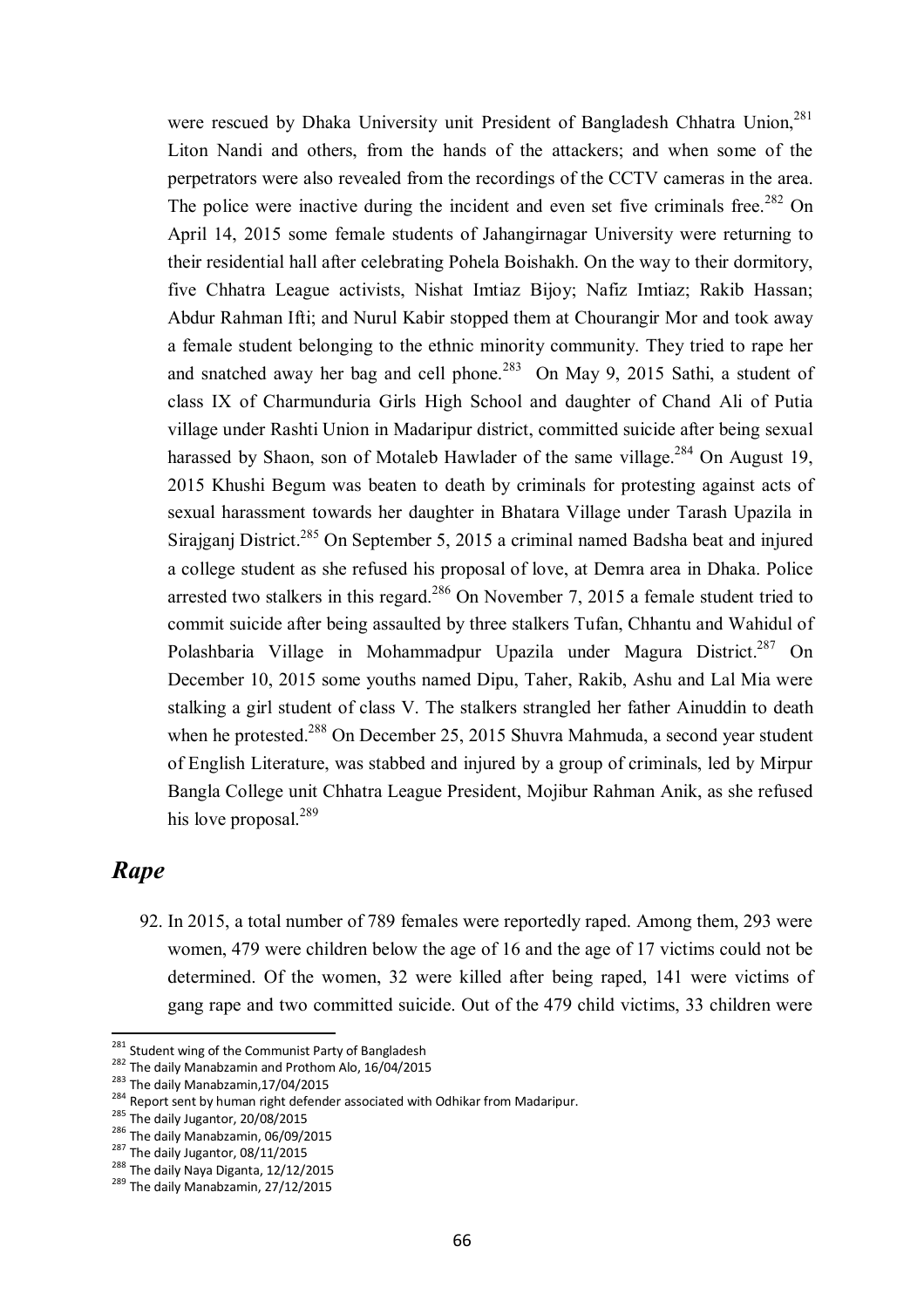were rescued by Dhaka University unit President of Bangladesh Chhatra Union,[281] Liton Nandi and others, from the hands of the attackers; and when some of the perpetrators were also revealed from the recordings of the CCTV cameras in the area. The police were inactive during the incident and even set five criminals free.[282] On April 14, 2015 some female students of Jahangirnagar University were returning to their residential hall after celebrating Pohela Boishakh. On the way to their dormitory, five Chhatra League activists, Nishat Imtiaz Bijoy; Nafiz Imtiaz; Rakib Hassan; Abdur Rahman Ifti; and Nurul Kabir stopped them at Chourangir Mor and took away a female student belonging to the ethnic minority community. They tried to rape her and snatched away her bag and cell phone.[283] On May 9, 2015 Sathi, a student of class IX of Charmunduria Girls High School and daughter of Chand Ali of Putia village under Rashti Union in Madaripur district, committed suicide after being sexual harassed by Shaon, son of Motaleb Hawlader of the same village.[284] On August 19, 2015 Khushi Begum was beaten to death by criminals for protesting against acts of sexual harassment towards her daughter in Bhatara Village under Tarash Upazila in Sirajganj District.[285] On September 5, 2015 a criminal named Badsha beat and injured a college student as she refused his proposal of love, at Demra area in Dhaka. Police arrested two stalkers in this regard.[286] On November 7, 2015 a female student tried to commit suicide after being assaulted by three stalkers Tufan, Chhantu and Wahidul of Polashbaria Village in Mohammadpur Upazila under Magura District.[287] On December 10, 2015 some youths named Dipu, Taher, Rakib, Ashu and Lal Mia were stalking a girl student of class V. The stalkers strangled her father Ainuddin to death when he protested.[288] On December 25, 2015 Shuvra Mahmuda, a second year student of English Literature, was stabbed and injured by a group of criminals, led by Mirpur Bangla College unit Chhatra League President, Mojibur Rahman Anik, as she refused his love proposal.[289]

## *Rape*

92. In 2015, a total number of 789 females were reportedly raped. Among them, 293 were women, 479 were children below the age of 16 and the age of 17 victims could not be determined. Of the women, 32 were killed after being raped, 141 were victims of gang rape and two committed suicide. Out of the 479 child victims, 33 children were

---

[281] Student wing of the Communist Party of Bangladesh

[282] The daily Manabzamin and Prothom Alo, 16/04/2015

[283] The daily Manabzamin,17/04/2015

[284] Report sent by human right defender associated with Odhikar from Madaripur.

[285] The daily Jugantor, 20/08/2015

[286] The daily Manabzamin, 06/09/2015

[287] The daily Jugantor, 08/11/2015

[288] The daily Naya Diganta, 12/12/2015

[289] The daily Manabzamin, 27/12/2015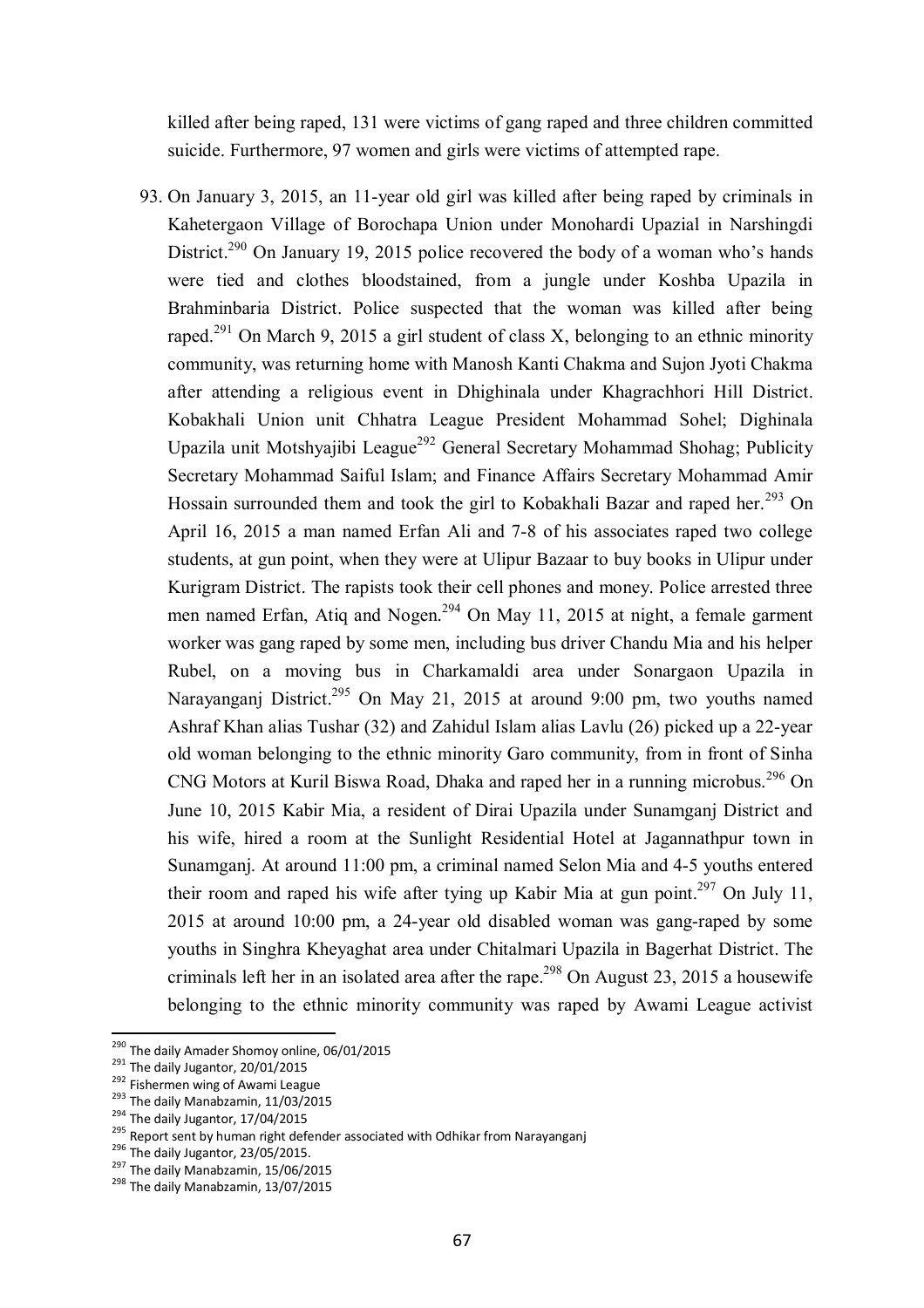killed after being raped, 131 were victims of gang raped and three children committed suicide. Furthermore, 97 women and girls were victims of attempted rape.

93. On January 3, 2015, an 11-year old girl was killed after being raped by criminals in Kahetergaon Village of Borochapa Union under Monohardi Upazial in Narshingdi District.[290] On January 19, 2015 police recovered the body of a woman who's hands were tied and clothes bloodstained, from a jungle under Koshba Upazila in Brahminbaria District. Police suspected that the woman was killed after being raped.[291] On March 9, 2015 a girl student of class X, belonging to an ethnic minority community, was returning home with Manosh Kanti Chakma and Sujon Jyoti Chakma after attending a religious event in Dhighinala under Khagrachhori Hill District. Kobakhali Union unit Chhatra League President Mohammad Sohel; Dighinala Upazila unit Motshyajibi League[292] General Secretary Mohammad Shohag; Publicity Secretary Mohammad Saiful Islam; and Finance Affairs Secretary Mohammad Amir Hossain surrounded them and took the girl to Kobakhali Bazar and raped her.[293] On April 16, 2015 a man named Erfan Ali and 7-8 of his associates raped two college students, at gun point, when they were at Ulipur Bazaar to buy books in Ulipur under Kurigram District. The rapists took their cell phones and money. Police arrested three men named Erfan, Atiq and Nogen.[294] On May 11, 2015 at night, a female garment worker was gang raped by some men, including bus driver Chandu Mia and his helper Rubel, on a moving bus in Charkamaldi area under Sonargaon Upazila in Narayanganj District.[295] On May 21, 2015 at around 9:00 pm, two youths named Ashraf Khan alias Tushar (32) and Zahidul Islam alias Lavlu (26) picked up a 22-year old woman belonging to the ethnic minority Garo community, from in front of Sinha CNG Motors at Kuril Biswa Road, Dhaka and raped her in a running microbus.[296] On June 10, 2015 Kabir Mia, a resident of Dirai Upazila under Sunamganj District and his wife, hired a room at the Sunlight Residential Hotel at Jagannathpur town in Sunamganj. At around 11:00 pm, a criminal named Selon Mia and 4-5 youths entered their room and raped his wife after tying up Kabir Mia at gun point.[297] On July 11, 2015 at around 10:00 pm, a 24-year old disabled woman was gang-raped by some youths in Singhra Kheyaghat area under Chitalmari Upazila in Bagerhat District. The criminals left her in an isolated area after the rape.[298] On August 23, 2015 a housewife belonging to the ethnic minority community was raped by Awami League activist

---

[290] The daily Amader Shomoy online, 06/01/2015

[291] The daily Jugantor, 20/01/2015

[292] Fishermen wing of Awami League

[293] The daily Manabzamin, 11/03/2015

[294] The daily Jugantor, 17/04/2015

[295] Report sent by human right defender associated with Odhikar from Narayanganj

[296] The daily Jugantor, 23/05/2015.

[297] The daily Manabzamin, 15/06/2015

[298] The daily Manabzamin, 13/07/2015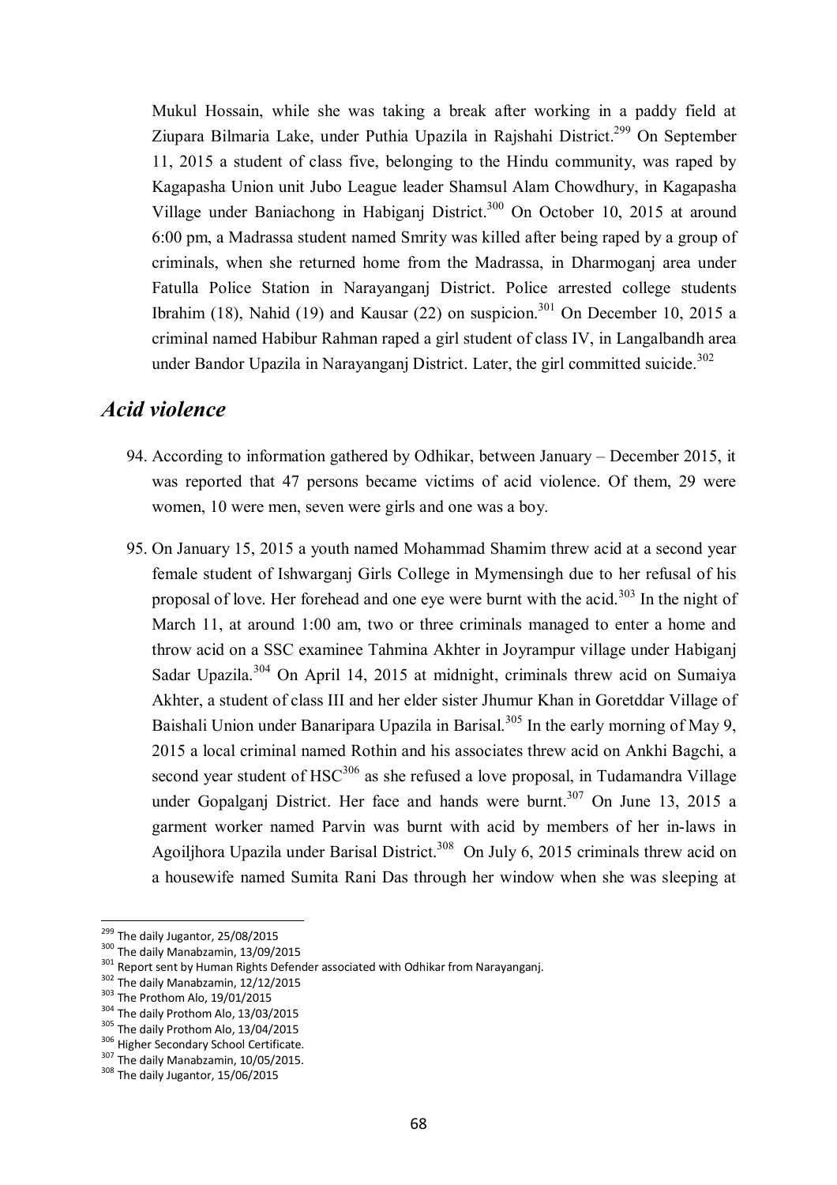Mukul Hossain, while she was taking a break after working in a paddy field at Ziupara Bilmaria Lake, under Puthia Upazila in Rajshahi District.[299] On September 11, 2015 a student of class five, belonging to the Hindu community, was raped by Kagapasha Union unit Jubo League leader Shamsul Alam Chowdhury, in Kagapasha Village under Baniachong in Habiganj District.[300] On October 10, 2015 at around 6:00 pm, a Madrassa student named Smrity was killed after being raped by a group of criminals, when she returned home from the Madrassa, in Dharmoganj area under Fatulla Police Station in Narayanganj District. Police arrested college students Ibrahim (18), Nahid (19) and Kausar (22) on suspicion.[301] On December 10, 2015 a criminal named Habibur Rahman raped a girl student of class IV, in Langalbandh area under Bandor Upazila in Narayanganj District. Later, the girl committed suicide.[302]

## *Acid violence*

94. According to information gathered by Odhikar, between January – December 2015, it was reported that 47 persons became victims of acid violence. Of them, 29 were women, 10 were men, seven were girls and one was a boy.

95. On January 15, 2015 a youth named Mohammad Shamim threw acid at a second year female student of Ishwarganj Girls College in Mymensingh due to her refusal of his proposal of love. Her forehead and one eye were burnt with the acid.[303] In the night of March 11, at around 1:00 am, two or three criminals managed to enter a home and throw acid on a SSC examinee Tahmina Akhter in Joyrampur village under Habiganj Sadar Upazila.[304] On April 14, 2015 at midnight, criminals threw acid on Sumaiya Akhter, a student of class III and her elder sister Jhumur Khan in Goretddar Village of Baishali Union under Banaripara Upazila in Barisal.[305] In the early morning of May 9, 2015 a local criminal named Rothin and his associates threw acid on Ankhi Bagchi, a second year student of HSC[306] as she refused a love proposal, in Tudamandra Village under Gopalganj District. Her face and hands were burnt.[307] On June 13, 2015 a garment worker named Parvin was burnt with acid by members of her in-laws in Agoiljhora Upazila under Barisal District.[308] On July 6, 2015 criminals threw acid on a housewife named Sumita Rani Das through her window when she was sleeping at

---

[299] The daily Jugantor, 25/08/2015

[300] The daily Manabzamin, 13/09/2015

[301] Report sent by Human Rights Defender associated with Odhikar from Narayanganj.

[302] The daily Manabzamin, 12/12/2015

[303] The Prothom Alo, 19/01/2015

[304] The daily Prothom Alo, 13/03/2015

[305] The daily Prothom Alo, 13/04/2015

[306] Higher Secondary School Certificate.

[307] The daily Manabzamin, 10/05/2015.

[308] The daily Jugantor, 15/06/2015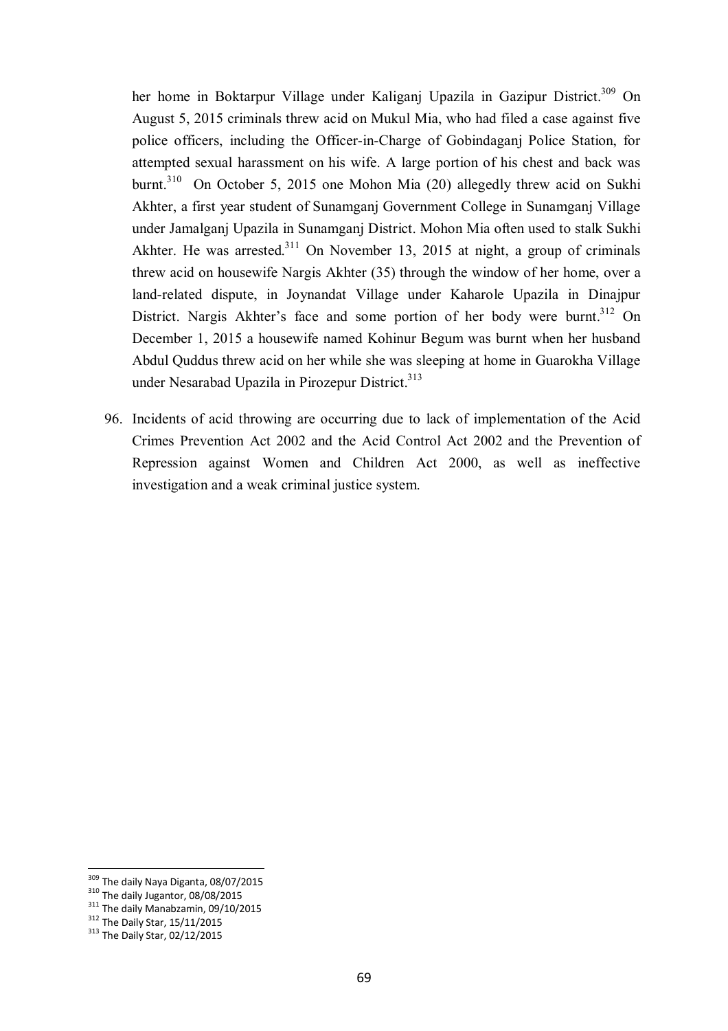her home in Boktarpur Village under Kaliganj Upazila in Gazipur District.[309] On August 5, 2015 criminals threw acid on Mukul Mia, who had filed a case against five police officers, including the Officer-in-Charge of Gobindaganj Police Station, for attempted sexual harassment on his wife. A large portion of his chest and back was burnt.[310] On October 5, 2015 one Mohon Mia (20) allegedly threw acid on Sukhi Akhter, a first year student of Sunamganj Government College in Sunamganj Village under Jamalganj Upazila in Sunamganj District. Mohon Mia often used to stalk Sukhi Akhter. He was arrested.[311] On November 13, 2015 at night, a group of criminals threw acid on housewife Nargis Akhter (35) through the window of her home, over a land-related dispute, in Joynandat Village under Kaharole Upazila in Dinajpur District. Nargis Akhter's face and some portion of her body were burnt.[312] On December 1, 2015 a housewife named Kohinur Begum was burnt when her husband Abdul Quddus threw acid on her while she was sleeping at home in Guarokha Village under Nesarabad Upazila in Pirozepur District.[313]

96. Incidents of acid throwing are occurring due to lack of implementation of the Acid Crimes Prevention Act 2002 and the Acid Control Act 2002 and the Prevention of Repression against Women and Children Act 2000, as well as ineffective investigation and a weak criminal justice system.

---

[309] The daily Naya Diganta, 08/07/2015
[310] The daily Jugantor, 08/08/2015
[311] The daily Manabzamin, 09/10/2015
[312] The Daily Star, 15/11/2015
[313] The Daily Star, 02/12/2015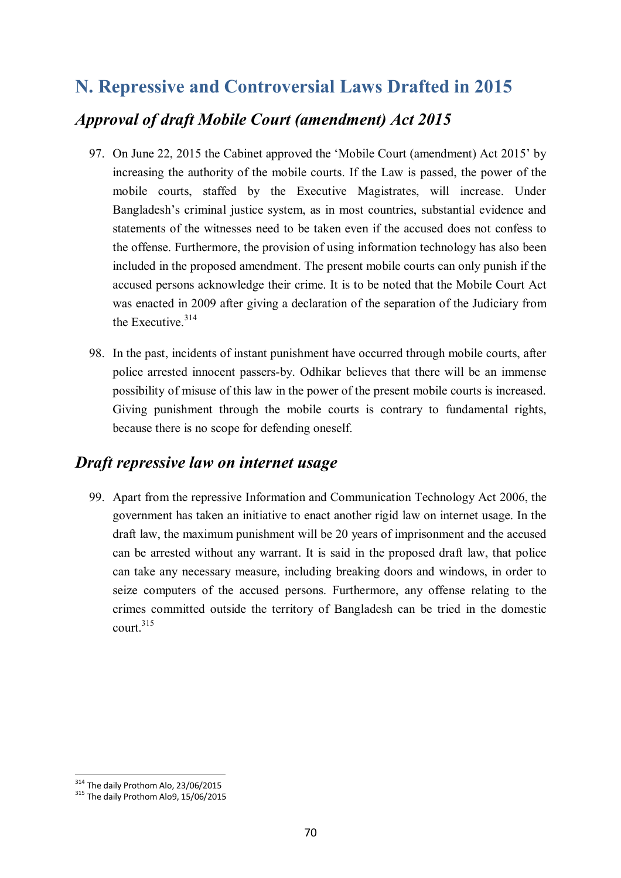## N. Repressive and Controversial Laws Drafted in 2015

### *Approval of draft Mobile Court (amendment) Act 2015*

97. On June 22, 2015 the Cabinet approved the 'Mobile Court (amendment) Act 2015' by increasing the authority of the mobile courts. If the Law is passed, the power of the mobile courts, staffed by the Executive Magistrates, will increase. Under Bangladesh's criminal justice system, as in most countries, substantial evidence and statements of the witnesses need to be taken even if the accused does not confess to the offense. Furthermore, the provision of using information technology has also been included in the proposed amendment. The present mobile courts can only punish if the accused persons acknowledge their crime. It is to be noted that the Mobile Court Act was enacted in 2009 after giving a declaration of the separation of the Judiciary from the Executive.[314]

98. In the past, incidents of instant punishment have occurred through mobile courts, after police arrested innocent passers-by. Odhikar believes that there will be an immense possibility of misuse of this law in the power of the present mobile courts is increased. Giving punishment through the mobile courts is contrary to fundamental rights, because there is no scope for defending oneself.

### *Draft repressive law on internet usage*

99. Apart from the repressive Information and Communication Technology Act 2006, the government has taken an initiative to enact another rigid law on internet usage. In the draft law, the maximum punishment will be 20 years of imprisonment and the accused can be arrested without any warrant. It is said in the proposed draft law, that police can take any necessary measure, including breaking doors and windows, in order to seize computers of the accused persons. Furthermore, any offense relating to the crimes committed outside the territory of Bangladesh can be tried in the domestic court.[315]

---

[314] The daily Prothom Alo, 23/06/2015

[315] The daily Prothom Alo9, 15/06/2015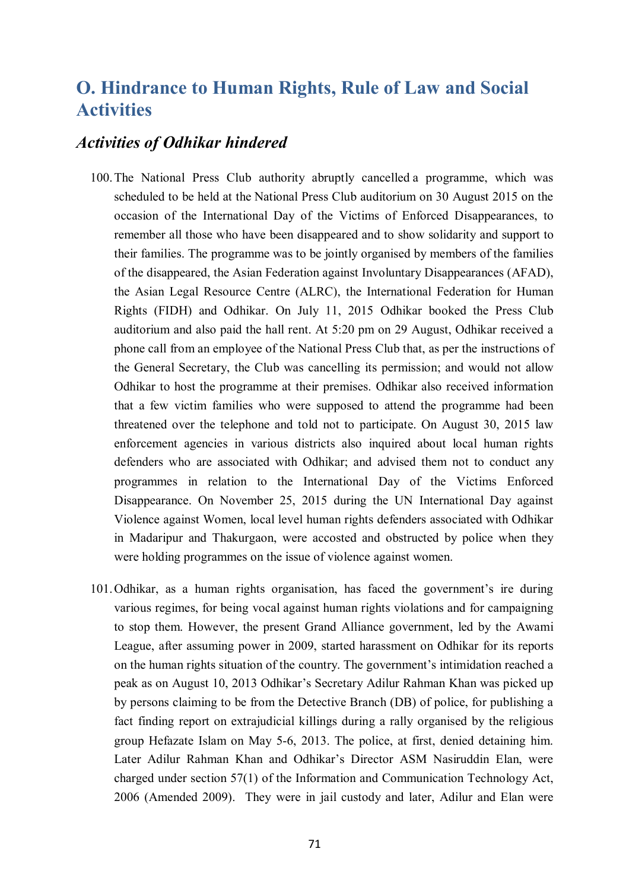## O. Hindrance to Human Rights, Rule of Law and Social Activities

### *Activities of Odhikar hindered*

100. The National Press Club authority abruptly cancelled a programme, which was scheduled to be held at the National Press Club auditorium on 30 August 2015 on the occasion of the International Day of the Victims of Enforced Disappearances, to remember all those who have been disappeared and to show solidarity and support to their families. The programme was to be jointly organised by members of the families of the disappeared, the Asian Federation against Involuntary Disappearances (AFAD), the Asian Legal Resource Centre (ALRC), the International Federation for Human Rights (FIDH) and Odhikar. On July 11, 2015 Odhikar booked the Press Club auditorium and also paid the hall rent. At 5:20 pm on 29 August, Odhikar received a phone call from an employee of the National Press Club that, as per the instructions of the General Secretary, the Club was cancelling its permission; and would not allow Odhikar to host the programme at their premises. Odhikar also received information that a few victim families who were supposed to attend the programme had been threatened over the telephone and told not to participate. On August 30, 2015 law enforcement agencies in various districts also inquired about local human rights defenders who are associated with Odhikar; and advised them not to conduct any programmes in relation to the International Day of the Victims Enforced Disappearance. On November 25, 2015 during the UN International Day against Violence against Women, local level human rights defenders associated with Odhikar in Madaripur and Thakurgaon, were accosted and obstructed by police when they were holding programmes on the issue of violence against women.

101. Odhikar, as a human rights organisation, has faced the government's ire during various regimes, for being vocal against human rights violations and for campaigning to stop them. However, the present Grand Alliance government, led by the Awami League, after assuming power in 2009, started harassment on Odhikar for its reports on the human rights situation of the country. The government's intimidation reached a peak as on August 10, 2013 Odhikar's Secretary Adilur Rahman Khan was picked up by persons claiming to be from the Detective Branch (DB) of police, for publishing a fact finding report on extrajudicial killings during a rally organised by the religious group Hefazate Islam on May 5-6, 2013. The police, at first, denied detaining him. Later Adilur Rahman Khan and Odhikar's Director ASM Nasiruddin Elan, were charged under section 57(1) of the Information and Communication Technology Act, 2006 (Amended 2009). They were in jail custody and later, Adilur and Elan were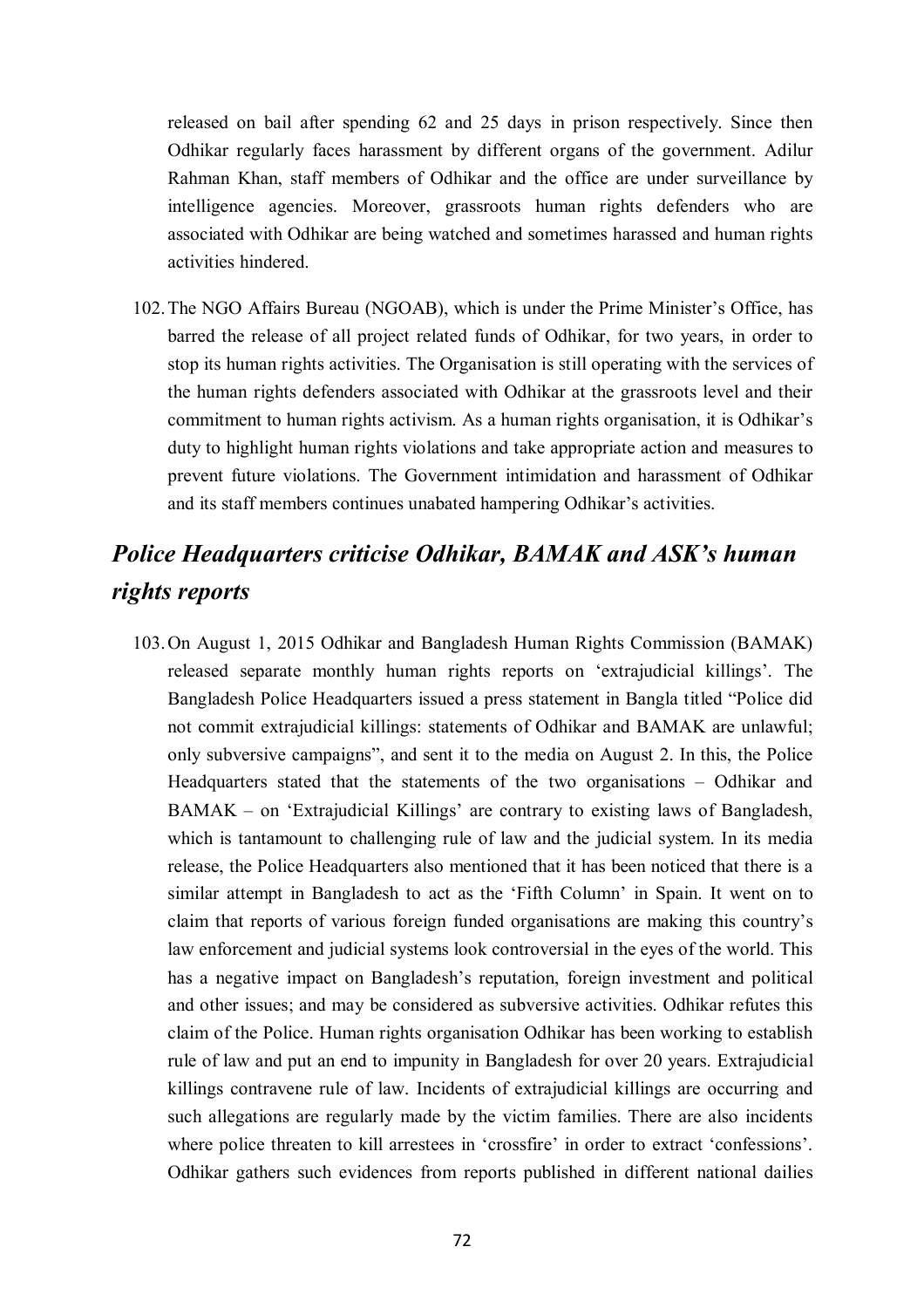released on bail after spending 62 and 25 days in prison respectively. Since then Odhikar regularly faces harassment by different organs of the government. Adilur Rahman Khan, staff members of Odhikar and the office are under surveillance by intelligence agencies. Moreover, grassroots human rights defenders who are associated with Odhikar are being watched and sometimes harassed and human rights activities hindered.

102. The NGO Affairs Bureau (NGOAB), which is under the Prime Minister's Office, has barred the release of all project related funds of Odhikar, for two years, in order to stop its human rights activities. The Organisation is still operating with the services of the human rights defenders associated with Odhikar at the grassroots level and their commitment to human rights activism. As a human rights organisation, it is Odhikar's duty to highlight human rights violations and take appropriate action and measures to prevent future violations. The Government intimidation and harassment of Odhikar and its staff members continues unabated hampering Odhikar's activities.

## *Police Headquarters criticise Odhikar, BAMAK and ASK's human rights reports*

103. On August 1, 2015 Odhikar and Bangladesh Human Rights Commission (BAMAK) released separate monthly human rights reports on 'extrajudicial killings'. The Bangladesh Police Headquarters issued a press statement in Bangla titled "Police did not commit extrajudicial killings: statements of Odhikar and BAMAK are unlawful; only subversive campaigns", and sent it to the media on August 2. In this, the Police Headquarters stated that the statements of the two organisations – Odhikar and BAMAK – on 'Extrajudicial Killings' are contrary to existing laws of Bangladesh, which is tantamount to challenging rule of law and the judicial system. In its media release, the Police Headquarters also mentioned that it has been noticed that there is a similar attempt in Bangladesh to act as the 'Fifth Column' in Spain. It went on to claim that reports of various foreign funded organisations are making this country's law enforcement and judicial systems look controversial in the eyes of the world. This has a negative impact on Bangladesh's reputation, foreign investment and political and other issues; and may be considered as subversive activities. Odhikar refutes this claim of the Police. Human rights organisation Odhikar has been working to establish rule of law and put an end to impunity in Bangladesh for over 20 years. Extrajudicial killings contravene rule of law. Incidents of extrajudicial killings are occurring and such allegations are regularly made by the victim families. There are also incidents where police threaten to kill arrestees in 'crossfire' in order to extract 'confessions'. Odhikar gathers such evidences from reports published in different national dailies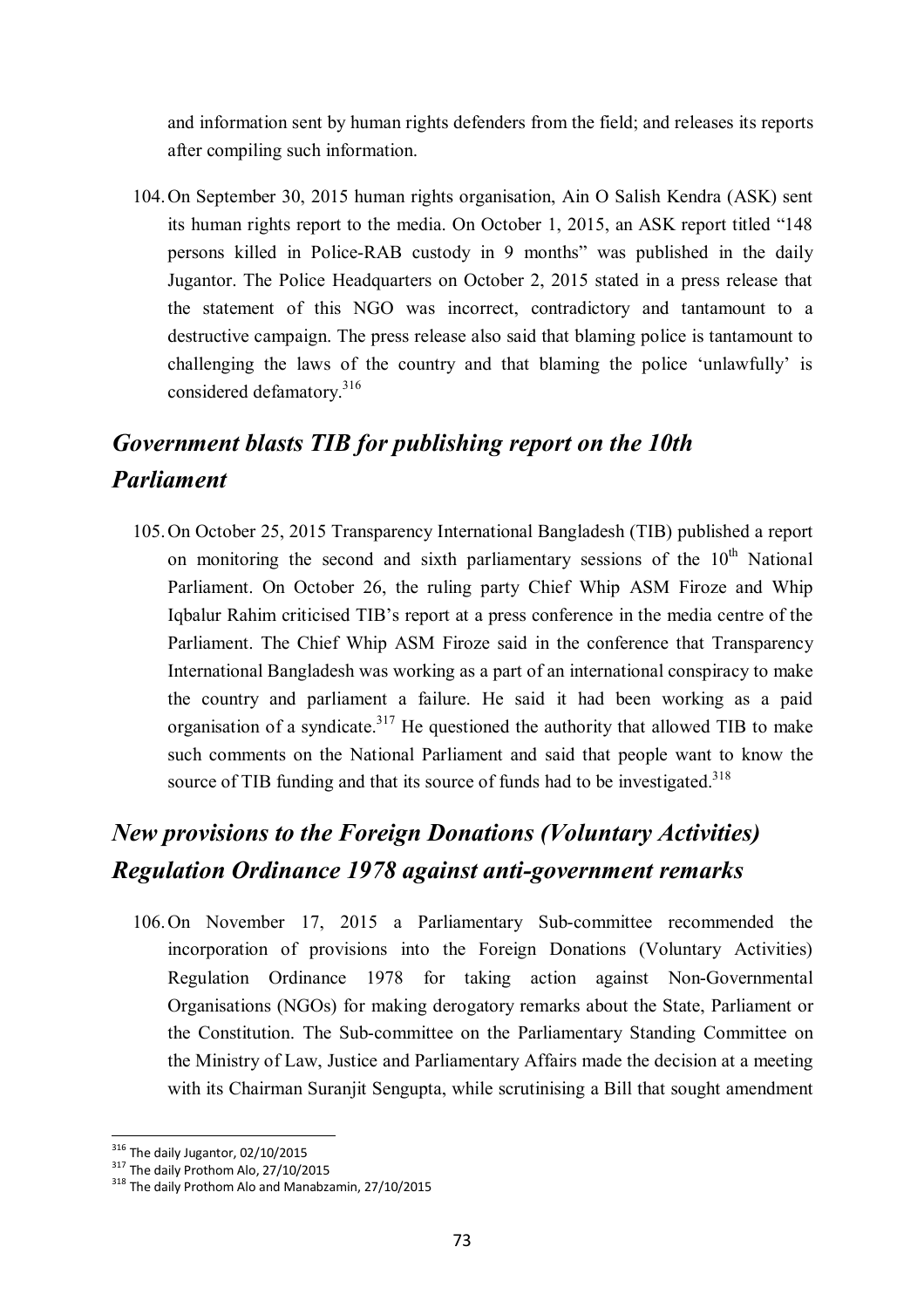and information sent by human rights defenders from the field; and releases its reports after compiling such information.

104. On September 30, 2015 human rights organisation, Ain O Salish Kendra (ASK) sent its human rights report to the media. On October 1, 2015, an ASK report titled "148 persons killed in Police-RAB custody in 9 months" was published in the daily Jugantor. The Police Headquarters on October 2, 2015 stated in a press release that the statement of this NGO was incorrect, contradictory and tantamount to a destructive campaign. The press release also said that blaming police is tantamount to challenging the laws of the country and that blaming the police 'unlawfully' is considered defamatory.[316]

## *Government blasts TIB for publishing report on the 10th Parliament*

105. On October 25, 2015 Transparency International Bangladesh (TIB) published a report on monitoring the second and sixth parliamentary sessions of the 10th National Parliament. On October 26, the ruling party Chief Whip ASM Firoze and Whip Iqbalur Rahim criticised TIB's report at a press conference in the media centre of the Parliament. The Chief Whip ASM Firoze said in the conference that Transparency International Bangladesh was working as a part of an international conspiracy to make the country and parliament a failure. He said it had been working as a paid organisation of a syndicate.[317] He questioned the authority that allowed TIB to make such comments on the National Parliament and said that people want to know the source of TIB funding and that its source of funds had to be investigated.[318]

## *New provisions to the Foreign Donations (Voluntary Activities) Regulation Ordinance 1978 against anti-government remarks*

106. On November 17, 2015 a Parliamentary Sub-committee recommended the incorporation of provisions into the Foreign Donations (Voluntary Activities) Regulation Ordinance 1978 for taking action against Non-Governmental Organisations (NGOs) for making derogatory remarks about the State, Parliament or the Constitution. The Sub-committee on the Parliamentary Standing Committee on the Ministry of Law, Justice and Parliamentary Affairs made the decision at a meeting with its Chairman Suranjit Sengupta, while scrutinising a Bill that sought amendment

---

[316] The daily Jugantor, 02/10/2015
[317] The daily Prothom Alo, 27/10/2015
[318] The daily Prothom Alo and Manabzamin, 27/10/2015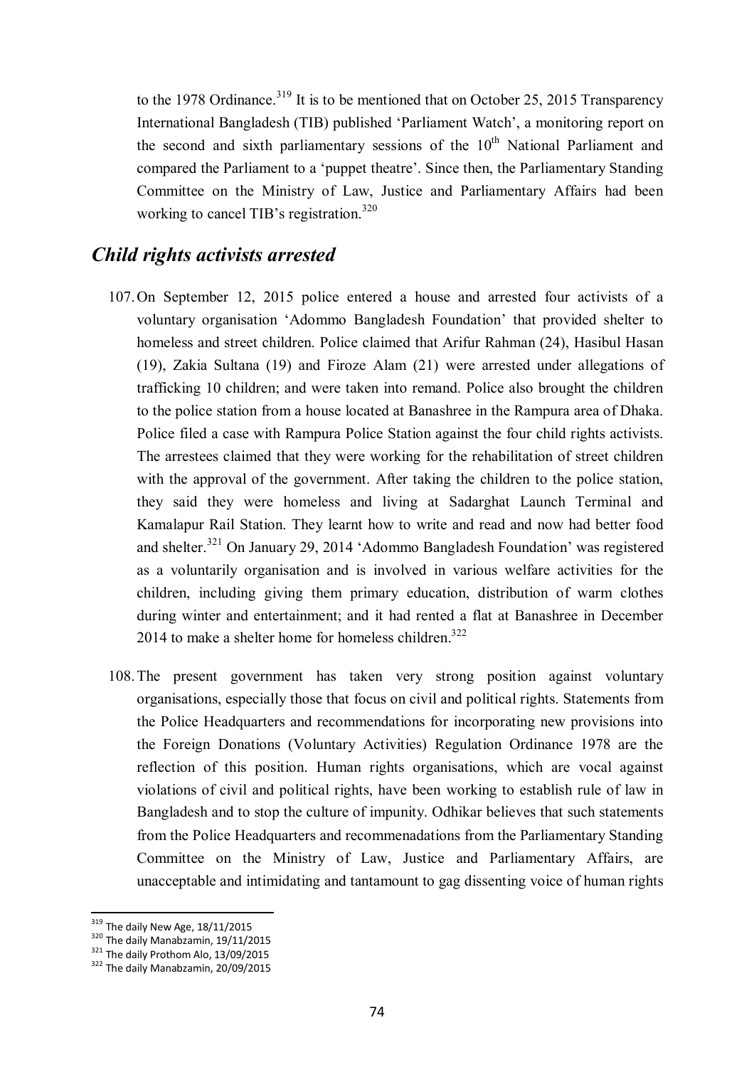to the 1978 Ordinance.[319] It is to be mentioned that on October 25, 2015 Transparency International Bangladesh (TIB) published 'Parliament Watch', a monitoring report on the second and sixth parliamentary sessions of the 10th National Parliament and compared the Parliament to a 'puppet theatre'. Since then, the Parliamentary Standing Committee on the Ministry of Law, Justice and Parliamentary Affairs had been working to cancel TIB's registration.[320]

## *Child rights activists arrested*

107. On September 12, 2015 police entered a house and arrested four activists of a voluntary organisation 'Adommo Bangladesh Foundation' that provided shelter to homeless and street children. Police claimed that Arifur Rahman (24), Hasibul Hasan (19), Zakia Sultana (19) and Firoze Alam (21) were arrested under allegations of trafficking 10 children; and were taken into remand. Police also brought the children to the police station from a house located at Banashree in the Rampura area of Dhaka. Police filed a case with Rampura Police Station against the four child rights activists. The arrestees claimed that they were working for the rehabilitation of street children with the approval of the government. After taking the children to the police station, they said they were homeless and living at Sadarghat Launch Terminal and Kamalapur Rail Station. They learnt how to write and read and now had better food and shelter.[321] On January 29, 2014 'Adommo Bangladesh Foundation' was registered as a voluntarily organisation and is involved in various welfare activities for the children, including giving them primary education, distribution of warm clothes during winter and entertainment; and it had rented a flat at Banashree in December 2014 to make a shelter home for homeless children.[322]

108. The present government has taken very strong position against voluntary organisations, especially those that focus on civil and political rights. Statements from the Police Headquarters and recommendations for incorporating new provisions into the Foreign Donations (Voluntary Activities) Regulation Ordinance 1978 are the reflection of this position. Human rights organisations, which are vocal against violations of civil and political rights, have been working to establish rule of law in Bangladesh and to stop the culture of impunity. Odhikar believes that such statements from the Police Headquarters and recommenadations from the Parliamentary Standing Committee on the Ministry of Law, Justice and Parliamentary Affairs, are unacceptable and intimidating and tantamount to gag dissenting voice of human rights

---

[319] The daily New Age, 18/11/2015

[320] The daily Manabzamin, 19/11/2015

[321] The daily Prothom Alo, 13/09/2015

[322] The daily Manabzamin, 20/09/2015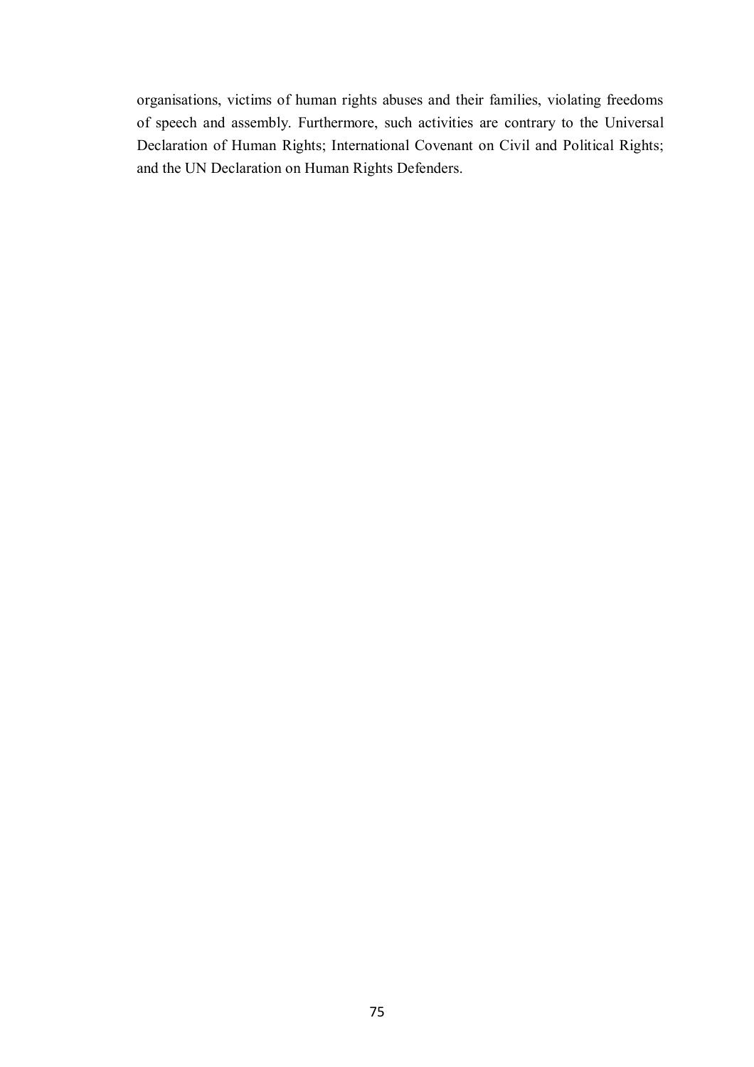organisations, victims of human rights abuses and their families, violating freedoms of speech and assembly. Furthermore, such activities are contrary to the Universal Declaration of Human Rights; International Covenant on Civil and Political Rights; and the UN Declaration on Human Rights Defenders.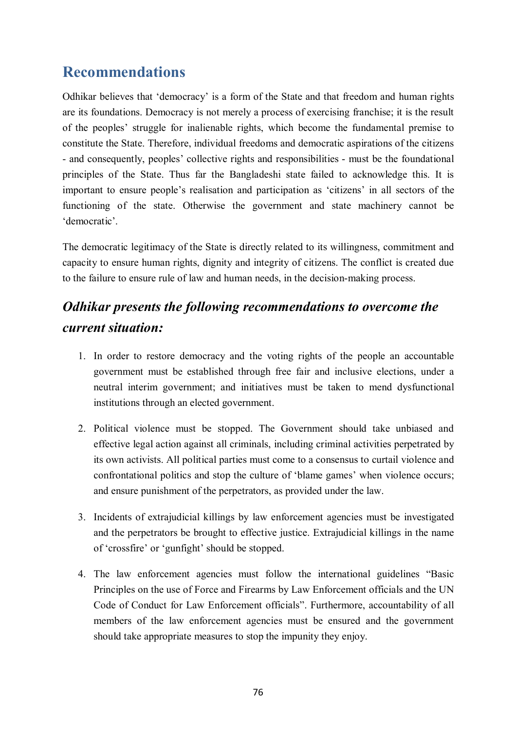## Recommendations

Odhikar believes that 'democracy' is a form of the State and that freedom and human rights are its foundations. Democracy is not merely a process of exercising franchise; it is the result of the peoples' struggle for inalienable rights, which become the fundamental premise to constitute the State. Therefore, individual freedoms and democratic aspirations of the citizens - and consequently, peoples' collective rights and responsibilities - must be the foundational principles of the State. Thus far the Bangladeshi state failed to acknowledge this. It is important to ensure people's realisation and participation as 'citizens' in all sectors of the functioning of the state. Otherwise the government and state machinery cannot be 'democratic'.

The democratic legitimacy of the State is directly related to its willingness, commitment and capacity to ensure human rights, dignity and integrity of citizens. The conflict is created due to the failure to ensure rule of law and human needs, in the decision-making process.

### *Odhikar presents the following recommendations to overcome the current situation:*

1. In order to restore democracy and the voting rights of the people an accountable government must be established through free fair and inclusive elections, under a neutral interim government; and initiatives must be taken to mend dysfunctional institutions through an elected government.

2. Political violence must be stopped. The Government should take unbiased and effective legal action against all criminals, including criminal activities perpetrated by its own activists. All political parties must come to a consensus to curtail violence and confrontational politics and stop the culture of 'blame games' when violence occurs; and ensure punishment of the perpetrators, as provided under the law.

3. Incidents of extrajudicial killings by law enforcement agencies must be investigated and the perpetrators be brought to effective justice. Extrajudicial killings in the name of 'crossfire' or 'gunfight' should be stopped.

4. The law enforcement agencies must follow the international guidelines "Basic Principles on the use of Force and Firearms by Law Enforcement officials and the UN Code of Conduct for Law Enforcement officials". Furthermore, accountability of all members of the law enforcement agencies must be ensured and the government should take appropriate measures to stop the impunity they enjoy.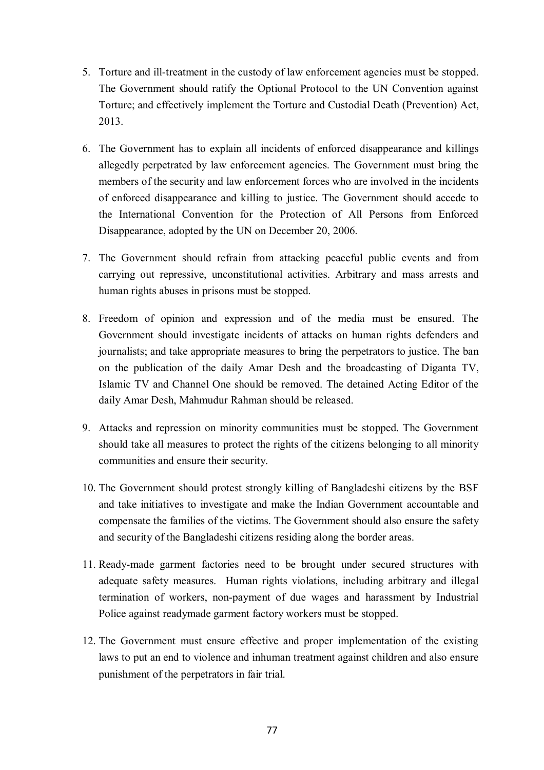5. Torture and ill-treatment in the custody of law enforcement agencies must be stopped. The Government should ratify the Optional Protocol to the UN Convention against Torture; and effectively implement the Torture and Custodial Death (Prevention) Act, 2013.

6. The Government has to explain all incidents of enforced disappearance and killings allegedly perpetrated by law enforcement agencies. The Government must bring the members of the security and law enforcement forces who are involved in the incidents of enforced disappearance and killing to justice. The Government should accede to the International Convention for the Protection of All Persons from Enforced Disappearance, adopted by the UN on December 20, 2006.

7. The Government should refrain from attacking peaceful public events and from carrying out repressive, unconstitutional activities. Arbitrary and mass arrests and human rights abuses in prisons must be stopped.

8. Freedom of opinion and expression and of the media must be ensured. The Government should investigate incidents of attacks on human rights defenders and journalists; and take appropriate measures to bring the perpetrators to justice. The ban on the publication of the daily Amar Desh and the broadcasting of Diganta TV, Islamic TV and Channel One should be removed. The detained Acting Editor of the daily Amar Desh, Mahmudur Rahman should be released.

9. Attacks and repression on minority communities must be stopped. The Government should take all measures to protect the rights of the citizens belonging to all minority communities and ensure their security.

10. The Government should protest strongly killing of Bangladeshi citizens by the BSF and take initiatives to investigate and make the Indian Government accountable and compensate the families of the victims. The Government should also ensure the safety and security of the Bangladeshi citizens residing along the border areas.

11. Ready-made garment factories need to be brought under secured structures with adequate safety measures. Human rights violations, including arbitrary and illegal termination of workers, non-payment of due wages and harassment by Industrial Police against readymade garment factory workers must be stopped.

12. The Government must ensure effective and proper implementation of the existing laws to put an end to violence and inhuman treatment against children and also ensure punishment of the perpetrators in fair trial.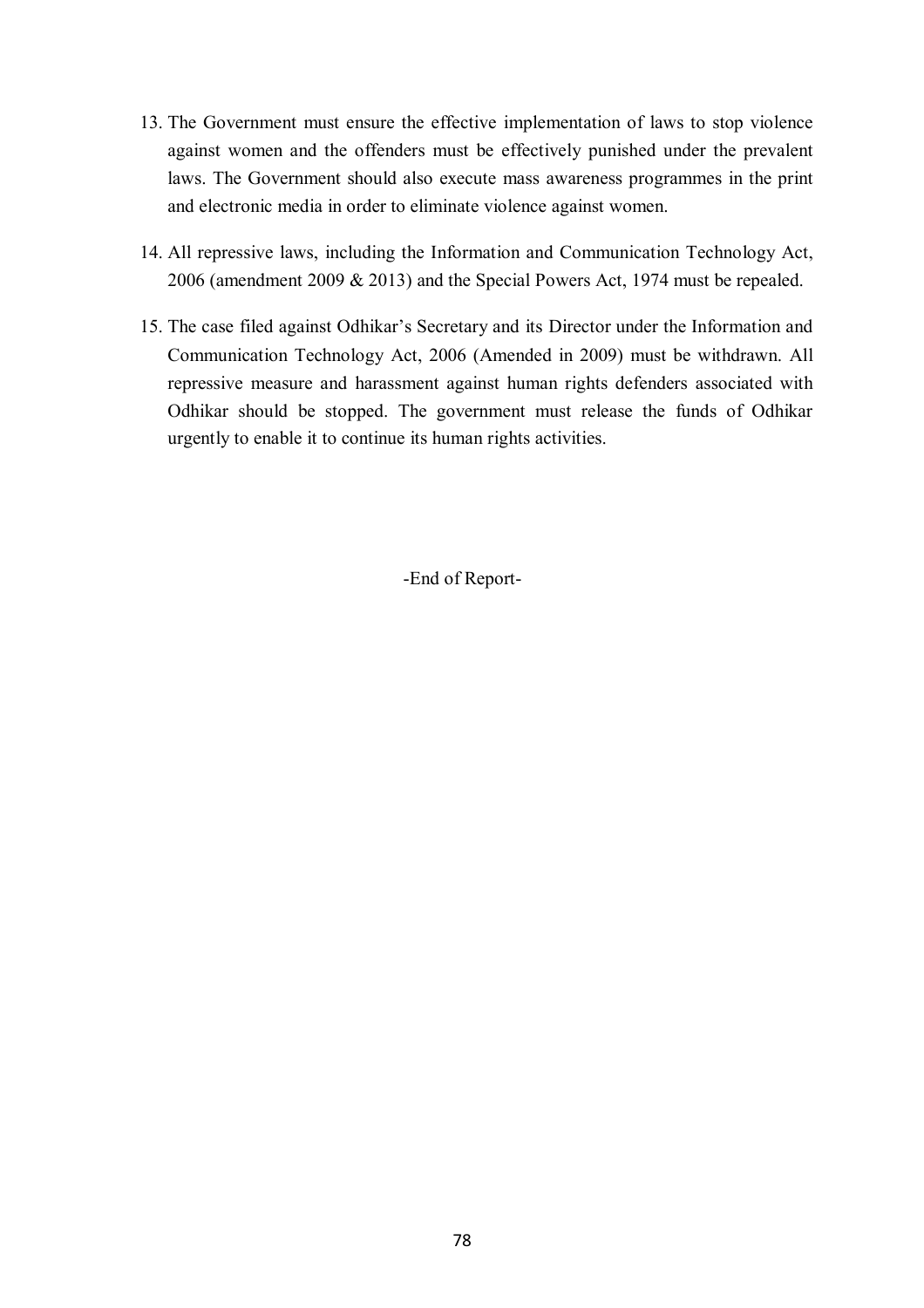13. The Government must ensure the effective implementation of laws to stop violence against women and the offenders must be effectively punished under the prevalent laws. The Government should also execute mass awareness programmes in the print and electronic media in order to eliminate violence against women.

14. All repressive laws, including the Information and Communication Technology Act, 2006 (amendment 2009 & 2013) and the Special Powers Act, 1974 must be repealed.

15. The case filed against Odhikar's Secretary and its Director under the Information and Communication Technology Act, 2006 (Amended in 2009) must be withdrawn. All repressive measure and harassment against human rights defenders associated with Odhikar should be stopped. The government must release the funds of Odhikar urgently to enable it to continue its human rights activities.

-End of Report-